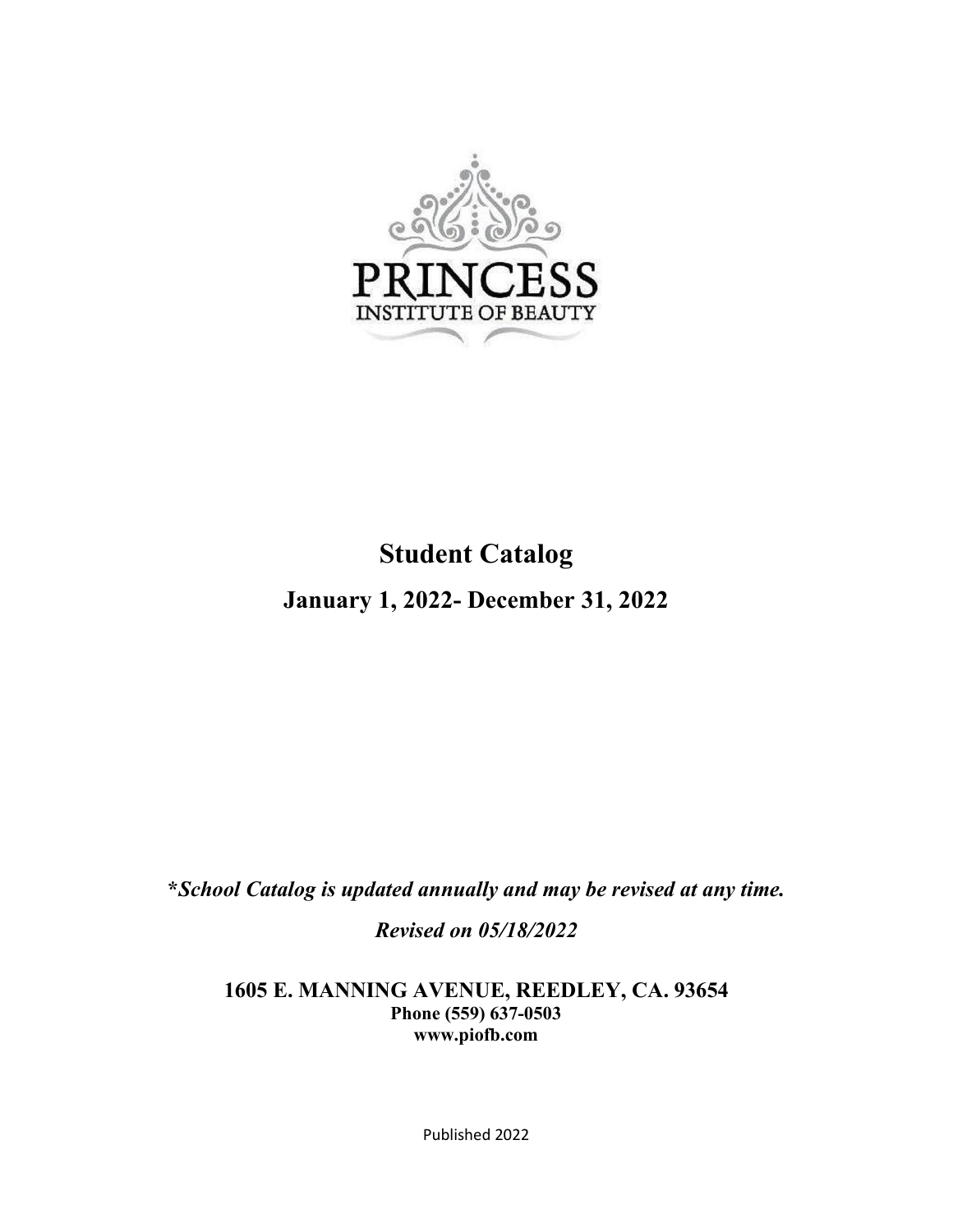PRINCESS

INSTITUTE OF BEAUTY

# Student Catalog

## January 1, 2022- December 31, 2022

***\*School Catalog is updated annually and may be revised at any time.***

***Revised on 05/18/2022***

**1605 E. MANNING AVENUE, REEDLEY, CA. 93654**
**Phone (559) 637-0503**
**www.piofb.com**

Published 2022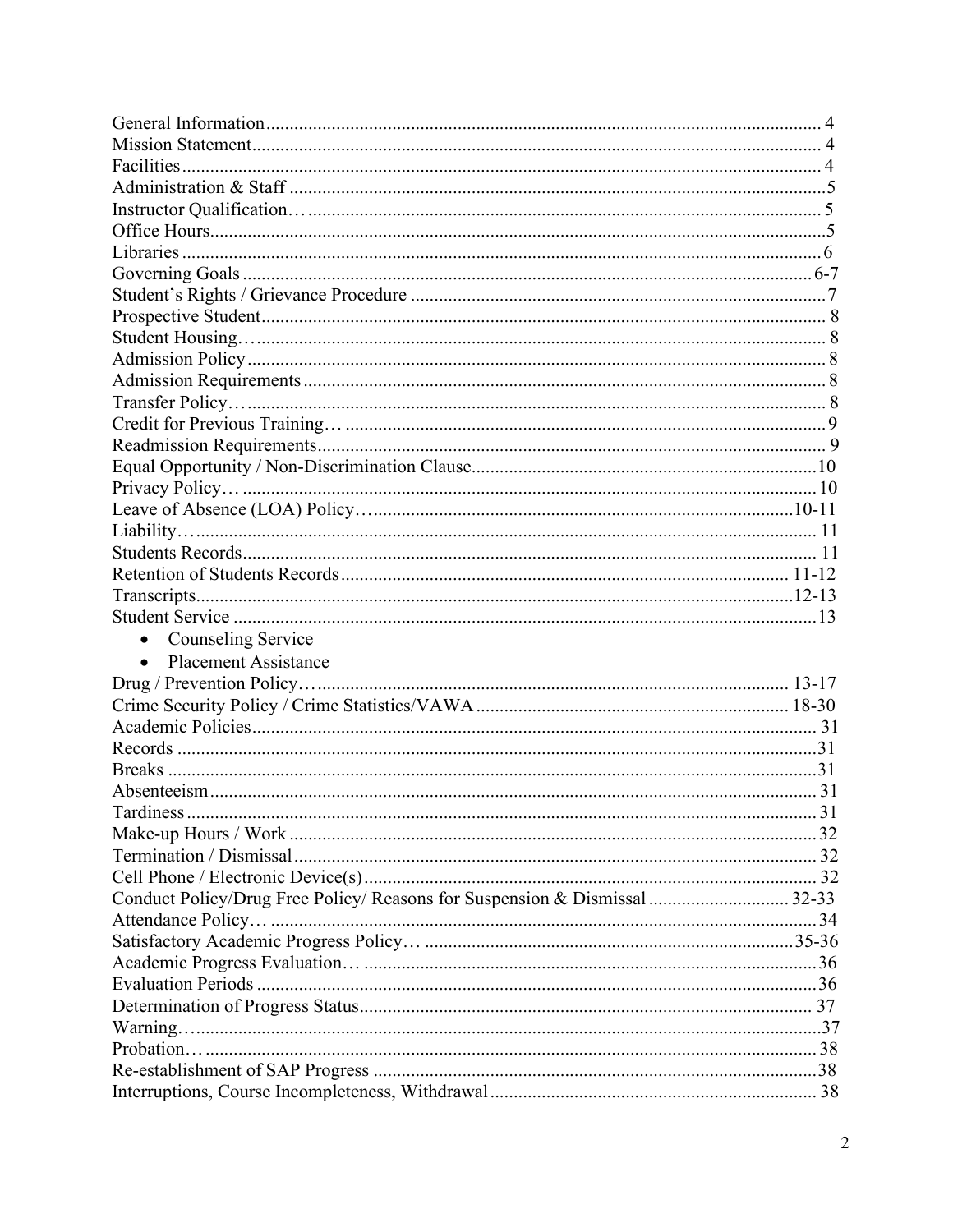General Information ........................................................................................ 4
Mission Statement ........................................................................................... 4
Facilities ........................................................................................................ 4
Administration & Staff ..................................................................................... 5
Instructor Qualification… ................................................................................. 5
Office Hours ................................................................................................... 5
Libraries ......................................................................................................... 6
Governing Goals ............................................................................................. 6-7
Student's Rights / Grievance Procedure ............................................................. 7
Prospective Student ......................................................................................... 8
Student Housing… ........................................................................................... 8
Admission Policy ............................................................................................. 8
Admission Requirements .................................................................................. 8
Transfer Policy… ............................................................................................. 8
Credit for Previous Training… .......................................................................... 9
Readmission Requirements ............................................................................... 9
Equal Opportunity / Non-Discrimination Clause ................................................ 10
Privacy Policy… ............................................................................................. 10
Leave of Absence (LOA) Policy… .................................................................. 10-11
Liability… ..................................................................................................... 11
Students Records ............................................................................................ 11
Retention of Students Records ....................................................................... 11-12
Transcripts .................................................................................................. 12-13
Student Service .............................................................................................. 13

- Counseling Service
- Placement Assistance

Drug / Prevention Policy… ............................................................................ 13-17
Crime Security Policy / Crime Statistics/VAWA .............................................. 18-30
Academic Policies ........................................................................................... 31
Records ......................................................................................................... 31
Breaks ........................................................................................................... 31
Absenteeism ................................................................................................... 31
Tardiness ....................................................................................................... 31
Make-up Hours / Work .................................................................................... 32
Termination / Dismissal ................................................................................... 32
Cell Phone / Electronic Device(s) ..................................................................... 32
Conduct Policy/Drug Free Policy/ Reasons for Suspension & Dismissal ............ 32-33
Attendance Policy… ....................................................................................... 34
Satisfactory Academic Progress Policy… ........................................................ 35-36
Academic Progress Evaluation… ..................................................................... 36
Evaluation Periods .......................................................................................... 36
Determination of Progress Status ..................................................................... 37
Warning… ..................................................................................................... 37
Probation… ................................................................................................... 38
Re-establishment of SAP Progress ................................................................... 38
Interruptions, Course Incompleteness, Withdrawal ............................................. 38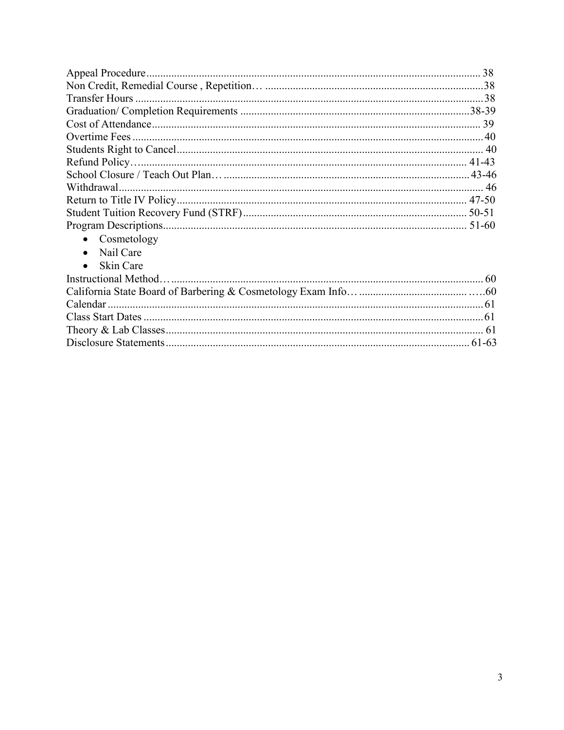Appeal Procedure........................................................................................................................ 38
Non Credit, Remedial Course , Repetition… ...............................................................................38
Transfer Hours ..............................................................................................................................38
Graduation/ Completion Requirements ...................................................................................38-39
Cost of Attendance....................................................................................................................... 39
Overtime Fees ..............................................................................................................................40
Students Right to Cancel.............................................................................................................. 40
Refund Policy…..................................................................................................................... 41-43
School Closure / Teach Out Plan… .........................................................................................43-46
Withdrawal................................................................................................................................... 46
Return to Title IV Policy......................................................................................................... 47-50
Student Tuition Recovery Fund (STRF)................................................................................. 50-51
Program Descriptions............................................................................................................. 51-60

- Cosmetology
- Nail Care
- Skin Care

Instructional Method…................................................................................................................ 60
California State Board of Barbering & Cosmetology Exam Info… .......................................…..60
Calendar ........................................................................................................................................61
Class Start Dates ...........................................................................................................................61
Theory & Lab Classes.................................................................................................................. 61
Disclosure Statements............................................................................................................. 61-63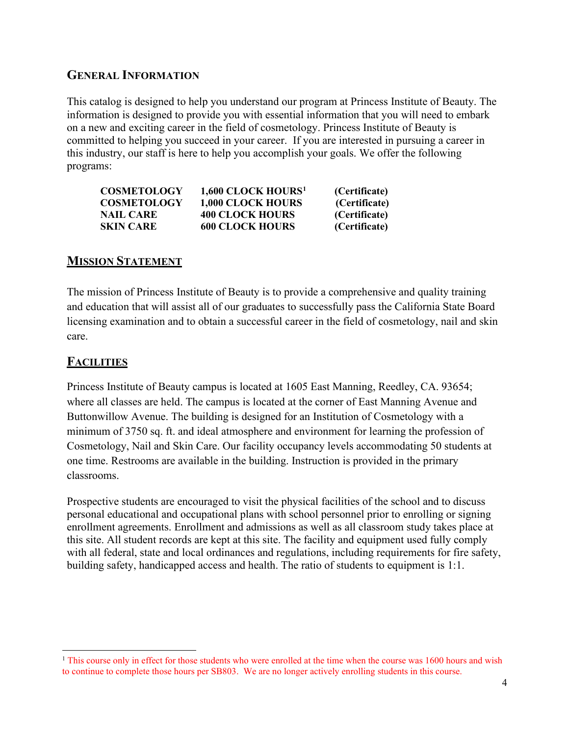## General Information

This catalog is designed to help you understand our program at Princess Institute of Beauty. The information is designed to provide you with essential information that you will need to embark on a new and exciting career in the field of cosmetology. Princess Institute of Beauty is committed to helping you succeed in your career. If you are interested in pursuing a career in this industry, our staff is here to help you accomplish your goals. We offer the following programs:

| | | |
|---|---|---|
| **COSMETOLOGY** | **1,600 CLOCK HOURS**[1] | **(Certificate)** |
| **COSMETOLOGY** | **1,000 CLOCK HOURS** | **(Certificate)** |
| **NAIL CARE** | **400 CLOCK HOURS** | **(Certificate)** |
| **SKIN CARE** | **600 CLOCK HOURS** | **(Certificate)** |

## Mission Statement

The mission of Princess Institute of Beauty is to provide a comprehensive and quality training and education that will assist all of our graduates to successfully pass the California State Board licensing examination and to obtain a successful career in the field of cosmetology, nail and skin care.

## Facilities

Princess Institute of Beauty campus is located at 1605 East Manning, Reedley, CA. 93654; where all classes are held. The campus is located at the corner of East Manning Avenue and Buttonwillow Avenue. The building is designed for an Institution of Cosmetology with a minimum of 3750 sq. ft. and ideal atmosphere and environment for learning the profession of Cosmetology, Nail and Skin Care. Our facility occupancy levels accommodating 50 students at one time. Restrooms are available in the building. Instruction is provided in the primary classrooms.

Prospective students are encouraged to visit the physical facilities of the school and to discuss personal educational and occupational plans with school personnel prior to enrolling or signing enrollment agreements. Enrollment and admissions as well as all classroom study takes place at this site. All student records are kept at this site. The facility and equipment used fully comply with all federal, state and local ordinances and regulations, including requirements for fire safety, building safety, handicapped access and health. The ratio of students to equipment is 1:1.

---

[1] This course only in effect for those students who were enrolled at the time when the course was 1600 hours and wish to continue to complete those hours per SB803. We are no longer actively enrolling students in this course.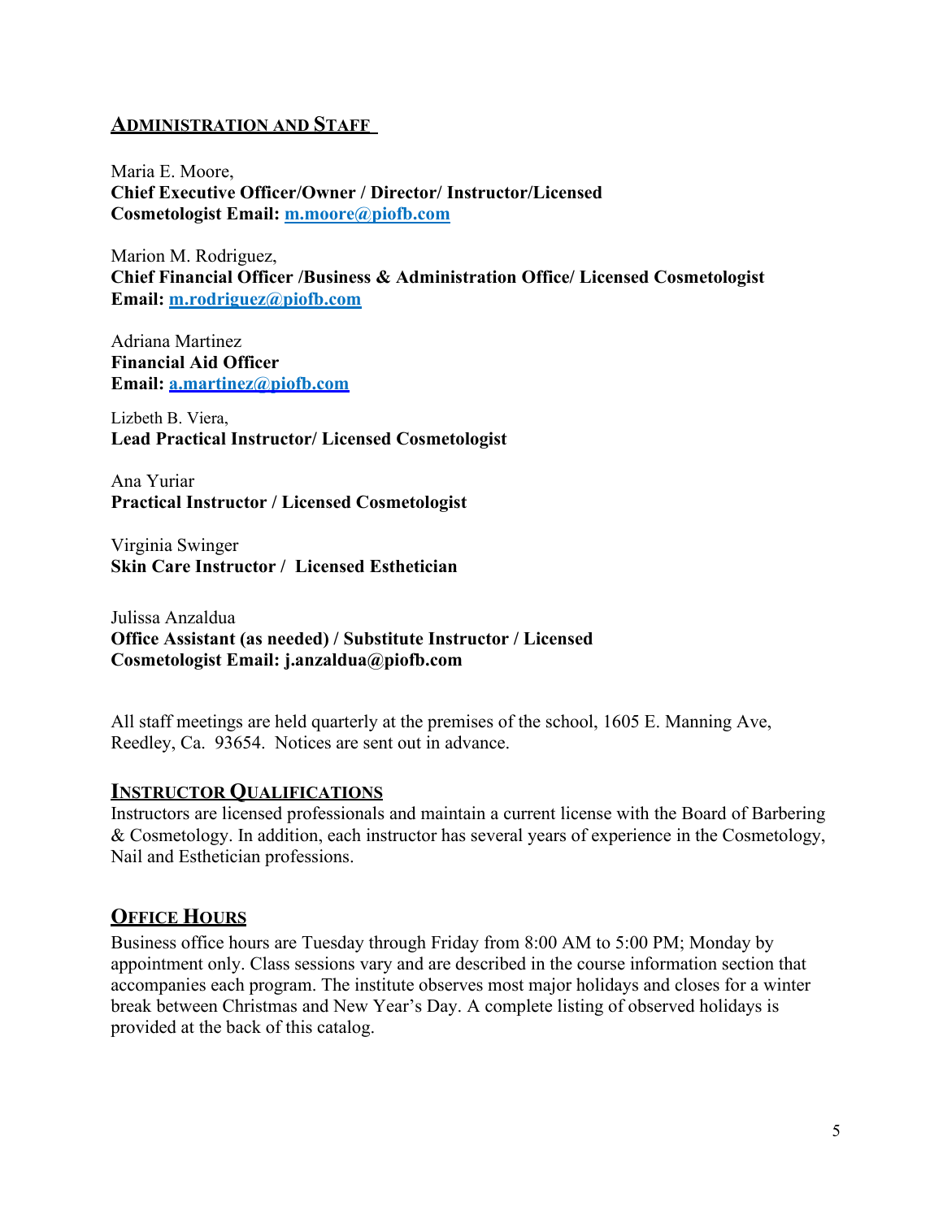## ADMINISTRATION AND STAFF

Maria E. Moore,
**Chief Executive Officer/Owner / Director/ Instructor/Licensed Cosmetologist Email: m.moore@piofb.com**

Marion M. Rodriguez,
**Chief Financial Officer /Business & Administration Office/ Licensed Cosmetologist Email: m.rodriguez@piofb.com**

Adriana Martinez
**Financial Aid Officer**
**Email: a.martinez@piofb.com**

Lizbeth B. Viera,
**Lead Practical Instructor/ Licensed Cosmetologist**

Ana Yuriar
**Practical Instructor / Licensed Cosmetologist**

Virginia Swinger
**Skin Care Instructor / Licensed Esthetician**

Julissa Anzaldua
**Office Assistant (as needed) / Substitute Instructor / Licensed Cosmetologist Email: j.anzaldua@piofb.com**

All staff meetings are held quarterly at the premises of the school, 1605 E. Manning Ave, Reedley, Ca. 93654. Notices are sent out in advance.

## INSTRUCTOR QUALIFICATIONS

Instructors are licensed professionals and maintain a current license with the Board of Barbering & Cosmetology. In addition, each instructor has several years of experience in the Cosmetology, Nail and Esthetician professions.

## OFFICE HOURS

Business office hours are Tuesday through Friday from 8:00 AM to 5:00 PM; Monday by appointment only. Class sessions vary and are described in the course information section that accompanies each program. The institute observes most major holidays and closes for a winter break between Christmas and New Year's Day. A complete listing of observed holidays is provided at the back of this catalog.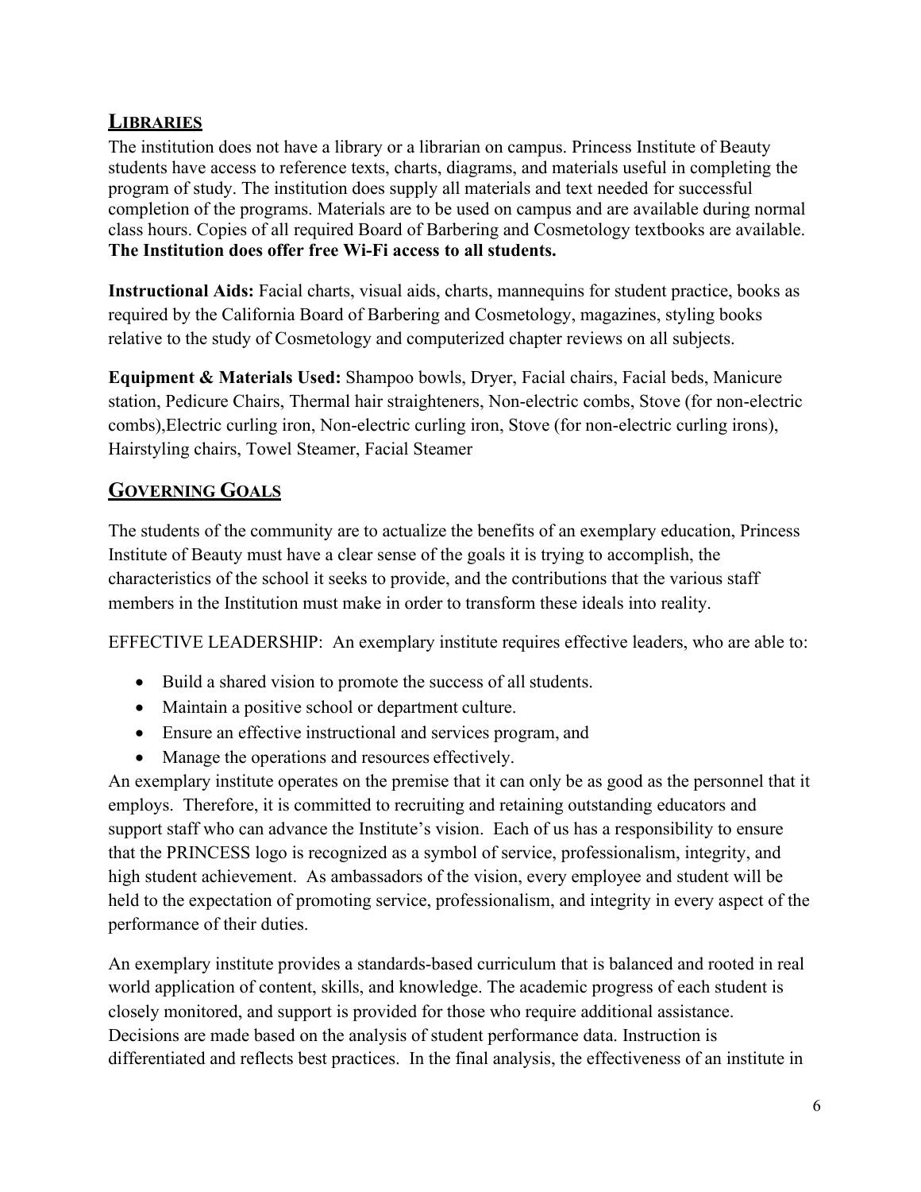## LIBRARIES

The institution does not have a library or a librarian on campus. Princess Institute of Beauty students have access to reference texts, charts, diagrams, and materials useful in completing the program of study. The institution does supply all materials and text needed for successful completion of the programs. Materials are to be used on campus and are available during normal class hours. Copies of all required Board of Barbering and Cosmetology textbooks are available. **The Institution does offer free Wi-Fi access to all students.**

**Instructional Aids:** Facial charts, visual aids, charts, mannequins for student practice, books as required by the California Board of Barbering and Cosmetology, magazines, styling books relative to the study of Cosmetology and computerized chapter reviews on all subjects.

**Equipment & Materials Used:** Shampoo bowls, Dryer, Facial chairs, Facial beds, Manicure station, Pedicure Chairs, Thermal hair straighteners, Non-electric combs, Stove (for non-electric combs),Electric curling iron, Non-electric curling iron, Stove (for non-electric curling irons), Hairstyling chairs, Towel Steamer, Facial Steamer

## GOVERNING GOALS

The students of the community are to actualize the benefits of an exemplary education, Princess Institute of Beauty must have a clear sense of the goals it is trying to accomplish, the characteristics of the school it seeks to provide, and the contributions that the various staff members in the Institution must make in order to transform these ideals into reality.

EFFECTIVE LEADERSHIP: An exemplary institute requires effective leaders, who are able to:

- Build a shared vision to promote the success of all students.
- Maintain a positive school or department culture.
- Ensure an effective instructional and services program, and
- Manage the operations and resources effectively.

An exemplary institute operates on the premise that it can only be as good as the personnel that it employs. Therefore, it is committed to recruiting and retaining outstanding educators and support staff who can advance the Institute's vision. Each of us has a responsibility to ensure that the PRINCESS logo is recognized as a symbol of service, professionalism, integrity, and high student achievement. As ambassadors of the vision, every employee and student will be held to the expectation of promoting service, professionalism, and integrity in every aspect of the performance of their duties.

An exemplary institute provides a standards-based curriculum that is balanced and rooted in real world application of content, skills, and knowledge. The academic progress of each student is closely monitored, and support is provided for those who require additional assistance. Decisions are made based on the analysis of student performance data. Instruction is differentiated and reflects best practices. In the final analysis, the effectiveness of an institute in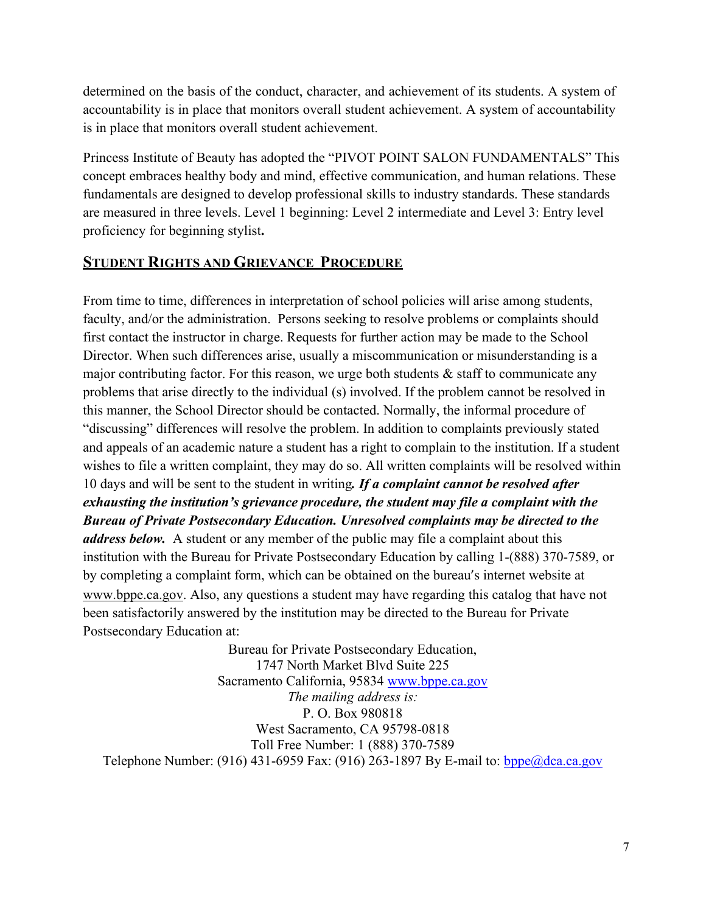determined on the basis of the conduct, character, and achievement of its students. A system of accountability is in place that monitors overall student achievement. A system of accountability is in place that monitors overall student achievement.

Princess Institute of Beauty has adopted the "PIVOT POINT SALON FUNDAMENTALS" This concept embraces healthy body and mind, effective communication, and human relations. These fundamentals are designed to develop professional skills to industry standards. These standards are measured in three levels. Level 1 beginning: Level 2 intermediate and Level 3: Entry level proficiency for beginning stylist**.**

## STUDENT RIGHTS AND GRIEVANCE PROCEDURE

From time to time, differences in interpretation of school policies will arise among students, faculty, and/or the administration. Persons seeking to resolve problems or complaints should first contact the instructor in charge. Requests for further action may be made to the School Director. When such differences arise, usually a miscommunication or misunderstanding is a major contributing factor. For this reason, we urge both students & staff to communicate any problems that arise directly to the individual (s) involved. If the problem cannot be resolved in this manner, the School Director should be contacted. Normally, the informal procedure of "discussing" differences will resolve the problem. In addition to complaints previously stated and appeals of an academic nature a student has a right to complain to the institution. If a student wishes to file a written complaint, they may do so. All written complaints will be resolved within 10 days and will be sent to the student in writing***. If a complaint cannot be resolved after exhausting the institution's grievance procedure, the student may file a complaint with the Bureau of Private Postsecondary Education. Unresolved complaints may be directed to the address below.*** A student or any member of the public may file a complaint about this institution with the Bureau for Private Postsecondary Education by calling 1-(888) 370-7589, or by completing a complaint form, which can be obtained on the bureau's internet website at www.bppe.ca.gov. Also, any questions a student may have regarding this catalog that have not been satisfactorily answered by the institution may be directed to the Bureau for Private Postsecondary Education at:

Bureau for Private Postsecondary Education,
1747 North Market Blvd Suite 225
Sacramento California, 95834 www.bppe.ca.gov
*The mailing address is:*
P. O. Box 980818
West Sacramento, CA 95798-0818
Toll Free Number: 1 (888) 370-7589
Telephone Number: (916) 431-6959 Fax: (916) 263-1897 By E-mail to: bppe@dca.ca.gov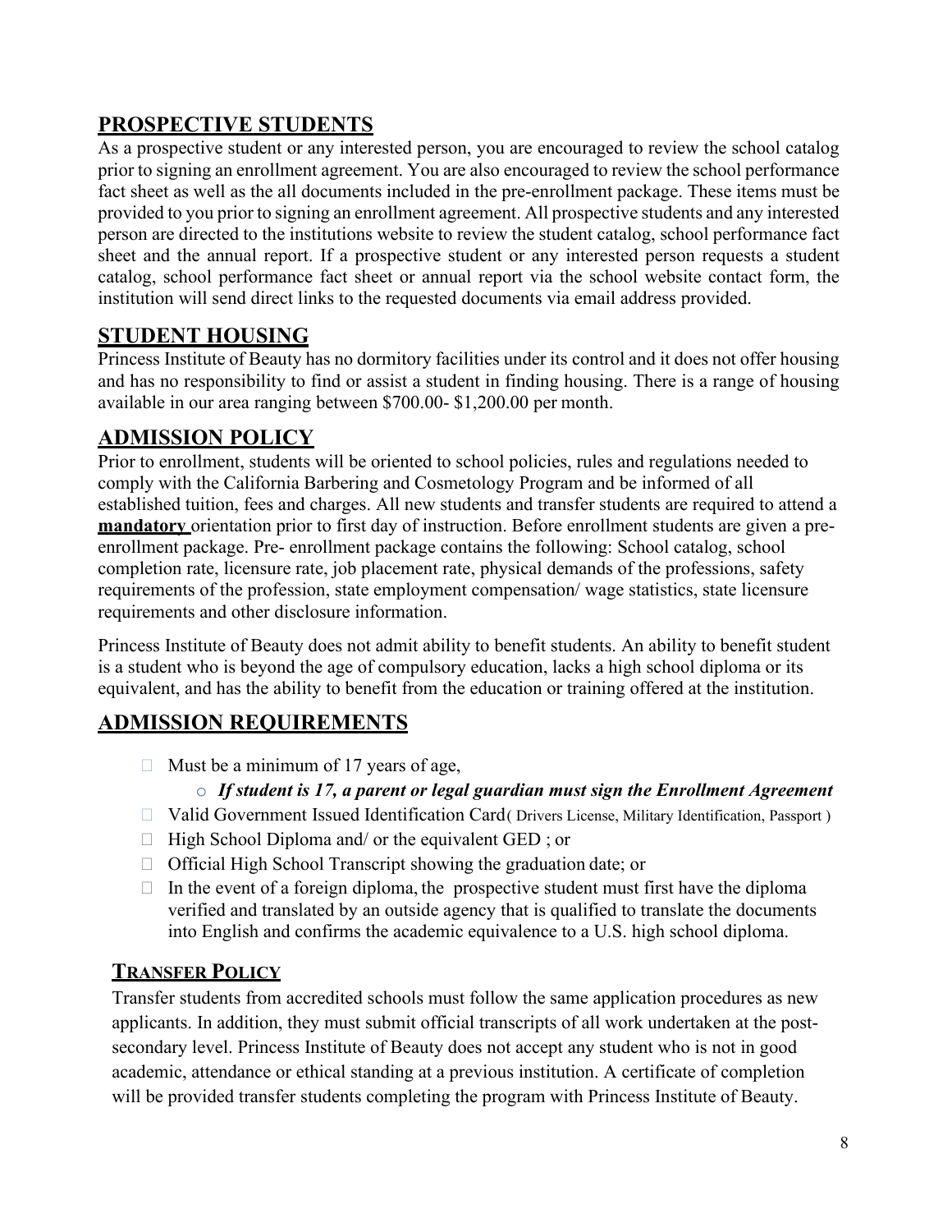## PROSPECTIVE STUDENTS

As a prospective student or any interested person, you are encouraged to review the school catalog prior to signing an enrollment agreement. You are also encouraged to review the school performance fact sheet as well as the all documents included in the pre-enrollment package. These items must be provided to you prior to signing an enrollment agreement. All prospective students and any interested person are directed to the institutions website to review the student catalog, school performance fact sheet and the annual report. If a prospective student or any interested person requests a student catalog, school performance fact sheet or annual report via the school website contact form, the institution will send direct links to the requested documents via email address provided.

## STUDENT HOUSING

Princess Institute of Beauty has no dormitory facilities under its control and it does not offer housing and has no responsibility to find or assist a student in finding housing. There is a range of housing available in our area ranging between $700.00- $1,200.00 per month.

## ADMISSION POLICY

Prior to enrollment, students will be oriented to school policies, rules and regulations needed to comply with the California Barbering and Cosmetology Program and be informed of all established tuition, fees and charges. All new students and transfer students are required to attend a **mandatory** orientation prior to first day of instruction. Before enrollment students are given a pre-enrollment package. Pre- enrollment package contains the following: School catalog, school completion rate, licensure rate, job placement rate, physical demands of the professions, safety requirements of the profession, state employment compensation/ wage statistics, state licensure requirements and other disclosure information.

Princess Institute of Beauty does not admit ability to benefit students. An ability to benefit student is a student who is beyond the age of compulsory education, lacks a high school diploma or its equivalent, and has the ability to benefit from the education or training offered at the institution.

## ADMISSION REQUIREMENTS

- Must be a minimum of 17 years of age,
  - ***If student is 17, a parent or legal guardian must sign the Enrollment Agreement***
- Valid Government Issued Identification Card( Drivers License, Military Identification, Passport )
- High School Diploma and/ or the equivalent GED ; or
- Official High School Transcript showing the graduation date; or
- In the event of a foreign diploma, the prospective student must first have the diploma verified and translated by an outside agency that is qualified to translate the documents into English and confirms the academic equivalence to a U.S. high school diploma.

### TRANSFER POLICY

Transfer students from accredited schools must follow the same application procedures as new applicants. In addition, they must submit official transcripts of all work undertaken at the post-secondary level. Princess Institute of Beauty does not accept any student who is not in good academic, attendance or ethical standing at a previous institution. A certificate of completion will be provided transfer students completing the program with Princess Institute of Beauty.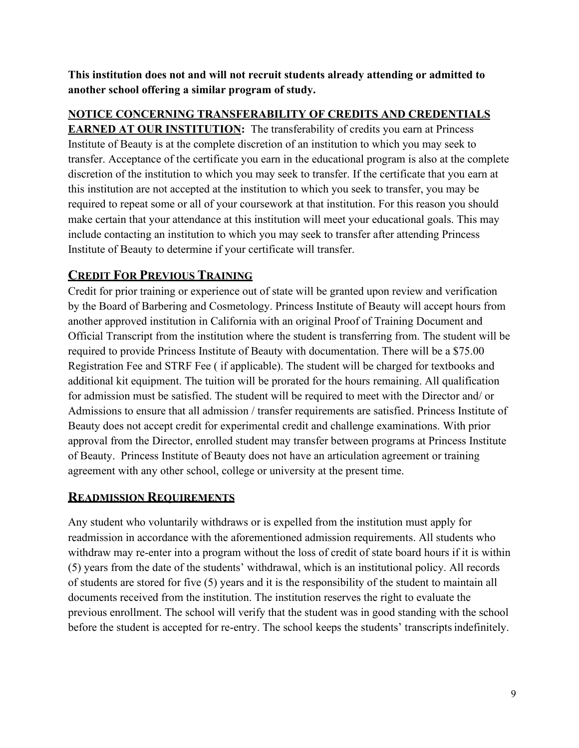**This institution does not and will not recruit students already attending or admitted to another school offering a similar program of study.**

**NOTICE CONCERNING TRANSFERABILITY OF CREDITS AND CREDENTIALS EARNED AT OUR INSTITUTION:** The transferability of credits you earn at Princess Institute of Beauty is at the complete discretion of an institution to which you may seek to transfer. Acceptance of the certificate you earn in the educational program is also at the complete discretion of the institution to which you may seek to transfer. If the certificate that you earn at this institution are not accepted at the institution to which you seek to transfer, you may be required to repeat some or all of your coursework at that institution. For this reason you should make certain that your attendance at this institution will meet your educational goals. This may include contacting an institution to which you may seek to transfer after attending Princess Institute of Beauty to determine if your certificate will transfer.

## CREDIT FOR PREVIOUS TRAINING

Credit for prior training or experience out of state will be granted upon review and verification by the Board of Barbering and Cosmetology. Princess Institute of Beauty will accept hours from another approved institution in California with an original Proof of Training Document and Official Transcript from the institution where the student is transferring from. The student will be required to provide Princess Institute of Beauty with documentation. There will be a $75.00 Registration Fee and STRF Fee ( if applicable). The student will be charged for textbooks and additional kit equipment. The tuition will be prorated for the hours remaining. All qualification for admission must be satisfied. The student will be required to meet with the Director and/ or Admissions to ensure that all admission / transfer requirements are satisfied. Princess Institute of Beauty does not accept credit for experimental credit and challenge examinations. With prior approval from the Director, enrolled student may transfer between programs at Princess Institute of Beauty. Princess Institute of Beauty does not have an articulation agreement or training agreement with any other school, college or university at the present time.

## READMISSION REQUIREMENTS

Any student who voluntarily withdraws or is expelled from the institution must apply for readmission in accordance with the aforementioned admission requirements. All students who withdraw may re-enter into a program without the loss of credit of state board hours if it is within (5) years from the date of the students' withdrawal, which is an institutional policy. All records of students are stored for five (5) years and it is the responsibility of the student to maintain all documents received from the institution. The institution reserves the right to evaluate the previous enrollment. The school will verify that the student was in good standing with the school before the student is accepted for re-entry. The school keeps the students' transcripts indefinitely.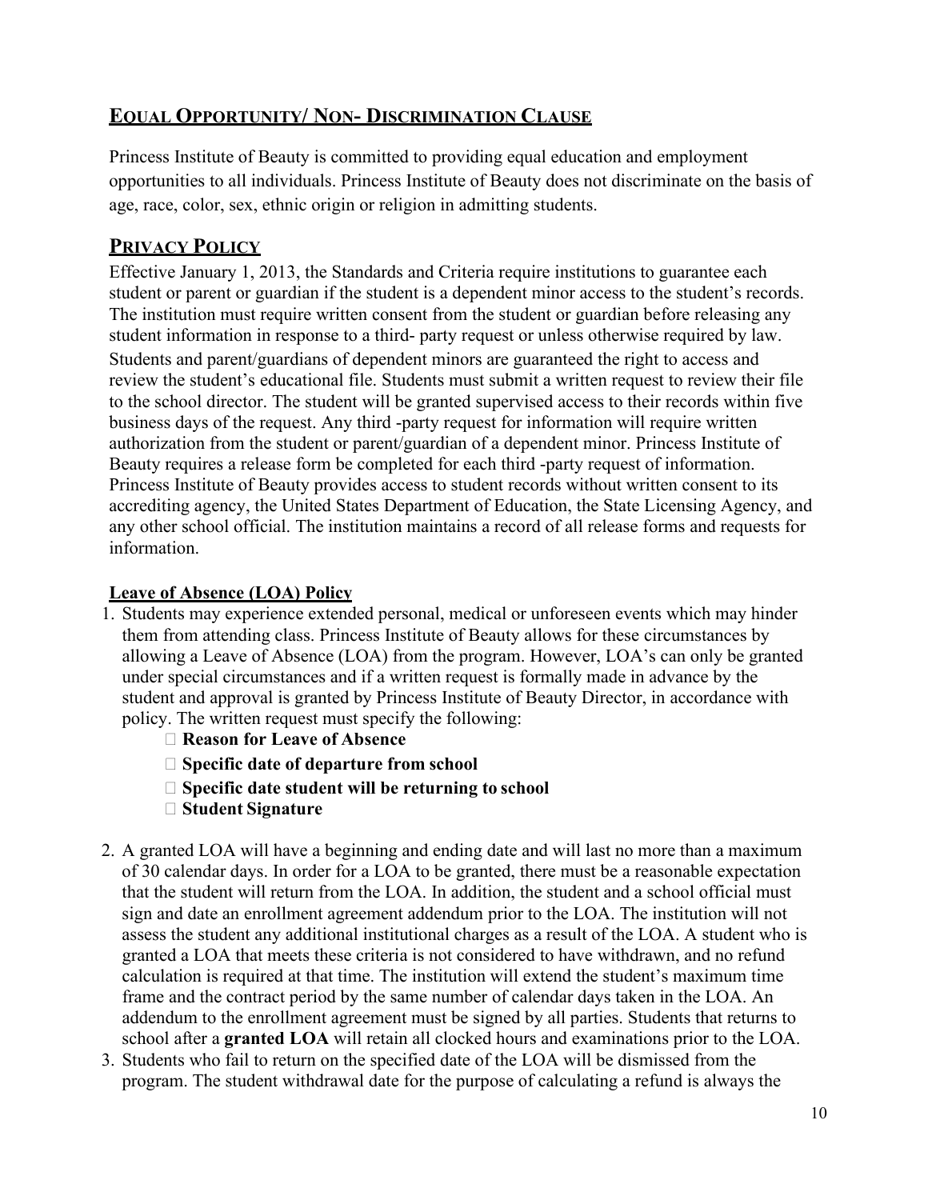## Equal Opportunity/ Non- Discrimination Clause

Princess Institute of Beauty is committed to providing equal education and employment opportunities to all individuals. Princess Institute of Beauty does not discriminate on the basis of age, race, color, sex, ethnic origin or religion in admitting students.

## Privacy Policy

Effective January 1, 2013, the Standards and Criteria require institutions to guarantee each student or parent or guardian if the student is a dependent minor access to the student's records. The institution must require written consent from the student or guardian before releasing any student information in response to a third- party request or unless otherwise required by law. Students and parent/guardians of dependent minors are guaranteed the right to access and review the student's educational file. Students must submit a written request to review their file to the school director. The student will be granted supervised access to their records within five business days of the request. Any third -party request for information will require written authorization from the student or parent/guardian of a dependent minor. Princess Institute of Beauty requires a release form be completed for each third -party request of information. Princess Institute of Beauty provides access to student records without written consent to its accrediting agency, the United States Department of Education, the State Licensing Agency, and any other school official. The institution maintains a record of all release forms and requests for information.

### Leave of Absence (LOA) Policy

1. Students may experience extended personal, medical or unforeseen events which may hinder them from attending class. Princess Institute of Beauty allows for these circumstances by allowing a Leave of Absence (LOA) from the program. However, LOA's can only be granted under special circumstances and if a written request is formally made in advance by the student and approval is granted by Princess Institute of Beauty Director, in accordance with policy. The written request must specify the following:
   - **Reason for Leave of Absence**
   - **Specific date of departure from school**
   - **Specific date student will be returning to school**
   - **Student Signature**
2. A granted LOA will have a beginning and ending date and will last no more than a maximum of 30 calendar days. In order for a LOA to be granted, there must be a reasonable expectation that the student will return from the LOA. In addition, the student and a school official must sign and date an enrollment agreement addendum prior to the LOA. The institution will not assess the student any additional institutional charges as a result of the LOA. A student who is granted a LOA that meets these criteria is not considered to have withdrawn, and no refund calculation is required at that time. The institution will extend the student's maximum time frame and the contract period by the same number of calendar days taken in the LOA. An addendum to the enrollment agreement must be signed by all parties. Students that returns to school after a **granted LOA** will retain all clocked hours and examinations prior to the LOA.
3. Students who fail to return on the specified date of the LOA will be dismissed from the program. The student withdrawal date for the purpose of calculating a refund is always the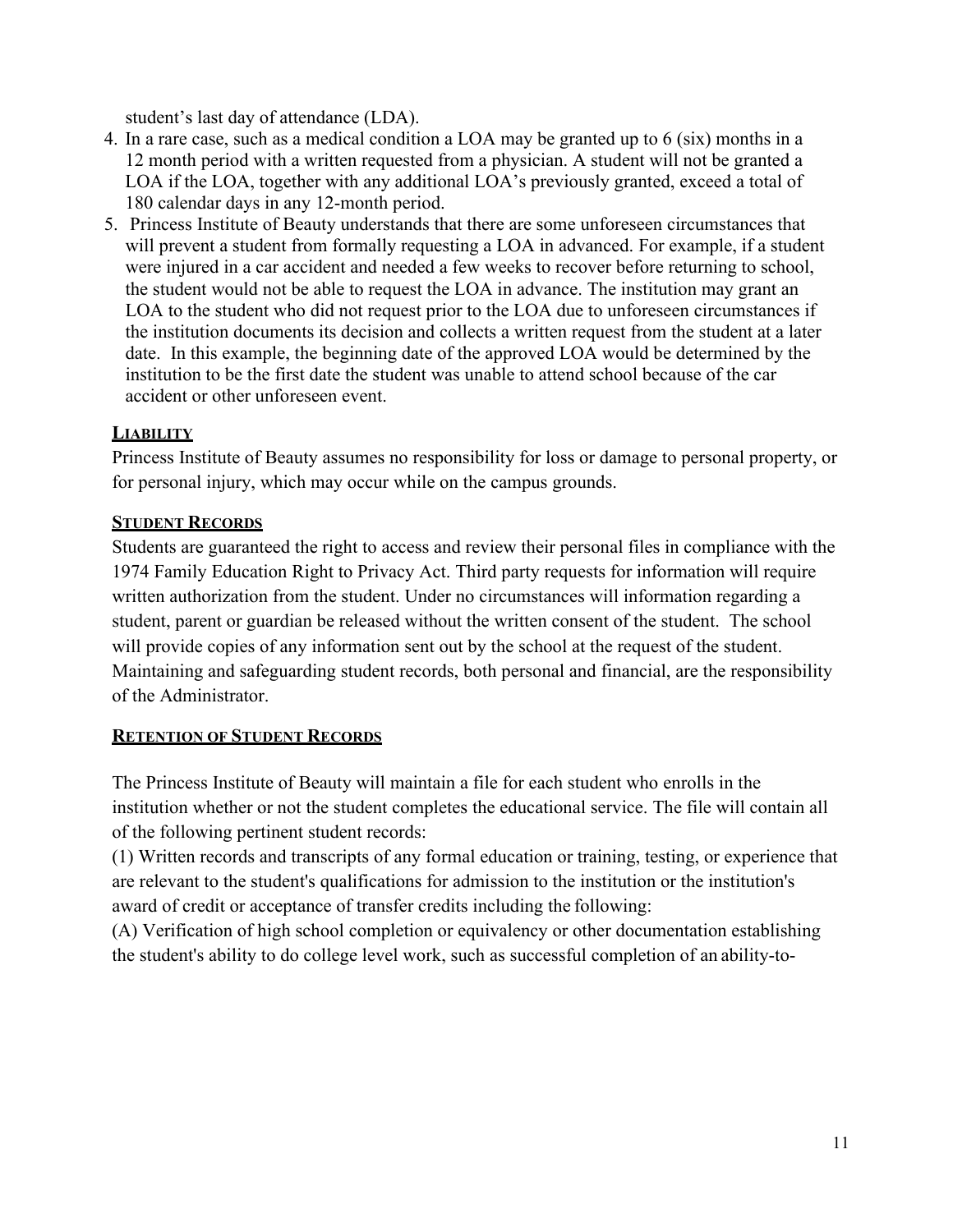student's last day of attendance (LDA).

4. In a rare case, such as a medical condition a LOA may be granted up to 6 (six) months in a 12 month period with a written requested from a physician. A student will not be granted a LOA if the LOA, together with any additional LOA's previously granted, exceed a total of 180 calendar days in any 12-month period.
5. Princess Institute of Beauty understands that there are some unforeseen circumstances that will prevent a student from formally requesting a LOA in advanced. For example, if a student were injured in a car accident and needed a few weeks to recover before returning to school, the student would not be able to request the LOA in advance. The institution may grant an LOA to the student who did not request prior to the LOA due to unforeseen circumstances if the institution documents its decision and collects a written request from the student at a later date. In this example, the beginning date of the approved LOA would be determined by the institution to be the first date the student was unable to attend school because of the car accident or other unforeseen event.

## LIABILITY

Princess Institute of Beauty assumes no responsibility for loss or damage to personal property, or for personal injury, which may occur while on the campus grounds.

## STUDENT RECORDS

Students are guaranteed the right to access and review their personal files in compliance with the 1974 Family Education Right to Privacy Act. Third party requests for information will require written authorization from the student. Under no circumstances will information regarding a student, parent or guardian be released without the written consent of the student. The school will provide copies of any information sent out by the school at the request of the student. Maintaining and safeguarding student records, both personal and financial, are the responsibility of the Administrator.

## RETENTION OF STUDENT RECORDS

The Princess Institute of Beauty will maintain a file for each student who enrolls in the institution whether or not the student completes the educational service. The file will contain all of the following pertinent student records:

(1) Written records and transcripts of any formal education or training, testing, or experience that are relevant to the student's qualifications for admission to the institution or the institution's award of credit or acceptance of transfer credits including the following:

(A) Verification of high school completion or equivalency or other documentation establishing the student's ability to do college level work, such as successful completion of an ability-to-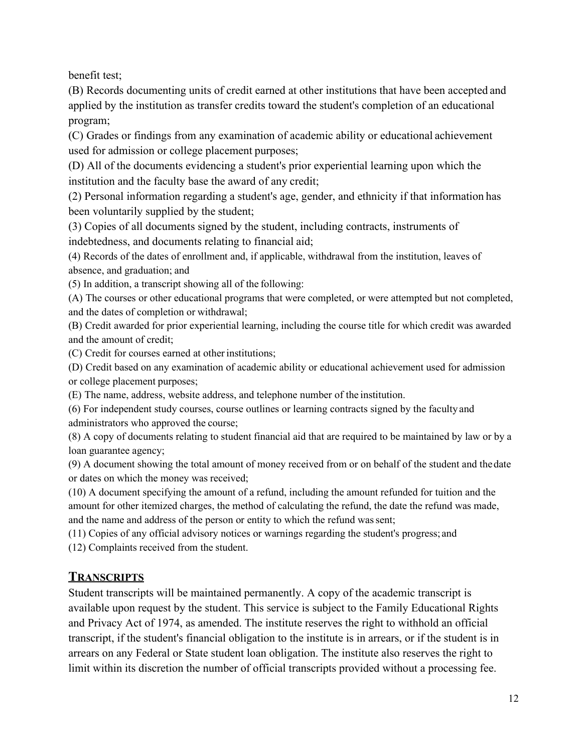benefit test;

(B) Records documenting units of credit earned at other institutions that have been accepted and applied by the institution as transfer credits toward the student's completion of an educational program;

(C) Grades or findings from any examination of academic ability or educational achievement used for admission or college placement purposes;

(D) All of the documents evidencing a student's prior experiential learning upon which the institution and the faculty base the award of any credit;

(2) Personal information regarding a student's age, gender, and ethnicity if that information has been voluntarily supplied by the student;

(3) Copies of all documents signed by the student, including contracts, instruments of indebtedness, and documents relating to financial aid;

(4) Records of the dates of enrollment and, if applicable, withdrawal from the institution, leaves of absence, and graduation; and

(5) In addition, a transcript showing all of the following:

(A) The courses or other educational programs that were completed, or were attempted but not completed, and the dates of completion or withdrawal;

(B) Credit awarded for prior experiential learning, including the course title for which credit was awarded and the amount of credit;

(C) Credit for courses earned at other institutions;

(D) Credit based on any examination of academic ability or educational achievement used for admission or college placement purposes;

(E) The name, address, website address, and telephone number of the institution.

(6) For independent study courses, course outlines or learning contracts signed by the faculty and administrators who approved the course;

(8) A copy of documents relating to student financial aid that are required to be maintained by law or by a loan guarantee agency;

(9) A document showing the total amount of money received from or on behalf of the student and the date or dates on which the money was received;

(10) A document specifying the amount of a refund, including the amount refunded for tuition and the amount for other itemized charges, the method of calculating the refund, the date the refund was made, and the name and address of the person or entity to which the refund was sent;

(11) Copies of any official advisory notices or warnings regarding the student's progress; and

(12) Complaints received from the student.

## TRANSCRIPTS

Student transcripts will be maintained permanently. A copy of the academic transcript is available upon request by the student. This service is subject to the Family Educational Rights and Privacy Act of 1974, as amended. The institute reserves the right to withhold an official transcript, if the student's financial obligation to the institute is in arrears, or if the student is in arrears on any Federal or State student loan obligation. The institute also reserves the right to limit within its discretion the number of official transcripts provided without a processing fee.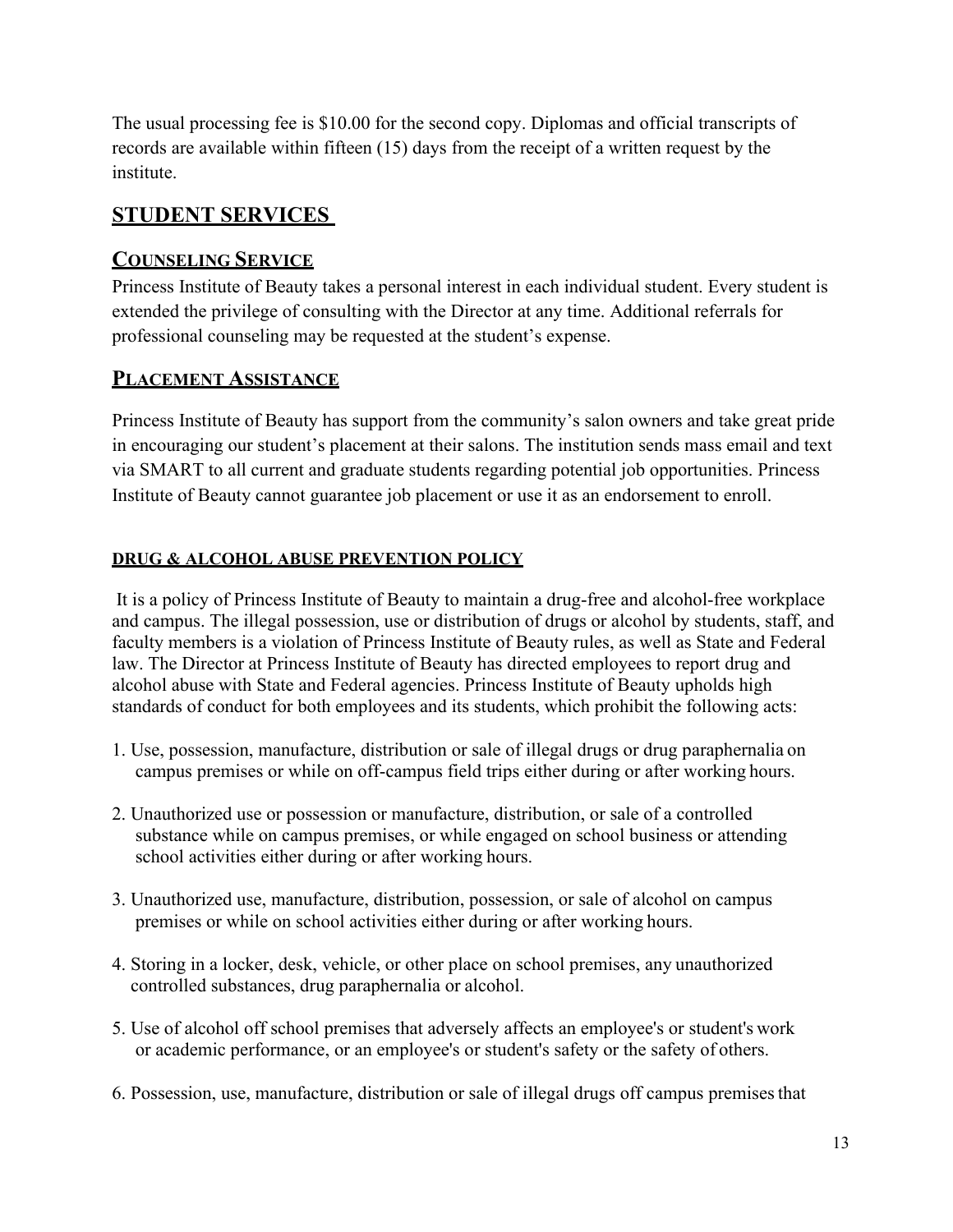The usual processing fee is $10.00 for the second copy. Diplomas and official transcripts of records are available within fifteen (15) days from the receipt of a written request by the institute.

## STUDENT SERVICES

### COUNSELING SERVICE

Princess Institute of Beauty takes a personal interest in each individual student. Every student is extended the privilege of consulting with the Director at any time. Additional referrals for professional counseling may be requested at the student's expense.

### PLACEMENT ASSISTANCE

Princess Institute of Beauty has support from the community's salon owners and take great pride in encouraging our student's placement at their salons. The institution sends mass email and text via SMART to all current and graduate students regarding potential job opportunities. Princess Institute of Beauty cannot guarantee job placement or use it as an endorsement to enroll.

#### DRUG & ALCOHOL ABUSE PREVENTION POLICY

It is a policy of Princess Institute of Beauty to maintain a drug-free and alcohol-free workplace and campus. The illegal possession, use or distribution of drugs or alcohol by students, staff, and faculty members is a violation of Princess Institute of Beauty rules, as well as State and Federal law. The Director at Princess Institute of Beauty has directed employees to report drug and alcohol abuse with State and Federal agencies. Princess Institute of Beauty upholds high standards of conduct for both employees and its students, which prohibit the following acts:

1. Use, possession, manufacture, distribution or sale of illegal drugs or drug paraphernalia on campus premises or while on off-campus field trips either during or after working hours.

2. Unauthorized use or possession or manufacture, distribution, or sale of a controlled substance while on campus premises, or while engaged on school business or attending school activities either during or after working hours.

3. Unauthorized use, manufacture, distribution, possession, or sale of alcohol on campus premises or while on school activities either during or after working hours.

4. Storing in a locker, desk, vehicle, or other place on school premises, any unauthorized controlled substances, drug paraphernalia or alcohol.

5. Use of alcohol off school premises that adversely affects an employee's or student's work or academic performance, or an employee's or student's safety or the safety of others.

6. Possession, use, manufacture, distribution or sale of illegal drugs off campus premises that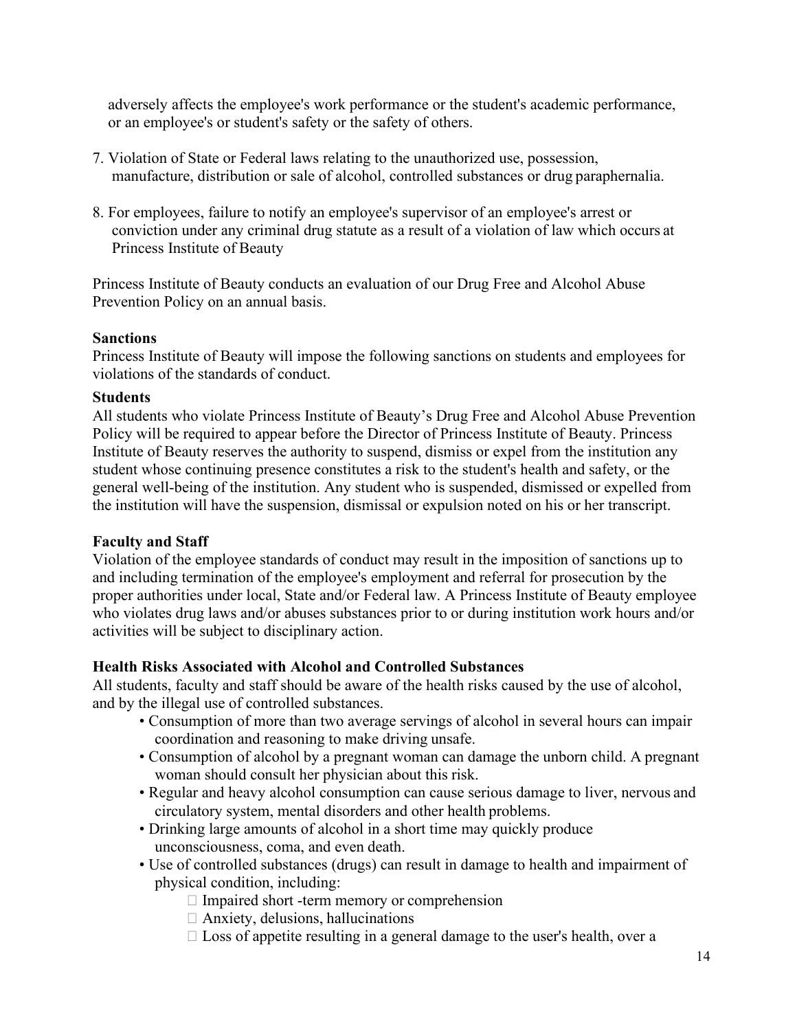adversely affects the employee's work performance or the student's academic performance, or an employee's or student's safety or the safety of others.

7. Violation of State or Federal laws relating to the unauthorized use, possession, manufacture, distribution or sale of alcohol, controlled substances or drug paraphernalia.

8. For employees, failure to notify an employee's supervisor of an employee's arrest or conviction under any criminal drug statute as a result of a violation of law which occurs at Princess Institute of Beauty

Princess Institute of Beauty conducts an evaluation of our Drug Free and Alcohol Abuse Prevention Policy on an annual basis.

**Sanctions**

Princess Institute of Beauty will impose the following sanctions on students and employees for violations of the standards of conduct.

**Students**

All students who violate Princess Institute of Beauty's Drug Free and Alcohol Abuse Prevention Policy will be required to appear before the Director of Princess Institute of Beauty. Princess Institute of Beauty reserves the authority to suspend, dismiss or expel from the institution any student whose continuing presence constitutes a risk to the student's health and safety, or the general well-being of the institution. Any student who is suspended, dismissed or expelled from the institution will have the suspension, dismissal or expulsion noted on his or her transcript.

**Faculty and Staff**

Violation of the employee standards of conduct may result in the imposition of sanctions up to and including termination of the employee's employment and referral for prosecution by the proper authorities under local, State and/or Federal law. A Princess Institute of Beauty employee who violates drug laws and/or abuses substances prior to or during institution work hours and/or activities will be subject to disciplinary action.

**Health Risks Associated with Alcohol and Controlled Substances**

All students, faculty and staff should be aware of the health risks caused by the use of alcohol, and by the illegal use of controlled substances.

- Consumption of more than two average servings of alcohol in several hours can impair coordination and reasoning to make driving unsafe.
- Consumption of alcohol by a pregnant woman can damage the unborn child. A pregnant woman should consult her physician about this risk.
- Regular and heavy alcohol consumption can cause serious damage to liver, nervous and circulatory system, mental disorders and other health problems.
- Drinking large amounts of alcohol in a short time may quickly produce unconsciousness, coma, and even death.
- Use of controlled substances (drugs) can result in damage to health and impairment of physical condition, including:
  - Impaired short -term memory or comprehension
  - Anxiety, delusions, hallucinations
  - Loss of appetite resulting in a general damage to the user's health, over a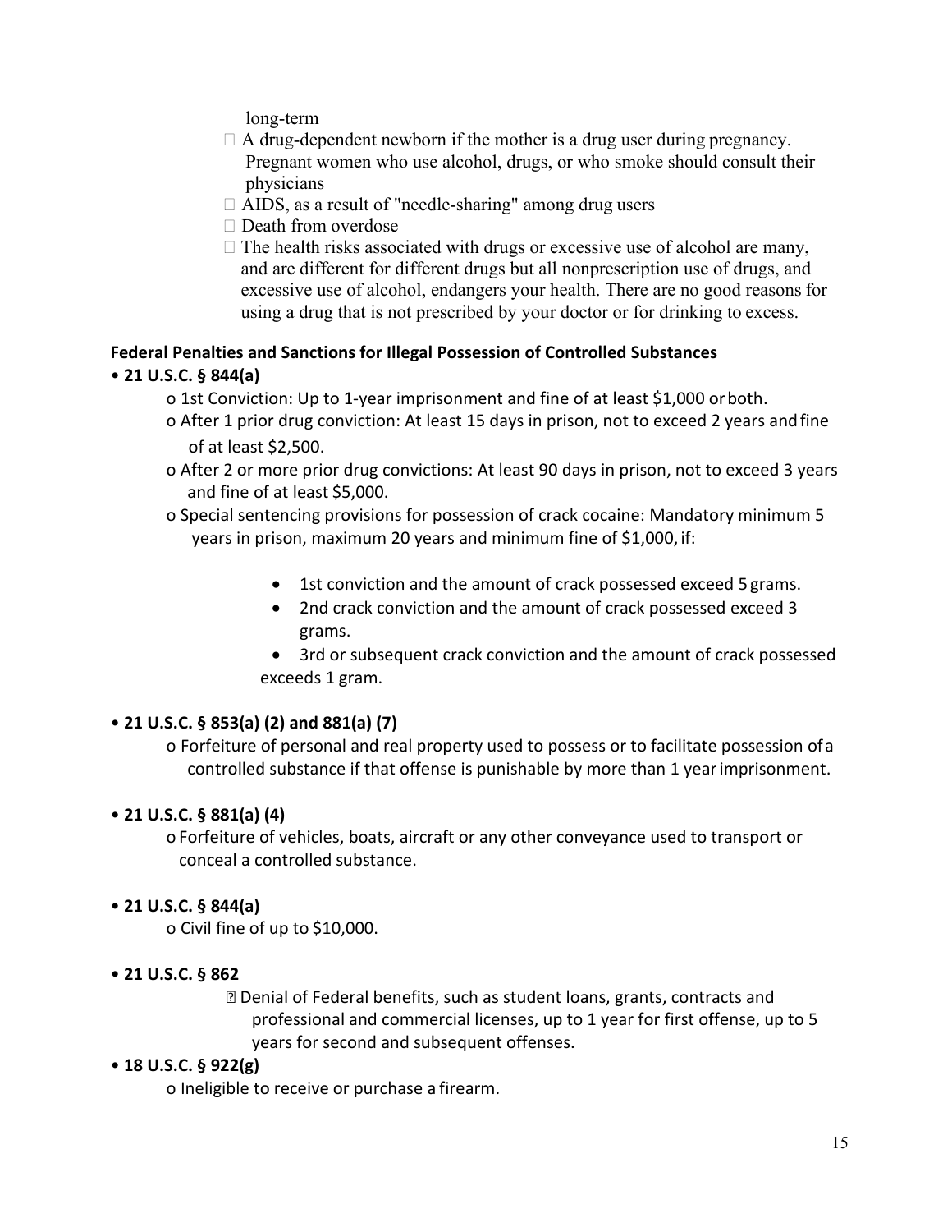long-term

- A drug-dependent newborn if the mother is a drug user during pregnancy. Pregnant women who use alcohol, drugs, or who smoke should consult their physicians
- AIDS, as a result of "needle-sharing" among drug users
- Death from overdose
- The health risks associated with drugs or excessive use of alcohol are many, and are different for different drugs but all nonprescription use of drugs, and excessive use of alcohol, endangers your health. There are no good reasons for using a drug that is not prescribed by your doctor or for drinking to excess.

**Federal Penalties and Sanctions for Illegal Possession of Controlled Substances**

- **21 U.S.C. § 844(a)**
  - 1st Conviction: Up to 1-year imprisonment and fine of at least $1,000 or both.
  - After 1 prior drug conviction: At least 15 days in prison, not to exceed 2 years and fine of at least $2,500.
  - After 2 or more prior drug convictions: At least 90 days in prison, not to exceed 3 years and fine of at least $5,000.
  - Special sentencing provisions for possession of crack cocaine: Mandatory minimum 5 years in prison, maximum 20 years and minimum fine of $1,000, if:
    - 1st conviction and the amount of crack possessed exceed 5 grams.
    - 2nd crack conviction and the amount of crack possessed exceed 3 grams.
    - 3rd or subsequent crack conviction and the amount of crack possessed exceeds 1 gram.
- **21 U.S.C. § 853(a) (2) and 881(a) (7)**
  - Forfeiture of personal and real property used to possess or to facilitate possession of a controlled substance if that offense is punishable by more than 1 year imprisonment.
- **21 U.S.C. § 881(a) (4)**
  - Forfeiture of vehicles, boats, aircraft or any other conveyance used to transport or conceal a controlled substance.
- **21 U.S.C. § 844(a)**
  - Civil fine of up to $10,000.
- **21 U.S.C. § 862**
  - Denial of Federal benefits, such as student loans, grants, contracts and professional and commercial licenses, up to 1 year for first offense, up to 5 years for second and subsequent offenses.
- **18 U.S.C. § 922(g)**
  - Ineligible to receive or purchase a firearm.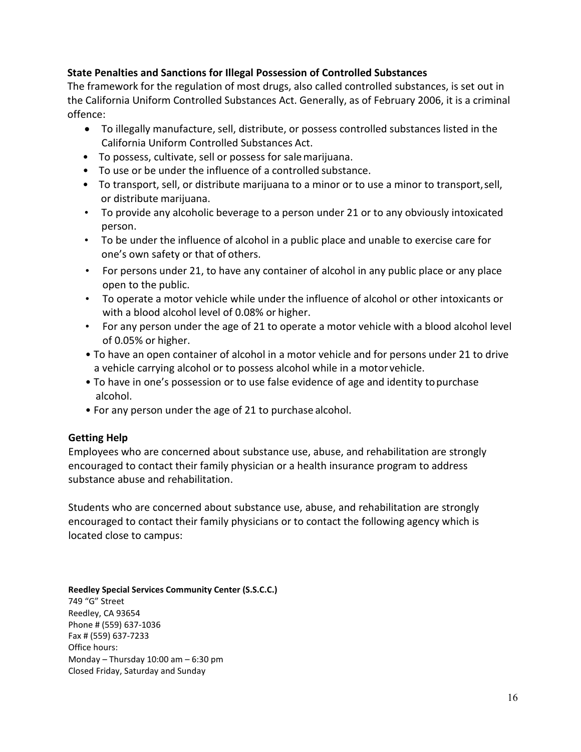### State Penalties and Sanctions for Illegal Possession of Controlled Substances

The framework for the regulation of most drugs, also called controlled substances, is set out in the California Uniform Controlled Substances Act. Generally, as of February 2006, it is a criminal offence:

- To illegally manufacture, sell, distribute, or possess controlled substances listed in the California Uniform Controlled Substances Act.
- To possess, cultivate, sell or possess for sale marijuana.
- To use or be under the influence of a controlled substance.
- To transport, sell, or distribute marijuana to a minor or to use a minor to transport, sell, or distribute marijuana.
- To provide any alcoholic beverage to a person under 21 or to any obviously intoxicated person.
- To be under the influence of alcohol in a public place and unable to exercise care for one's own safety or that of others.
- For persons under 21, to have any container of alcohol in any public place or any place open to the public.
- To operate a motor vehicle while under the influence of alcohol or other intoxicants or with a blood alcohol level of 0.08% or higher.
- For any person under the age of 21 to operate a motor vehicle with a blood alcohol level of 0.05% or higher.
- To have an open container of alcohol in a motor vehicle and for persons under 21 to drive a vehicle carrying alcohol or to possess alcohol while in a motor vehicle.
- To have in one's possession or to use false evidence of age and identity to purchase alcohol.
- For any person under the age of 21 to purchase alcohol.

### Getting Help

Employees who are concerned about substance use, abuse, and rehabilitation are strongly encouraged to contact their family physician or a health insurance program to address substance abuse and rehabilitation.

Students who are concerned about substance use, abuse, and rehabilitation are strongly encouraged to contact their family physicians or to contact the following agency which is located close to campus:

**Reedley Special Services Community Center (S.S.C.C.)**
749 "G" Street
Reedley, CA 93654
Phone # (559) 637-1036
Fax # (559) 637-7233
Office hours:
Monday – Thursday 10:00 am – 6:30 pm
Closed Friday, Saturday and Sunday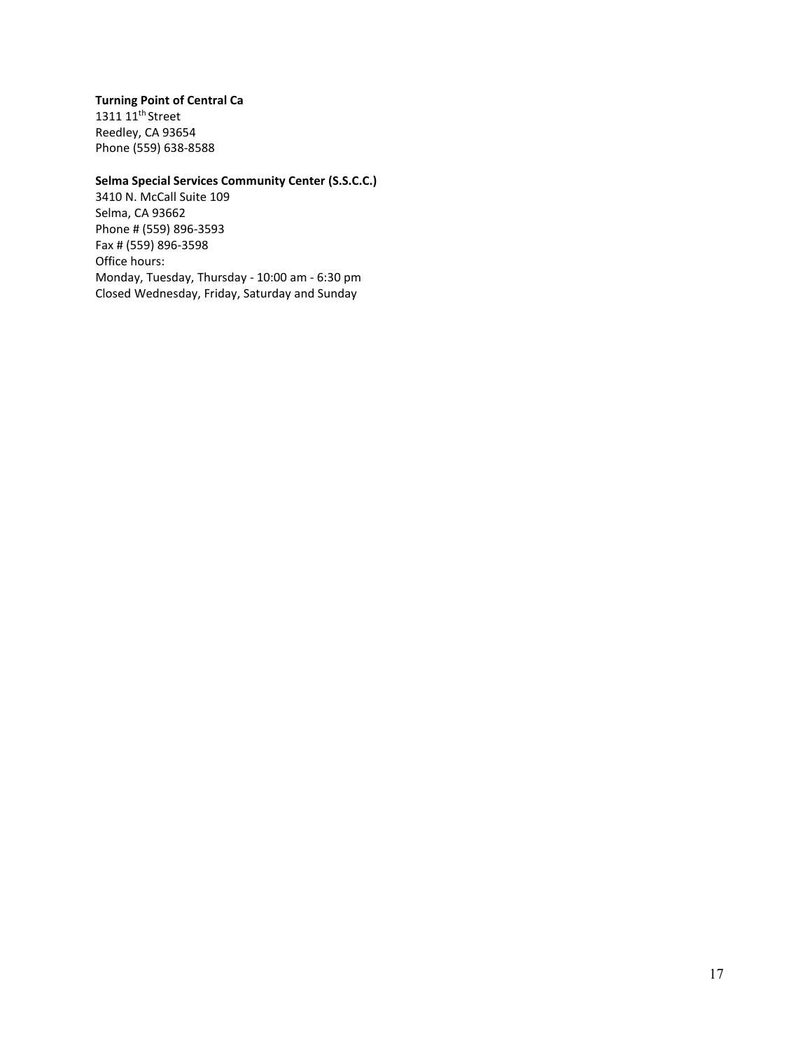**Turning Point of Central Ca**
1311 11th Street
Reedley, CA 93654
Phone (559) 638-8588

**Selma Special Services Community Center (S.S.C.C.)**
3410 N. McCall Suite 109
Selma, CA 93662
Phone # (559) 896-3593
Fax # (559) 896-3598
Office hours:
Monday, Tuesday, Thursday - 10:00 am - 6:30 pm
Closed Wednesday, Friday, Saturday and Sunday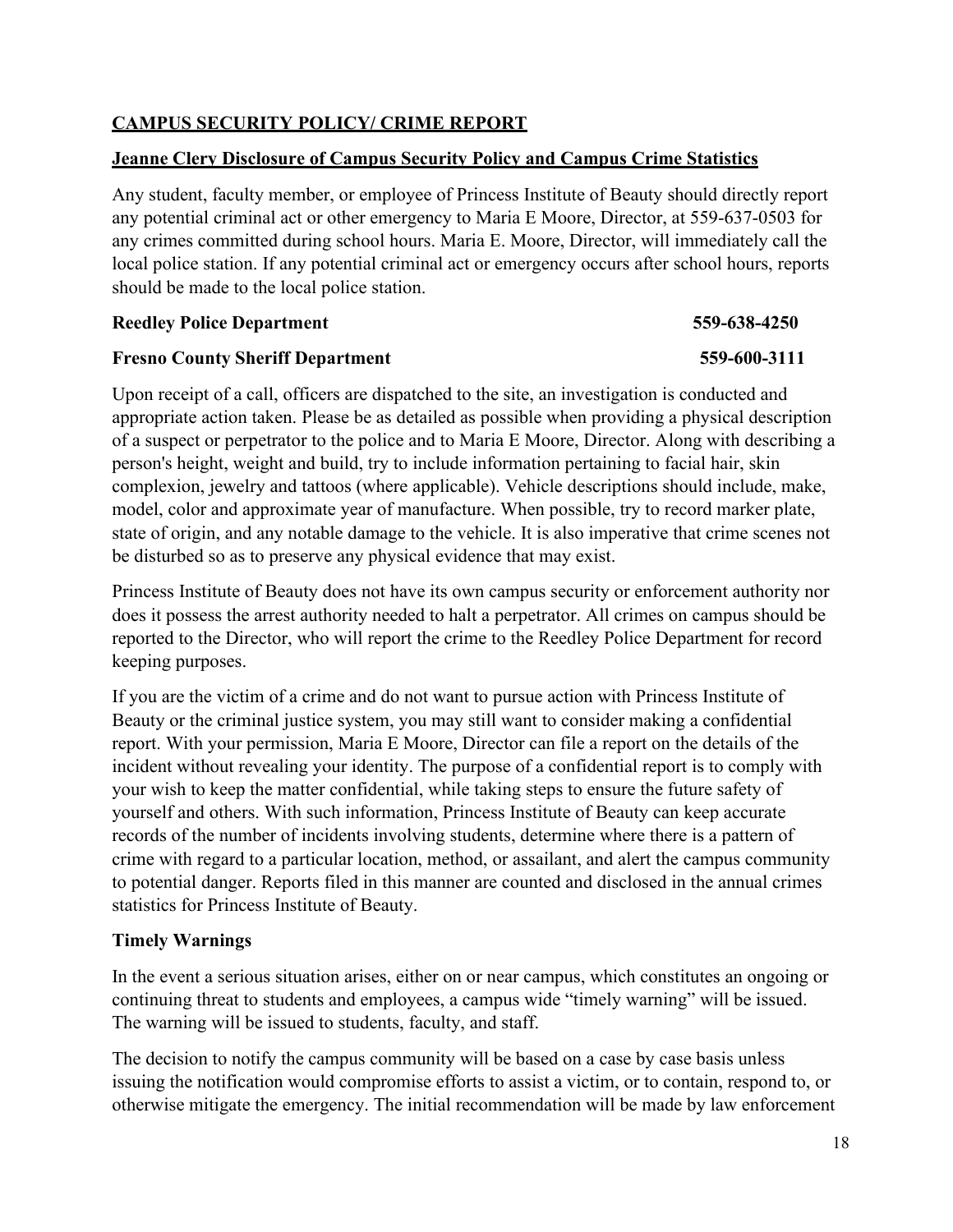## **CAMPUS SECURITY POLICY/ CRIME REPORT**

### **Jeanne Clery Disclosure of Campus Security Policy and Campus Crime Statistics**

Any student, faculty member, or employee of Princess Institute of Beauty should directly report any potential criminal act or other emergency to Maria E Moore, Director, at 559-637-0503 for any crimes committed during school hours. Maria E. Moore, Director, will immediately call the local police station. If any potential criminal act or emergency occurs after school hours, reports should be made to the local police station.

**Reedley Police Department** **559-638-4250**

**Fresno County Sheriff Department** **559-600-3111**

Upon receipt of a call, officers are dispatched to the site, an investigation is conducted and appropriate action taken. Please be as detailed as possible when providing a physical description of a suspect or perpetrator to the police and to Maria E Moore, Director. Along with describing a person's height, weight and build, try to include information pertaining to facial hair, skin complexion, jewelry and tattoos (where applicable). Vehicle descriptions should include, make, model, color and approximate year of manufacture. When possible, try to record marker plate, state of origin, and any notable damage to the vehicle. It is also imperative that crime scenes not be disturbed so as to preserve any physical evidence that may exist.

Princess Institute of Beauty does not have its own campus security or enforcement authority nor does it possess the arrest authority needed to halt a perpetrator. All crimes on campus should be reported to the Director, who will report the crime to the Reedley Police Department for record keeping purposes.

If you are the victim of a crime and do not want to pursue action with Princess Institute of Beauty or the criminal justice system, you may still want to consider making a confidential report. With your permission, Maria E Moore, Director can file a report on the details of the incident without revealing your identity. The purpose of a confidential report is to comply with your wish to keep the matter confidential, while taking steps to ensure the future safety of yourself and others. With such information, Princess Institute of Beauty can keep accurate records of the number of incidents involving students, determine where there is a pattern of crime with regard to a particular location, method, or assailant, and alert the campus community to potential danger. Reports filed in this manner are counted and disclosed in the annual crimes statistics for Princess Institute of Beauty.

### **Timely Warnings**

In the event a serious situation arises, either on or near campus, which constitutes an ongoing or continuing threat to students and employees, a campus wide "timely warning" will be issued. The warning will be issued to students, faculty, and staff.

The decision to notify the campus community will be based on a case by case basis unless issuing the notification would compromise efforts to assist a victim, or to contain, respond to, or otherwise mitigate the emergency. The initial recommendation will be made by law enforcement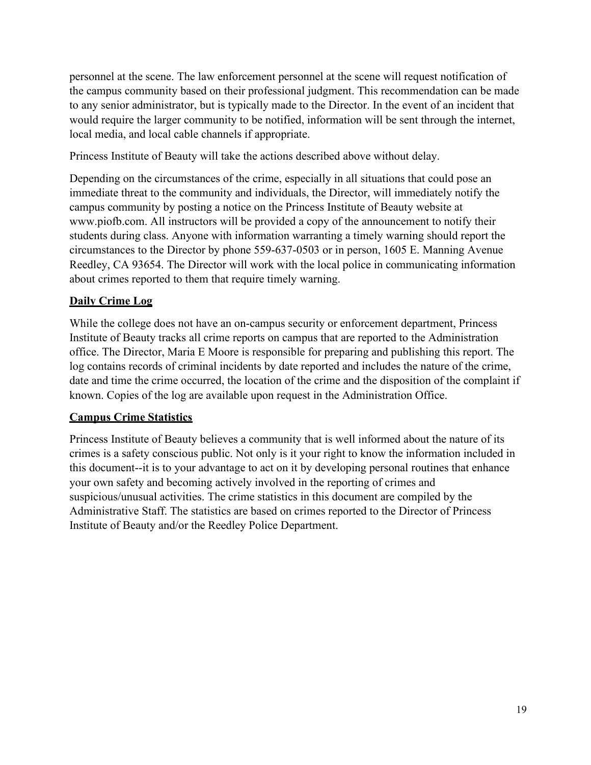personnel at the scene. The law enforcement personnel at the scene will request notification of the campus community based on their professional judgment. This recommendation can be made to any senior administrator, but is typically made to the Director. In the event of an incident that would require the larger community to be notified, information will be sent through the internet, local media, and local cable channels if appropriate.

Princess Institute of Beauty will take the actions described above without delay.

Depending on the circumstances of the crime, especially in all situations that could pose an immediate threat to the community and individuals, the Director, will immediately notify the campus community by posting a notice on the Princess Institute of Beauty website at www.piofb.com. All instructors will be provided a copy of the announcement to notify their students during class. Anyone with information warranting a timely warning should report the circumstances to the Director by phone 559-637-0503 or in person, 1605 E. Manning Avenue Reedley, CA 93654. The Director will work with the local police in communicating information about crimes reported to them that require timely warning.

## Daily Crime Log

While the college does not have an on-campus security or enforcement department, Princess Institute of Beauty tracks all crime reports on campus that are reported to the Administration office. The Director, Maria E Moore is responsible for preparing and publishing this report. The log contains records of criminal incidents by date reported and includes the nature of the crime, date and time the crime occurred, the location of the crime and the disposition of the complaint if known. Copies of the log are available upon request in the Administration Office.

## Campus Crime Statistics

Princess Institute of Beauty believes a community that is well informed about the nature of its crimes is a safety conscious public. Not only is it your right to know the information included in this document--it is to your advantage to act on it by developing personal routines that enhance your own safety and becoming actively involved in the reporting of crimes and suspicious/unusual activities. The crime statistics in this document are compiled by the Administrative Staff. The statistics are based on crimes reported to the Director of Princess Institute of Beauty and/or the Reedley Police Department.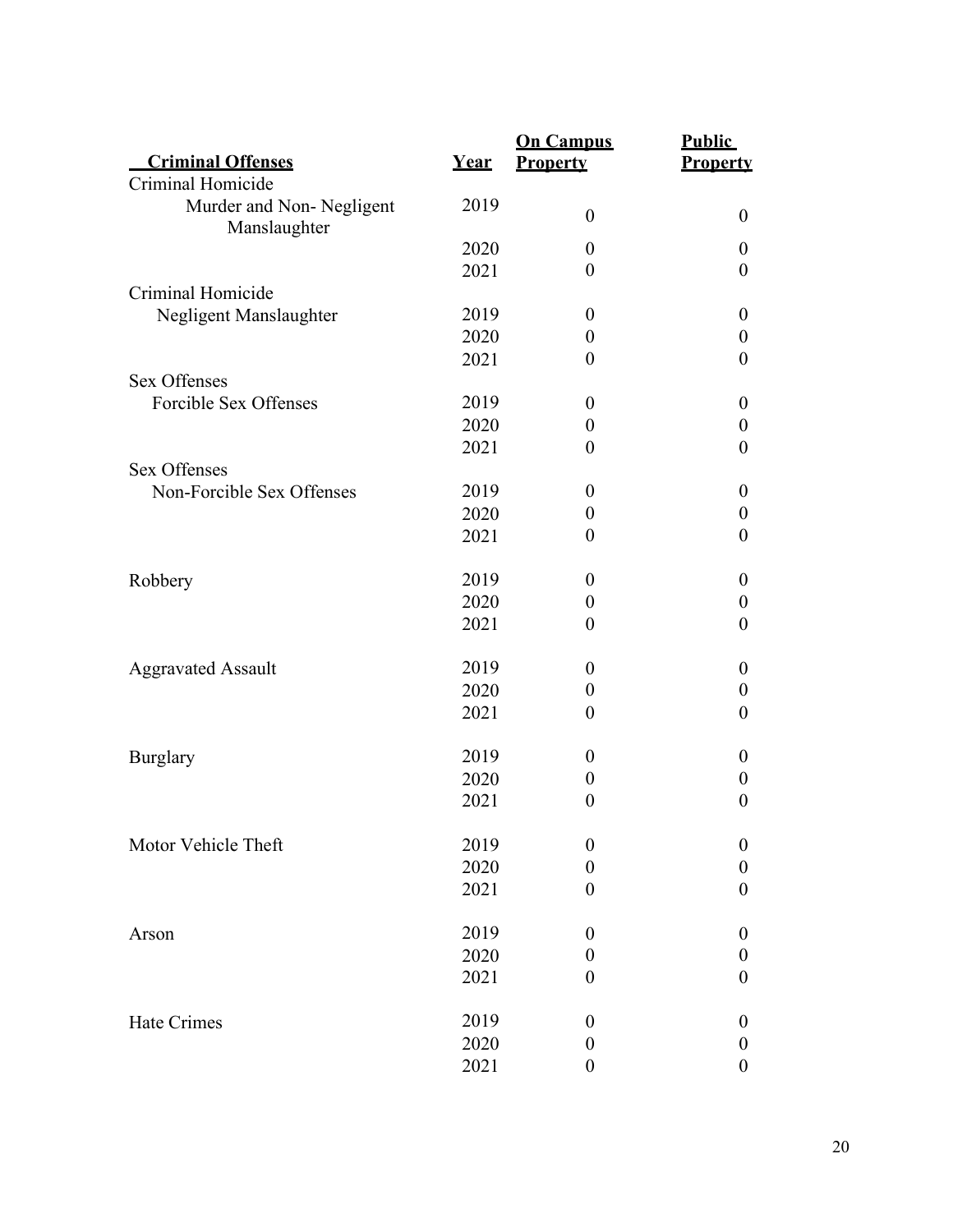| Criminal Offenses | Year | On Campus Property | Public Property |
|---|---|---|---|
| Criminal Homicide | | | |
| Murder and Non- Negligent Manslaughter | 2019 | 0 | 0 |
| | 2020 | 0 | 0 |
| | 2021 | 0 | 0 |
| Criminal Homicide | | | |
| Negligent Manslaughter | 2019 | 0 | 0 |
| | 2020 | 0 | 0 |
| | 2021 | 0 | 0 |
| Sex Offenses | | | |
| Forcible Sex Offenses | 2019 | 0 | 0 |
| | 2020 | 0 | 0 |
| | 2021 | 0 | 0 |
| Sex Offenses | | | |
| Non-Forcible Sex Offenses | 2019 | 0 | 0 |
| | 2020 | 0 | 0 |
| | 2021 | 0 | 0 |
| Robbery | 2019 | 0 | 0 |
| | 2020 | 0 | 0 |
| | 2021 | 0 | 0 |
| Aggravated Assault | 2019 | 0 | 0 |
| | 2020 | 0 | 0 |
| | 2021 | 0 | 0 |
| Burglary | 2019 | 0 | 0 |
| | 2020 | 0 | 0 |
| | 2021 | 0 | 0 |
| Motor Vehicle Theft | 2019 | 0 | 0 |
| | 2020 | 0 | 0 |
| | 2021 | 0 | 0 |
| Arson | 2019 | 0 | 0 |
| | 2020 | 0 | 0 |
| | 2021 | 0 | 0 |
| Hate Crimes | 2019 | 0 | 0 |
| | 2020 | 0 | 0 |
| | 2021 | 0 | 0 |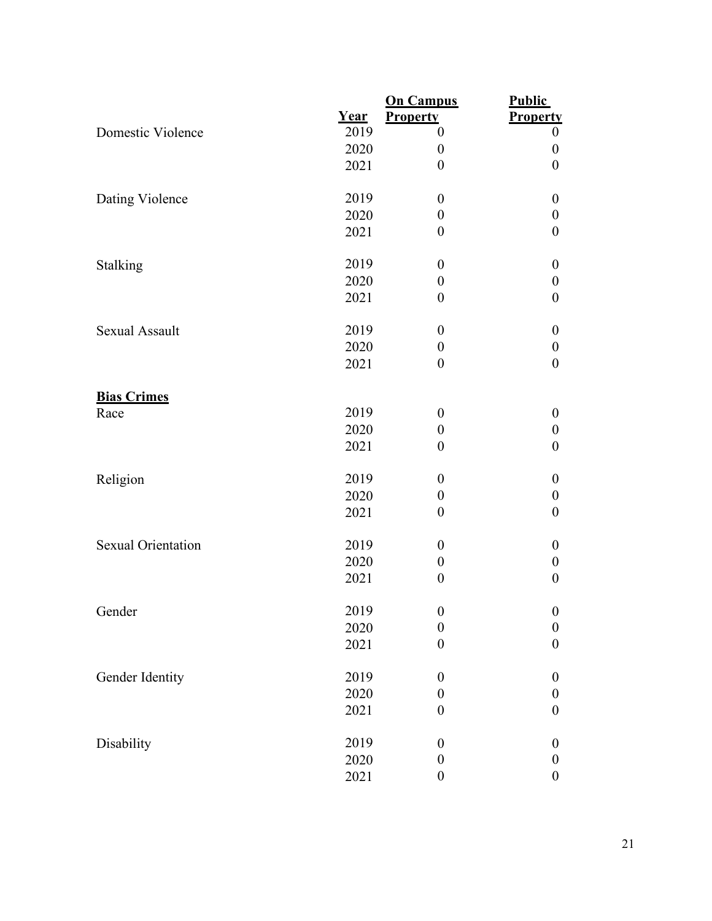| | Year | On Campus Property | Public Property |
|---|---|---|---|
| Domestic Violence | 2019 | 0 | 0 |
| | 2020 | 0 | 0 |
| | 2021 | 0 | 0 |
| Dating Violence | 2019 | 0 | 0 |
| | 2020 | 0 | 0 |
| | 2021 | 0 | 0 |
| Stalking | 2019 | 0 | 0 |
| | 2020 | 0 | 0 |
| | 2021 | 0 | 0 |
| Sexual Assault | 2019 | 0 | 0 |
| | 2020 | 0 | 0 |
| | 2021 | 0 | 0 |
| **Bias Crimes** | | | |
| Race | 2019 | 0 | 0 |
| | 2020 | 0 | 0 |
| | 2021 | 0 | 0 |
| Religion | 2019 | 0 | 0 |
| | 2020 | 0 | 0 |
| | 2021 | 0 | 0 |
| Sexual Orientation | 2019 | 0 | 0 |
| | 2020 | 0 | 0 |
| | 2021 | 0 | 0 |
| Gender | 2019 | 0 | 0 |
| | 2020 | 0 | 0 |
| | 2021 | 0 | 0 |
| Gender Identity | 2019 | 0 | 0 |
| | 2020 | 0 | 0 |
| | 2021 | 0 | 0 |
| Disability | 2019 | 0 | 0 |
| | 2020 | 0 | 0 |
| | 2021 | 0 | 0 |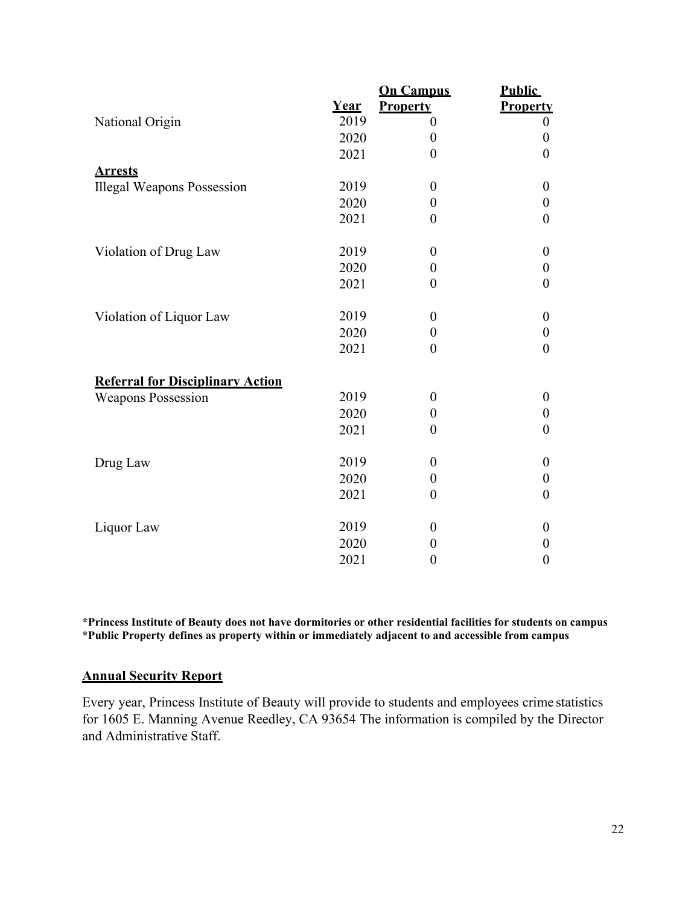| | Year | On Campus Property | Public Property |
|---|---|---|---|
| National Origin | 2019 | 0 | 0 |
| | 2020 | 0 | 0 |
| | 2021 | 0 | 0 |
| **Arrests** | | | |
| Illegal Weapons Possession | 2019 | 0 | 0 |
| | 2020 | 0 | 0 |
| | 2021 | 0 | 0 |
| Violation of Drug Law | 2019 | 0 | 0 |
| | 2020 | 0 | 0 |
| | 2021 | 0 | 0 |
| Violation of Liquor Law | 2019 | 0 | 0 |
| | 2020 | 0 | 0 |
| | 2021 | 0 | 0 |
| **Referral for Disciplinary Action** | | | |
| Weapons Possession | 2019 | 0 | 0 |
| | 2020 | 0 | 0 |
| | 2021 | 0 | 0 |
| Drug Law | 2019 | 0 | 0 |
| | 2020 | 0 | 0 |
| | 2021 | 0 | 0 |
| Liquor Law | 2019 | 0 | 0 |
| | 2020 | 0 | 0 |
| | 2021 | 0 | 0 |

**\*Princess Institute of Beauty does not have dormitories or other residential facilities for students on campus**
**\*Public Property defines as property within or immediately adjacent to and accessible from campus**

## Annual Security Report

Every year, Princess Institute of Beauty will provide to students and employees crime statistics for 1605 E. Manning Avenue Reedley, CA 93654 The information is compiled by the Director and Administrative Staff.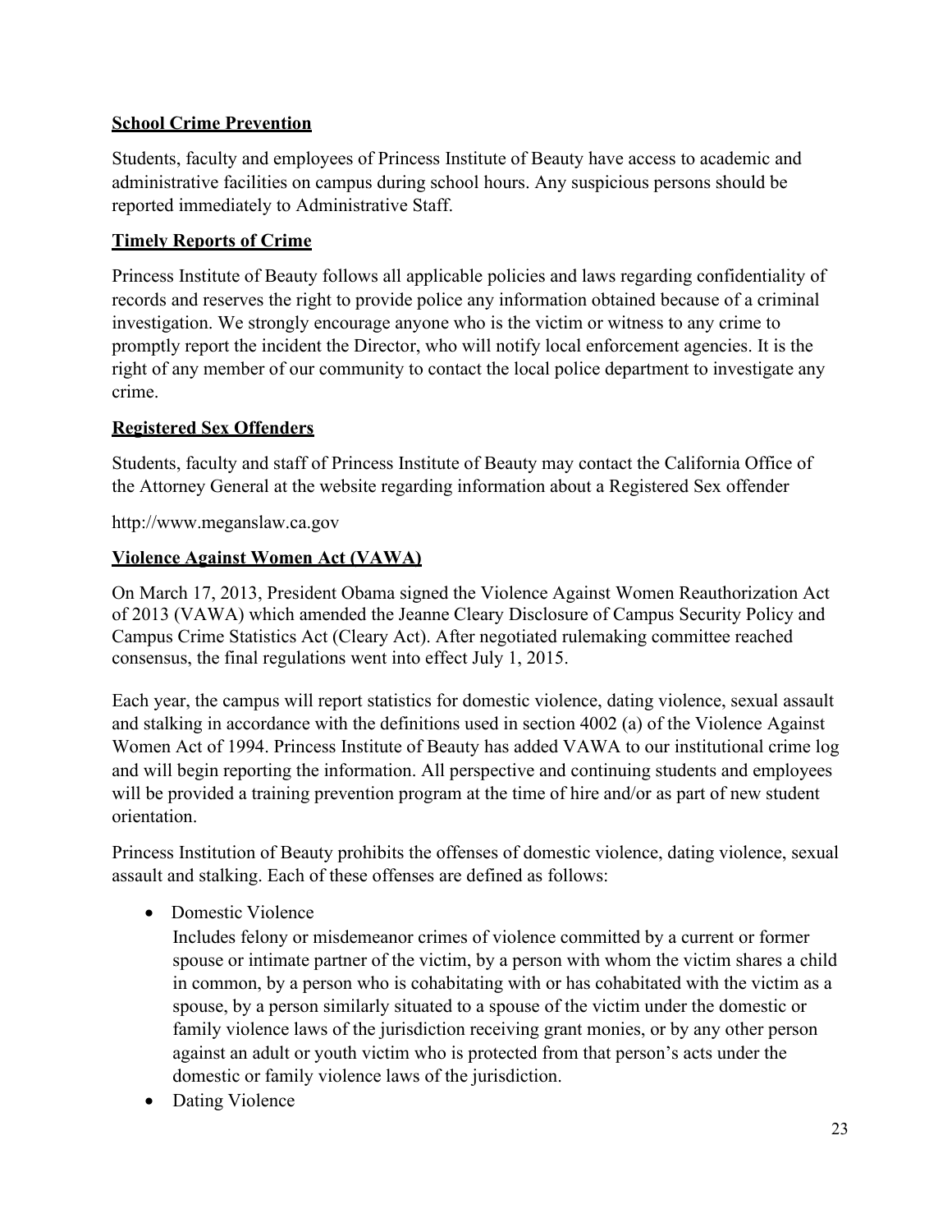## School Crime Prevention

Students, faculty and employees of Princess Institute of Beauty have access to academic and administrative facilities on campus during school hours. Any suspicious persons should be reported immediately to Administrative Staff.

## Timely Reports of Crime

Princess Institute of Beauty follows all applicable policies and laws regarding confidentiality of records and reserves the right to provide police any information obtained because of a criminal investigation. We strongly encourage anyone who is the victim or witness to any crime to promptly report the incident the Director, who will notify local enforcement agencies. It is the right of any member of our community to contact the local police department to investigate any crime.

## Registered Sex Offenders

Students, faculty and staff of Princess Institute of Beauty may contact the California Office of the Attorney General at the website regarding information about a Registered Sex offender

http://www.meganslaw.ca.gov

## Violence Against Women Act (VAWA)

On March 17, 2013, President Obama signed the Violence Against Women Reauthorization Act of 2013 (VAWA) which amended the Jeanne Cleary Disclosure of Campus Security Policy and Campus Crime Statistics Act (Cleary Act). After negotiated rulemaking committee reached consensus, the final regulations went into effect July 1, 2015.

Each year, the campus will report statistics for domestic violence, dating violence, sexual assault and stalking in accordance with the definitions used in section 4002 (a) of the Violence Against Women Act of 1994. Princess Institute of Beauty has added VAWA to our institutional crime log and will begin reporting the information. All perspective and continuing students and employees will be provided a training prevention program at the time of hire and/or as part of new student orientation.

Princess Institution of Beauty prohibits the offenses of domestic violence, dating violence, sexual assault and stalking. Each of these offenses are defined as follows:

- Domestic Violence
  Includes felony or misdemeanor crimes of violence committed by a current or former spouse or intimate partner of the victim, by a person with whom the victim shares a child in common, by a person who is cohabitating with or has cohabitated with the victim as a spouse, by a person similarly situated to a spouse of the victim under the domestic or family violence laws of the jurisdiction receiving grant monies, or by any other person against an adult or youth victim who is protected from that person's acts under the domestic or family violence laws of the jurisdiction.
- Dating Violence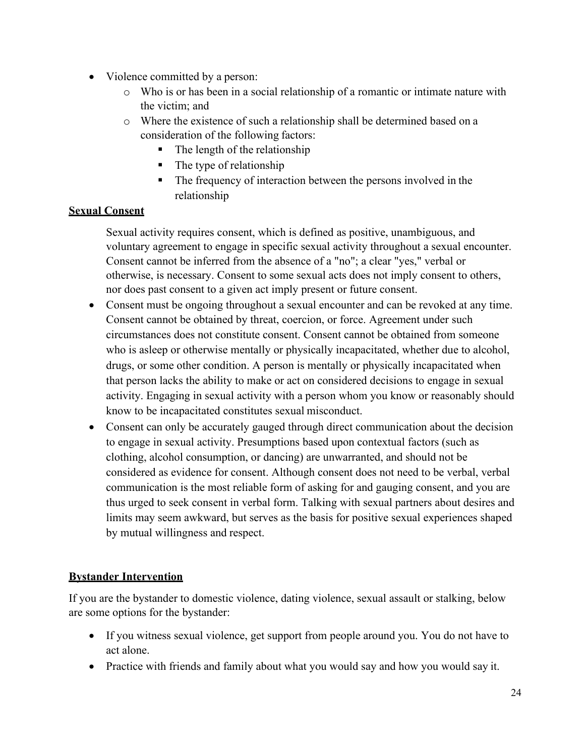- Violence committed by a person:
  - Who is or has been in a social relationship of a romantic or intimate nature with the victim; and
  - Where the existence of such a relationship shall be determined based on a consideration of the following factors:
    - The length of the relationship
    - The type of relationship
    - The frequency of interaction between the persons involved in the relationship

## Sexual Consent

Sexual activity requires consent, which is defined as positive, unambiguous, and voluntary agreement to engage in specific sexual activity throughout a sexual encounter. Consent cannot be inferred from the absence of a "no"; a clear "yes," verbal or otherwise, is necessary. Consent to some sexual acts does not imply consent to others, nor does past consent to a given act imply present or future consent.

- Consent must be ongoing throughout a sexual encounter and can be revoked at any time. Consent cannot be obtained by threat, coercion, or force. Agreement under such circumstances does not constitute consent. Consent cannot be obtained from someone who is asleep or otherwise mentally or physically incapacitated, whether due to alcohol, drugs, or some other condition. A person is mentally or physically incapacitated when that person lacks the ability to make or act on considered decisions to engage in sexual activity. Engaging in sexual activity with a person whom you know or reasonably should know to be incapacitated constitutes sexual misconduct.
- Consent can only be accurately gauged through direct communication about the decision to engage in sexual activity. Presumptions based upon contextual factors (such as clothing, alcohol consumption, or dancing) are unwarranted, and should not be considered as evidence for consent. Although consent does not need to be verbal, verbal communication is the most reliable form of asking for and gauging consent, and you are thus urged to seek consent in verbal form. Talking with sexual partners about desires and limits may seem awkward, but serves as the basis for positive sexual experiences shaped by mutual willingness and respect.

## Bystander Intervention

If you are the bystander to domestic violence, dating violence, sexual assault or stalking, below are some options for the bystander:

- If you witness sexual violence, get support from people around you. You do not have to act alone.
- Practice with friends and family about what you would say and how you would say it.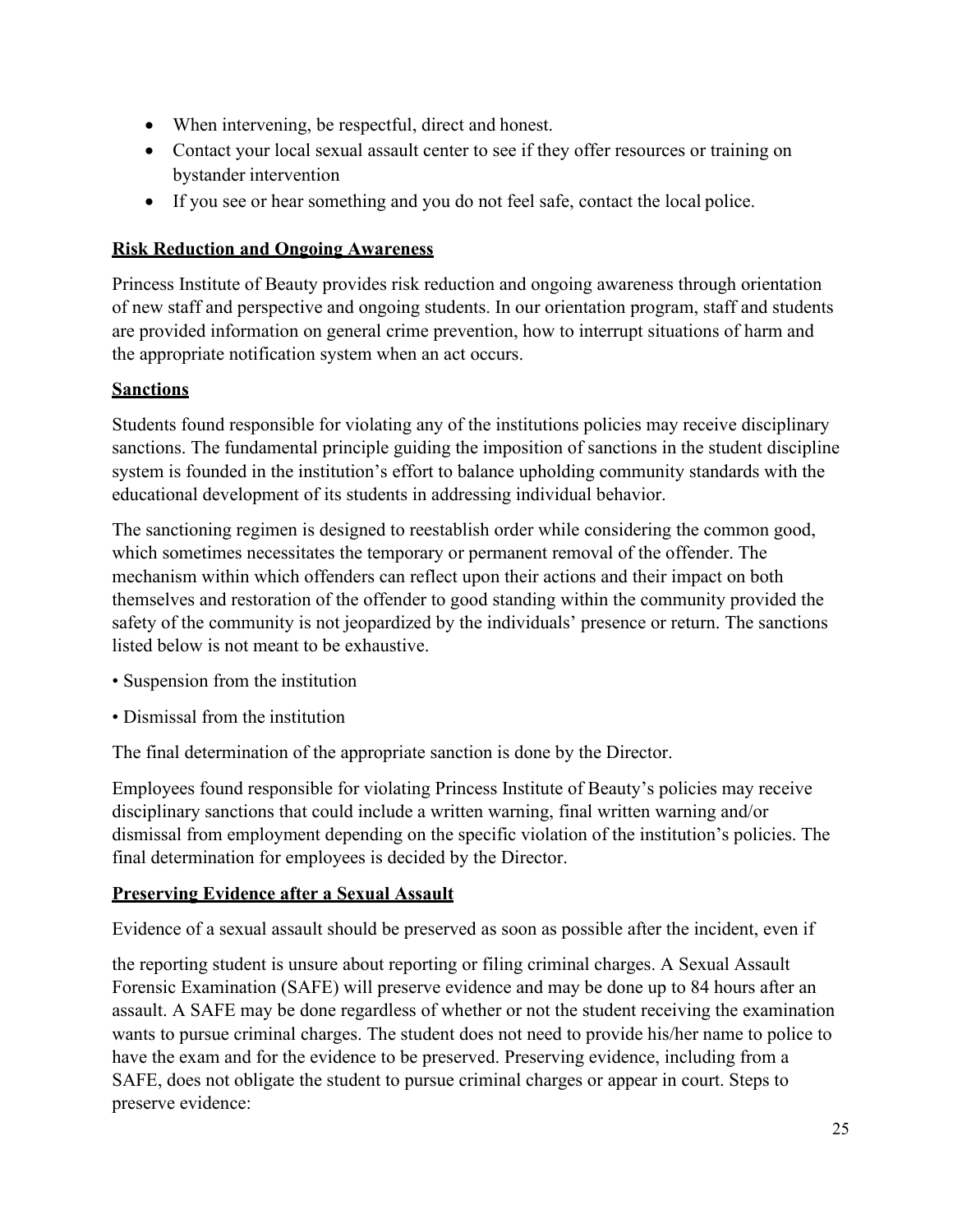- When intervening, be respectful, direct and honest.
- Contact your local sexual assault center to see if they offer resources or training on bystander intervention
- If you see or hear something and you do not feel safe, contact the local police.

**Risk Reduction and Ongoing Awareness**

Princess Institute of Beauty provides risk reduction and ongoing awareness through orientation of new staff and perspective and ongoing students. In our orientation program, staff and students are provided information on general crime prevention, how to interrupt situations of harm and the appropriate notification system when an act occurs.

**Sanctions**

Students found responsible for violating any of the institutions policies may receive disciplinary sanctions. The fundamental principle guiding the imposition of sanctions in the student discipline system is founded in the institution's effort to balance upholding community standards with the educational development of its students in addressing individual behavior.

The sanctioning regimen is designed to reestablish order while considering the common good, which sometimes necessitates the temporary or permanent removal of the offender. The mechanism within which offenders can reflect upon their actions and their impact on both themselves and restoration of the offender to good standing within the community provided the safety of the community is not jeopardized by the individuals' presence or return. The sanctions listed below is not meant to be exhaustive.

• Suspension from the institution

• Dismissal from the institution

The final determination of the appropriate sanction is done by the Director.

Employees found responsible for violating Princess Institute of Beauty's policies may receive disciplinary sanctions that could include a written warning, final written warning and/or dismissal from employment depending on the specific violation of the institution's policies. The final determination for employees is decided by the Director.

**Preserving Evidence after a Sexual Assault**

Evidence of a sexual assault should be preserved as soon as possible after the incident, even if the reporting student is unsure about reporting or filing criminal charges. A Sexual Assault Forensic Examination (SAFE) will preserve evidence and may be done up to 84 hours after an assault. A SAFE may be done regardless of whether or not the student receiving the examination wants to pursue criminal charges. The student does not need to provide his/her name to police to have the exam and for the evidence to be preserved. Preserving evidence, including from a SAFE, does not obligate the student to pursue criminal charges or appear in court. Steps to preserve evidence: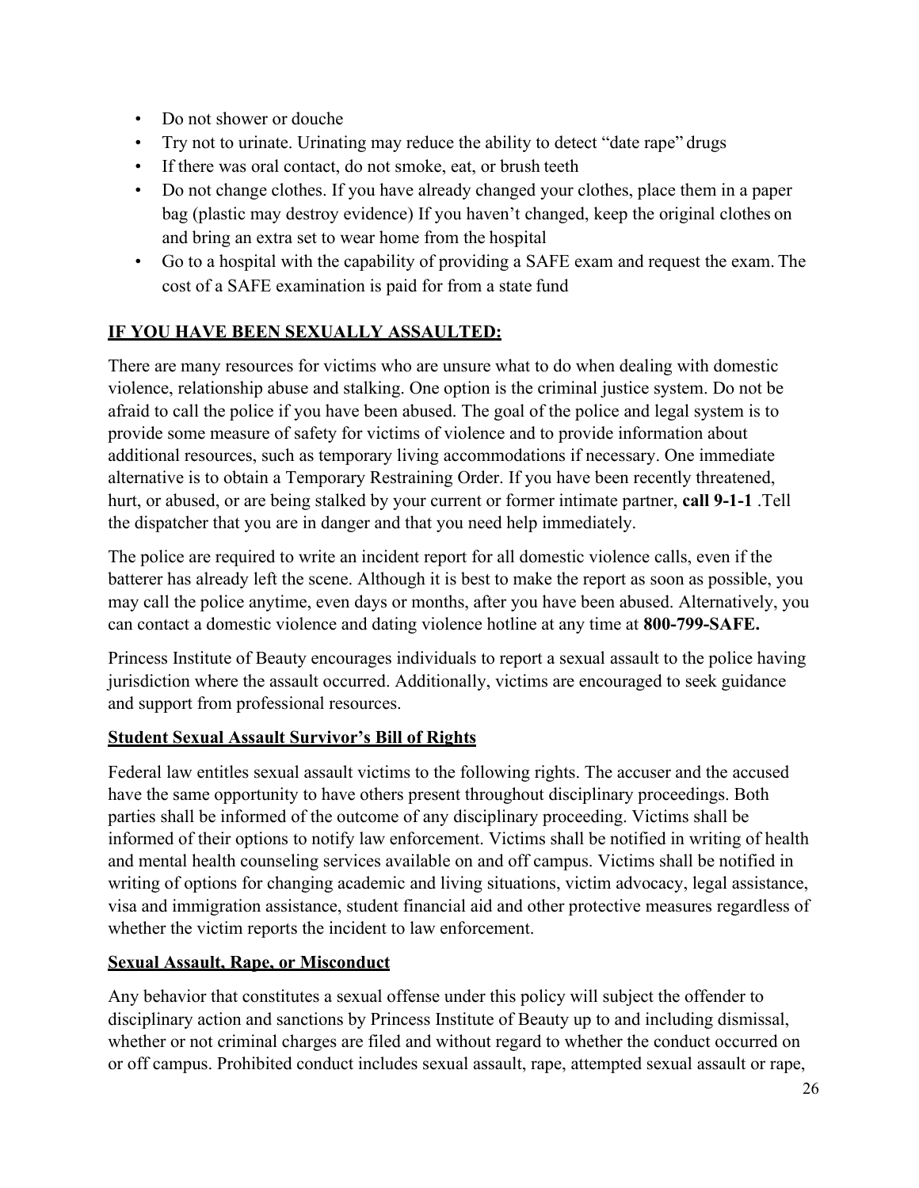- Do not shower or douche
- Try not to urinate. Urinating may reduce the ability to detect “date rape” drugs
- If there was oral contact, do not smoke, eat, or brush teeth
- Do not change clothes. If you have already changed your clothes, place them in a paper bag (plastic may destroy evidence) If you haven’t changed, keep the original clothes on and bring an extra set to wear home from the hospital
- Go to a hospital with the capability of providing a SAFE exam and request the exam. The cost of a SAFE examination is paid for from a state fund

**IF YOU HAVE BEEN SEXUALLY ASSAULTED:**

There are many resources for victims who are unsure what to do when dealing with domestic violence, relationship abuse and stalking. One option is the criminal justice system. Do not be afraid to call the police if you have been abused. The goal of the police and legal system is to provide some measure of safety for victims of violence and to provide information about additional resources, such as temporary living accommodations if necessary. One immediate alternative is to obtain a Temporary Restraining Order. If you have been recently threatened, hurt, or abused, or are being stalked by your current or former intimate partner, **call 9-1-1** .Tell the dispatcher that you are in danger and that you need help immediately.

The police are required to write an incident report for all domestic violence calls, even if the batterer has already left the scene. Although it is best to make the report as soon as possible, you may call the police anytime, even days or months, after you have been abused. Alternatively, you can contact a domestic violence and dating violence hotline at any time at **800-799-SAFE.**

Princess Institute of Beauty encourages individuals to report a sexual assault to the police having jurisdiction where the assault occurred. Additionally, victims are encouraged to seek guidance and support from professional resources.

**Student Sexual Assault Survivor’s Bill of Rights**

Federal law entitles sexual assault victims to the following rights. The accuser and the accused have the same opportunity to have others present throughout disciplinary proceedings. Both parties shall be informed of the outcome of any disciplinary proceeding. Victims shall be informed of their options to notify law enforcement. Victims shall be notified in writing of health and mental health counseling services available on and off campus. Victims shall be notified in writing of options for changing academic and living situations, victim advocacy, legal assistance, visa and immigration assistance, student financial aid and other protective measures regardless of whether the victim reports the incident to law enforcement.

**Sexual Assault, Rape, or Misconduct**

Any behavior that constitutes a sexual offense under this policy will subject the offender to disciplinary action and sanctions by Princess Institute of Beauty up to and including dismissal, whether or not criminal charges are filed and without regard to whether the conduct occurred on or off campus. Prohibited conduct includes sexual assault, rape, attempted sexual assault or rape,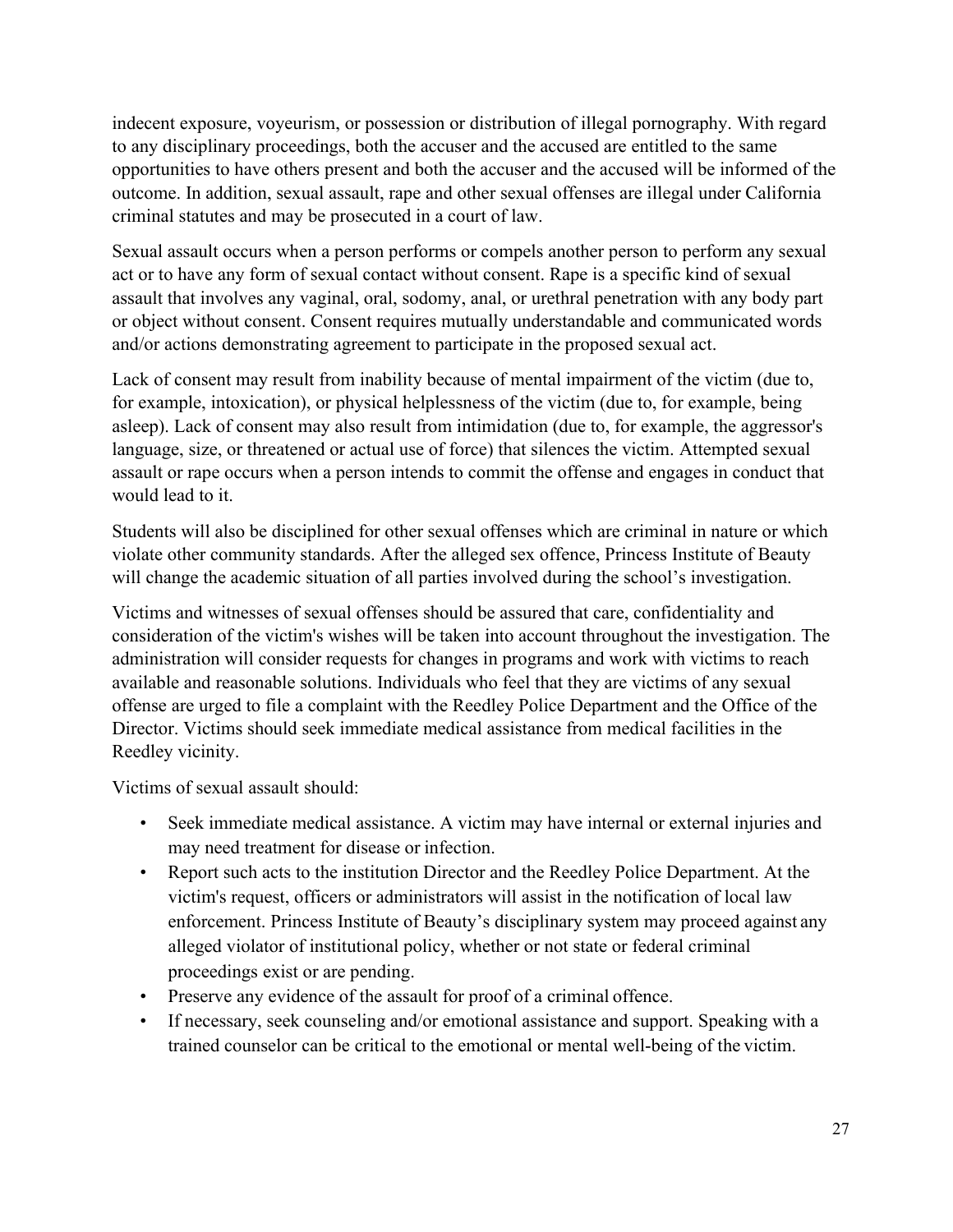indecent exposure, voyeurism, or possession or distribution of illegal pornography. With regard to any disciplinary proceedings, both the accuser and the accused are entitled to the same opportunities to have others present and both the accuser and the accused will be informed of the outcome. In addition, sexual assault, rape and other sexual offenses are illegal under California criminal statutes and may be prosecuted in a court of law.

Sexual assault occurs when a person performs or compels another person to perform any sexual act or to have any form of sexual contact without consent. Rape is a specific kind of sexual assault that involves any vaginal, oral, sodomy, anal, or urethral penetration with any body part or object without consent. Consent requires mutually understandable and communicated words and/or actions demonstrating agreement to participate in the proposed sexual act.

Lack of consent may result from inability because of mental impairment of the victim (due to, for example, intoxication), or physical helplessness of the victim (due to, for example, being asleep). Lack of consent may also result from intimidation (due to, for example, the aggressor's language, size, or threatened or actual use of force) that silences the victim. Attempted sexual assault or rape occurs when a person intends to commit the offense and engages in conduct that would lead to it.

Students will also be disciplined for other sexual offenses which are criminal in nature or which violate other community standards. After the alleged sex offence, Princess Institute of Beauty will change the academic situation of all parties involved during the school's investigation.

Victims and witnesses of sexual offenses should be assured that care, confidentiality and consideration of the victim's wishes will be taken into account throughout the investigation. The administration will consider requests for changes in programs and work with victims to reach available and reasonable solutions. Individuals who feel that they are victims of any sexual offense are urged to file a complaint with the Reedley Police Department and the Office of the Director. Victims should seek immediate medical assistance from medical facilities in the Reedley vicinity.

Victims of sexual assault should:

- Seek immediate medical assistance. A victim may have internal or external injuries and may need treatment for disease or infection.
- Report such acts to the institution Director and the Reedley Police Department. At the victim's request, officers or administrators will assist in the notification of local law enforcement. Princess Institute of Beauty's disciplinary system may proceed against any alleged violator of institutional policy, whether or not state or federal criminal proceedings exist or are pending.
- Preserve any evidence of the assault for proof of a criminal offence.
- If necessary, seek counseling and/or emotional assistance and support. Speaking with a trained counselor can be critical to the emotional or mental well-being of the victim.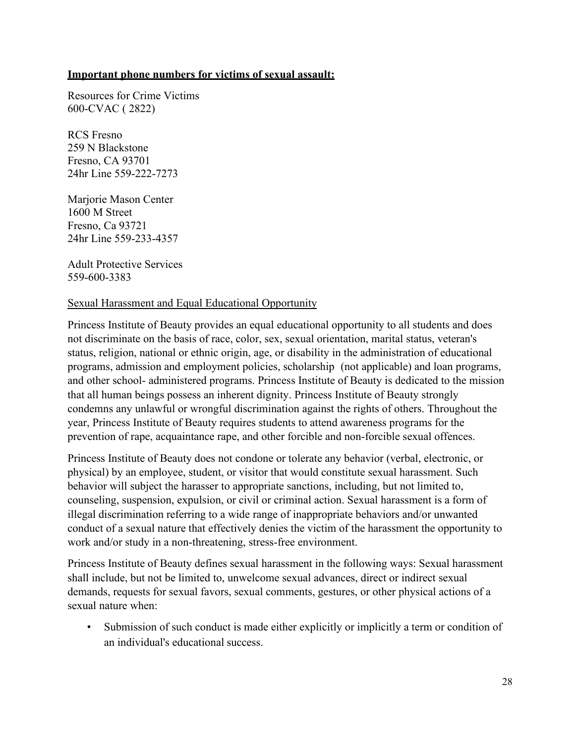**Important phone numbers for victims of sexual assault:**

Resources for Crime Victims
600-CVAC ( 2822)

RCS Fresno
259 N Blackstone
Fresno, CA 93701
24hr Line 559-222-7273

Marjorie Mason Center
1600 M Street
Fresno, Ca 93721
24hr Line 559-233-4357

Adult Protective Services
559-600-3383

Sexual Harassment and Equal Educational Opportunity

Princess Institute of Beauty provides an equal educational opportunity to all students and does not discriminate on the basis of race, color, sex, sexual orientation, marital status, veteran's status, religion, national or ethnic origin, age, or disability in the administration of educational programs, admission and employment policies, scholarship (not applicable) and loan programs, and other school- administered programs. Princess Institute of Beauty is dedicated to the mission that all human beings possess an inherent dignity. Princess Institute of Beauty strongly condemns any unlawful or wrongful discrimination against the rights of others. Throughout the year, Princess Institute of Beauty requires students to attend awareness programs for the prevention of rape, acquaintance rape, and other forcible and non-forcible sexual offences.

Princess Institute of Beauty does not condone or tolerate any behavior (verbal, electronic, or physical) by an employee, student, or visitor that would constitute sexual harassment. Such behavior will subject the harasser to appropriate sanctions, including, but not limited to, counseling, suspension, expulsion, or civil or criminal action. Sexual harassment is a form of illegal discrimination referring to a wide range of inappropriate behaviors and/or unwanted conduct of a sexual nature that effectively denies the victim of the harassment the opportunity to work and/or study in a non-threatening, stress-free environment.

Princess Institute of Beauty defines sexual harassment in the following ways: Sexual harassment shall include, but not be limited to, unwelcome sexual advances, direct or indirect sexual demands, requests for sexual favors, sexual comments, gestures, or other physical actions of a sexual nature when:

- Submission of such conduct is made either explicitly or implicitly a term or condition of an individual's educational success.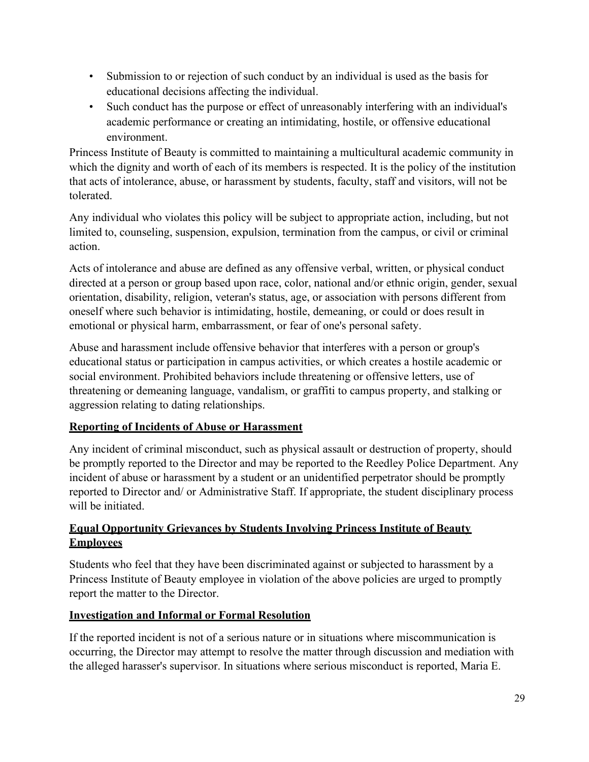- Submission to or rejection of such conduct by an individual is used as the basis for educational decisions affecting the individual.
- Such conduct has the purpose or effect of unreasonably interfering with an individual's academic performance or creating an intimidating, hostile, or offensive educational environment.

Princess Institute of Beauty is committed to maintaining a multicultural academic community in which the dignity and worth of each of its members is respected. It is the policy of the institution that acts of intolerance, abuse, or harassment by students, faculty, staff and visitors, will not be tolerated.

Any individual who violates this policy will be subject to appropriate action, including, but not limited to, counseling, suspension, expulsion, termination from the campus, or civil or criminal action.

Acts of intolerance and abuse are defined as any offensive verbal, written, or physical conduct directed at a person or group based upon race, color, national and/or ethnic origin, gender, sexual orientation, disability, religion, veteran's status, age, or association with persons different from oneself where such behavior is intimidating, hostile, demeaning, or could or does result in emotional or physical harm, embarrassment, or fear of one's personal safety.

Abuse and harassment include offensive behavior that interferes with a person or group's educational status or participation in campus activities, or which creates a hostile academic or social environment. Prohibited behaviors include threatening or offensive letters, use of threatening or demeaning language, vandalism, or graffiti to campus property, and stalking or aggression relating to dating relationships.

**Reporting of Incidents of Abuse or Harassment**

Any incident of criminal misconduct, such as physical assault or destruction of property, should be promptly reported to the Director and may be reported to the Reedley Police Department. Any incident of abuse or harassment by a student or an unidentified perpetrator should be promptly reported to Director and/ or Administrative Staff. If appropriate, the student disciplinary process will be initiated.

**Equal Opportunity Grievances by Students Involving Princess Institute of Beauty Employees**

Students who feel that they have been discriminated against or subjected to harassment by a Princess Institute of Beauty employee in violation of the above policies are urged to promptly report the matter to the Director.

**Investigation and Informal or Formal Resolution**

If the reported incident is not of a serious nature or in situations where miscommunication is occurring, the Director may attempt to resolve the matter through discussion and mediation with the alleged harasser's supervisor. In situations where serious misconduct is reported, Maria E.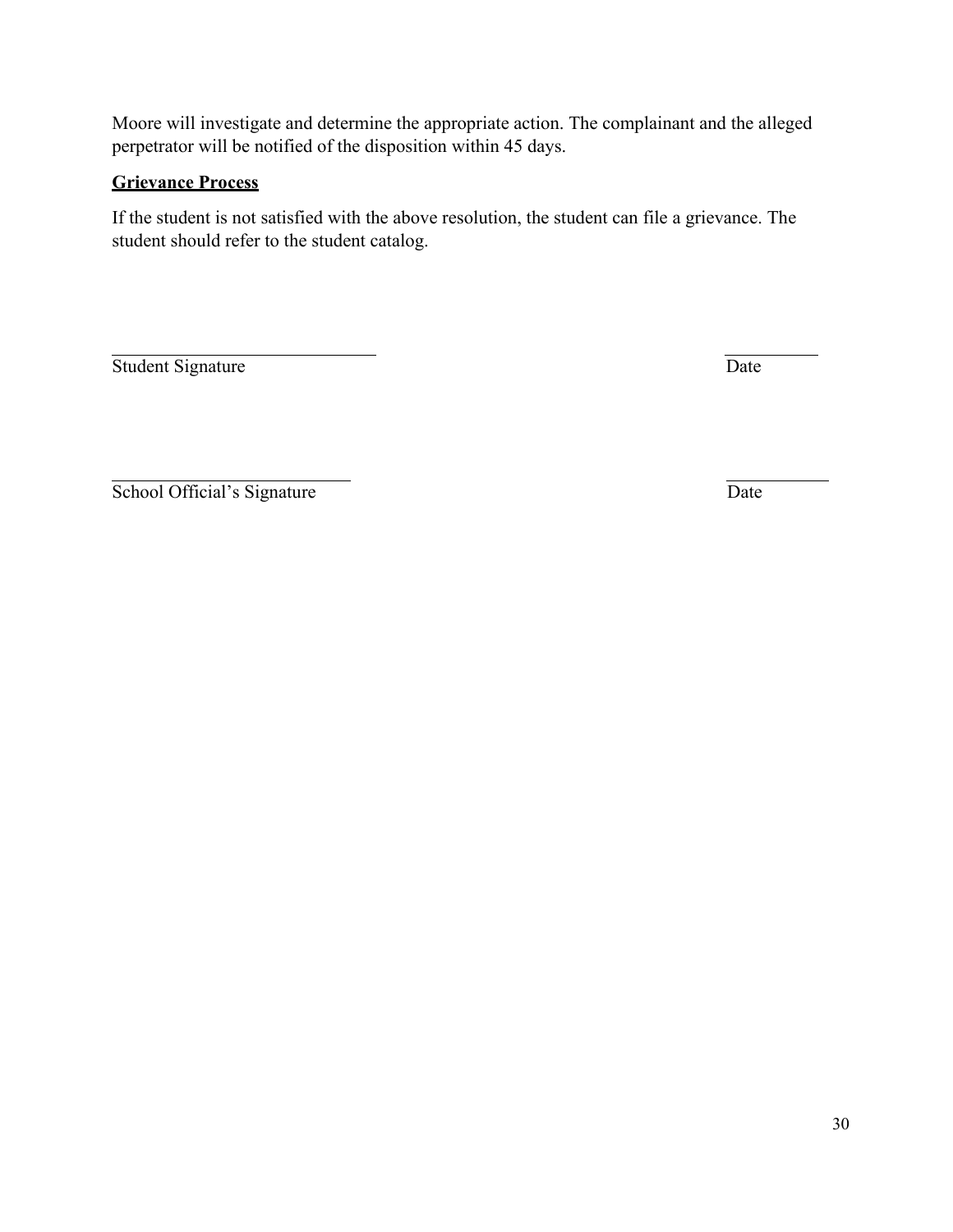Moore will investigate and determine the appropriate action. The complainant and the alleged perpetrator will be notified of the disposition within 45 days.

**Grievance Process**

If the student is not satisfied with the above resolution, the student can file a grievance. The student should refer to the student catalog.

\_\_\_\_\_\_\_\_\_\_\_\_\_\_\_\_\_\_\_\_\_\_\_\_\_\_\_\_ \_\_\_\_\_\_\_\_\_\_
Student Signature Date

\_\_\_\_\_\_\_\_\_\_\_\_\_\_\_\_\_\_\_\_\_\_\_\_\_\_\_\_ \_\_\_\_\_\_\_\_\_\_
School Official's Signature Date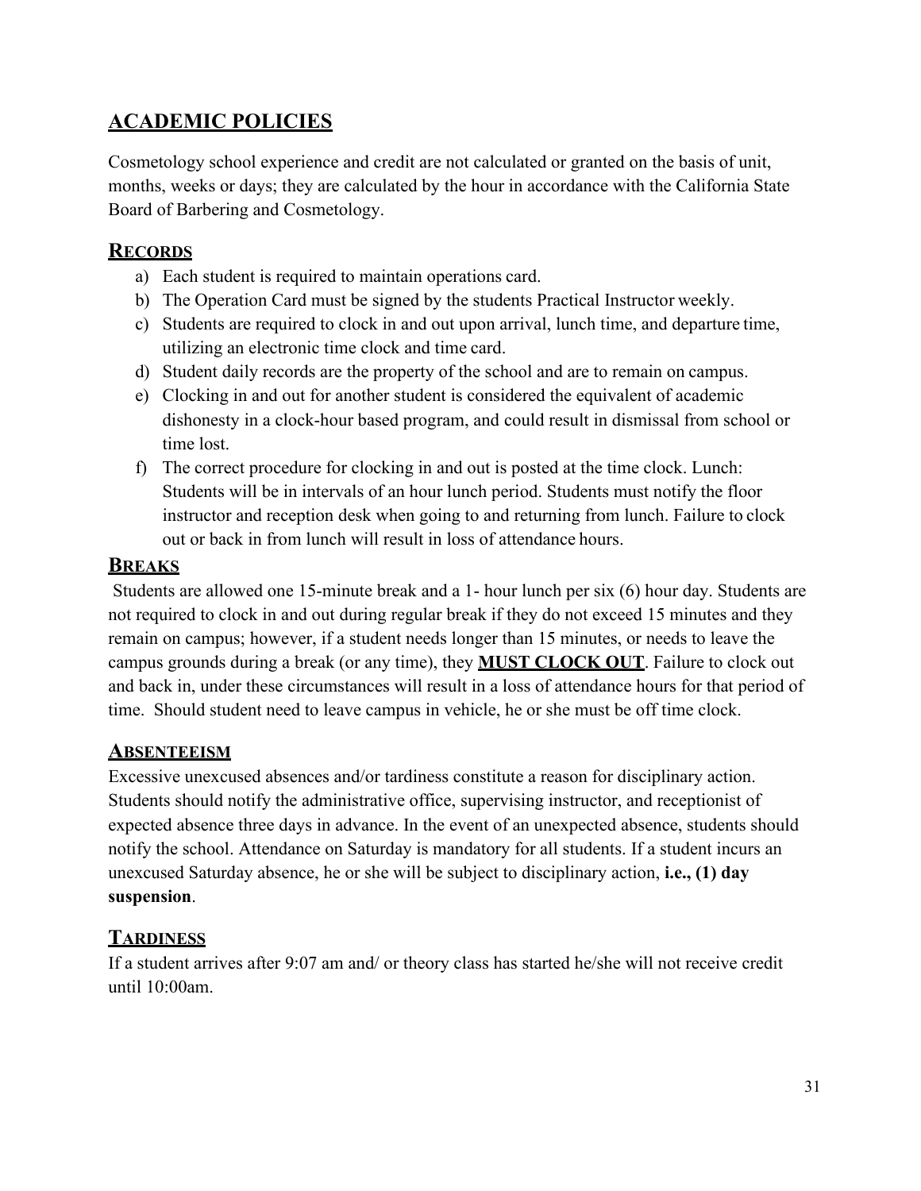## ACADEMIC POLICIES

Cosmetology school experience and credit are not calculated or granted on the basis of unit, months, weeks or days; they are calculated by the hour in accordance with the California State Board of Barbering and Cosmetology.

### RECORDS

a) Each student is required to maintain operations card.
b) The Operation Card must be signed by the students Practical Instructor weekly.
c) Students are required to clock in and out upon arrival, lunch time, and departure time, utilizing an electronic time clock and time card.
d) Student daily records are the property of the school and are to remain on campus.
e) Clocking in and out for another student is considered the equivalent of academic dishonesty in a clock-hour based program, and could result in dismissal from school or time lost.
f) The correct procedure for clocking in and out is posted at the time clock. Lunch: Students will be in intervals of an hour lunch period. Students must notify the floor instructor and reception desk when going to and returning from lunch. Failure to clock out or back in from lunch will result in loss of attendance hours.

### BREAKS

Students are allowed one 15-minute break and a 1- hour lunch per six (6) hour day. Students are not required to clock in and out during regular break if they do not exceed 15 minutes and they remain on campus; however, if a student needs longer than 15 minutes, or needs to leave the campus grounds during a break (or any time), they **MUST CLOCK OUT**. Failure to clock out and back in, under these circumstances will result in a loss of attendance hours for that period of time. Should student need to leave campus in vehicle, he or she must be off time clock.

### ABSENTEEISM

Excessive unexcused absences and/or tardiness constitute a reason for disciplinary action. Students should notify the administrative office, supervising instructor, and receptionist of expected absence three days in advance. In the event of an unexpected absence, students should notify the school. Attendance on Saturday is mandatory for all students. If a student incurs an unexcused Saturday absence, he or she will be subject to disciplinary action, **i.e., (1) day suspension**.

### TARDINESS

If a student arrives after 9:07 am and/ or theory class has started he/she will not receive credit until 10:00am.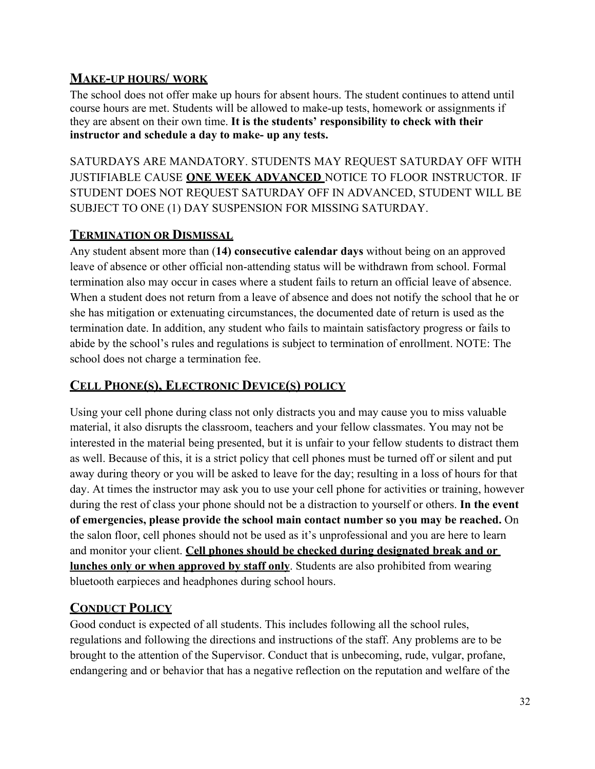## Make-up hours/ work

The school does not offer make up hours for absent hours. The student continues to attend until course hours are met. Students will be allowed to make-up tests, homework or assignments if they are absent on their own time. **It is the students' responsibility to check with their instructor and schedule a day to make- up any tests.**

SATURDAYS ARE MANDATORY. STUDENTS MAY REQUEST SATURDAY OFF WITH JUSTIFIABLE CAUSE **ONE WEEK ADVANCED** NOTICE TO FLOOR INSTRUCTOR. IF STUDENT DOES NOT REQUEST SATURDAY OFF IN ADVANCED, STUDENT WILL BE SUBJECT TO ONE (1) DAY SUSPENSION FOR MISSING SATURDAY.

## Termination or Dismissal

Any student absent more than (**14) consecutive calendar days** without being on an approved leave of absence or other official non-attending status will be withdrawn from school. Formal termination also may occur in cases where a student fails to return an official leave of absence. When a student does not return from a leave of absence and does not notify the school that he or she has mitigation or extenuating circumstances, the documented date of return is used as the termination date. In addition, any student who fails to maintain satisfactory progress or fails to abide by the school's rules and regulations is subject to termination of enrollment. NOTE: The school does not charge a termination fee.

## Cell Phone(s), Electronic Device(s) policy

Using your cell phone during class not only distracts you and may cause you to miss valuable material, it also disrupts the classroom, teachers and your fellow classmates. You may not be interested in the material being presented, but it is unfair to your fellow students to distract them as well. Because of this, it is a strict policy that cell phones must be turned off or silent and put away during theory or you will be asked to leave for the day; resulting in a loss of hours for that day. At times the instructor may ask you to use your cell phone for activities or training, however during the rest of class your phone should not be a distraction to yourself or others. **In the event of emergencies, please provide the school main contact number so you may be reached.** On the salon floor, cell phones should not be used as it's unprofessional and you are here to learn and monitor your client. **Cell phones should be checked during designated break and or lunches only or when approved by staff only**. Students are also prohibited from wearing bluetooth earpieces and headphones during school hours.

## Conduct Policy

Good conduct is expected of all students. This includes following all the school rules, regulations and following the directions and instructions of the staff. Any problems are to be brought to the attention of the Supervisor. Conduct that is unbecoming, rude, vulgar, profane, endangering and or behavior that has a negative reflection on the reputation and welfare of the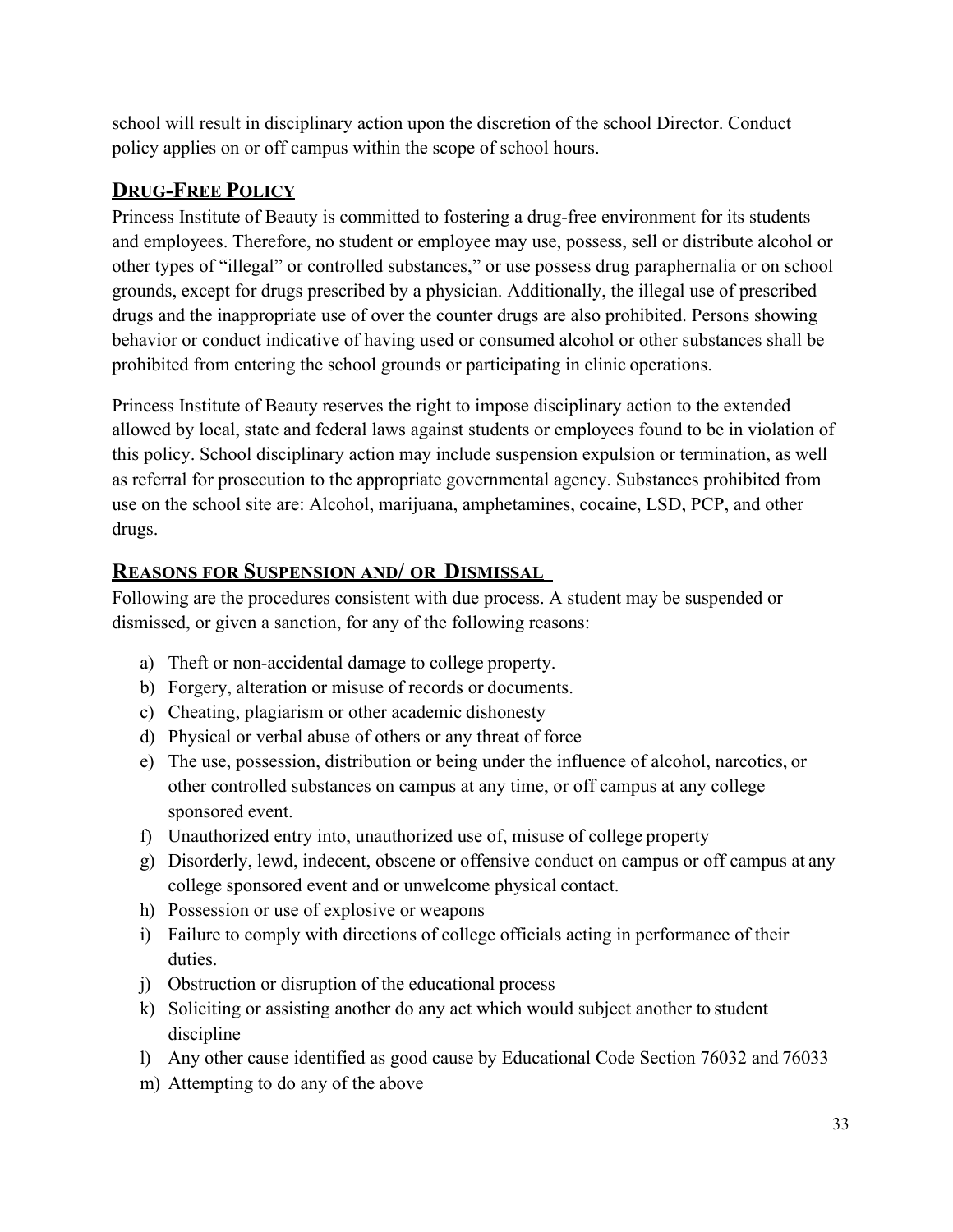school will result in disciplinary action upon the discretion of the school Director. Conduct policy applies on or off campus within the scope of school hours.

## **Drug-Free Policy**

Princess Institute of Beauty is committed to fostering a drug-free environment for its students and employees. Therefore, no student or employee may use, possess, sell or distribute alcohol or other types of "illegal" or controlled substances," or use possess drug paraphernalia or on school grounds, except for drugs prescribed by a physician. Additionally, the illegal use of prescribed drugs and the inappropriate use of over the counter drugs are also prohibited. Persons showing behavior or conduct indicative of having used or consumed alcohol or other substances shall be prohibited from entering the school grounds or participating in clinic operations.

Princess Institute of Beauty reserves the right to impose disciplinary action to the extended allowed by local, state and federal laws against students or employees found to be in violation of this policy. School disciplinary action may include suspension expulsion or termination, as well as referral for prosecution to the appropriate governmental agency. Substances prohibited from use on the school site are: Alcohol, marijuana, amphetamines, cocaine, LSD, PCP, and other drugs.

## **Reasons for Suspension and/ or Dismissal**

Following are the procedures consistent with due process. A student may be suspended or dismissed, or given a sanction, for any of the following reasons:

a) Theft or non-accidental damage to college property.
b) Forgery, alteration or misuse of records or documents.
c) Cheating, plagiarism or other academic dishonesty
d) Physical or verbal abuse of others or any threat of force
e) The use, possession, distribution or being under the influence of alcohol, narcotics, or other controlled substances on campus at any time, or off campus at any college sponsored event.
f) Unauthorized entry into, unauthorized use of, misuse of college property
g) Disorderly, lewd, indecent, obscene or offensive conduct on campus or off campus at any college sponsored event and or unwelcome physical contact.
h) Possession or use of explosive or weapons
i) Failure to comply with directions of college officials acting in performance of their duties.
j) Obstruction or disruption of the educational process
k) Soliciting or assisting another do any act which would subject another to student discipline
l) Any other cause identified as good cause by Educational Code Section 76032 and 76033
m) Attempting to do any of the above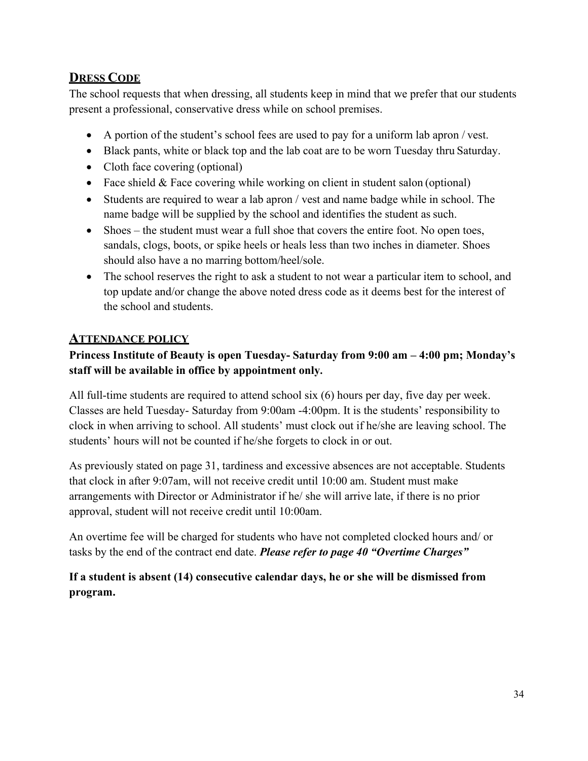## DRESS CODE

The school requests that when dressing, all students keep in mind that we prefer that our students present a professional, conservative dress while on school premises.

- A portion of the student's school fees are used to pay for a uniform lab apron / vest.
- Black pants, white or black top and the lab coat are to be worn Tuesday thru Saturday.
- Cloth face covering (optional)
- Face shield & Face covering while working on client in student salon (optional)
- Students are required to wear a lab apron / vest and name badge while in school. The name badge will be supplied by the school and identifies the student as such.
- Shoes – the student must wear a full shoe that covers the entire foot. No open toes, sandals, clogs, boots, or spike heels or heals less than two inches in diameter. Shoes should also have a no marring bottom/heel/sole.
- The school reserves the right to ask a student to not wear a particular item to school, and top update and/or change the above noted dress code as it deems best for the interest of the school and students.

## ATTENDANCE POLICY

**Princess Institute of Beauty is open Tuesday- Saturday from 9:00 am – 4:00 pm; Monday's staff will be available in office by appointment only.**

All full-time students are required to attend school six (6) hours per day, five day per week. Classes are held Tuesday- Saturday from 9:00am -4:00pm. It is the students' responsibility to clock in when arriving to school. All students' must clock out if he/she are leaving school. The students' hours will not be counted if he/she forgets to clock in or out.

As previously stated on page 31, tardiness and excessive absences are not acceptable. Students that clock in after 9:07am, will not receive credit until 10:00 am. Student must make arrangements with Director or Administrator if he/ she will arrive late, if there is no prior approval, student will not receive credit until 10:00am.

An overtime fee will be charged for students who have not completed clocked hours and/ or tasks by the end of the contract end date. ***Please refer to page 40 "Overtime Charges"***

**If a student is absent (14) consecutive calendar days, he or she will be dismissed from program.**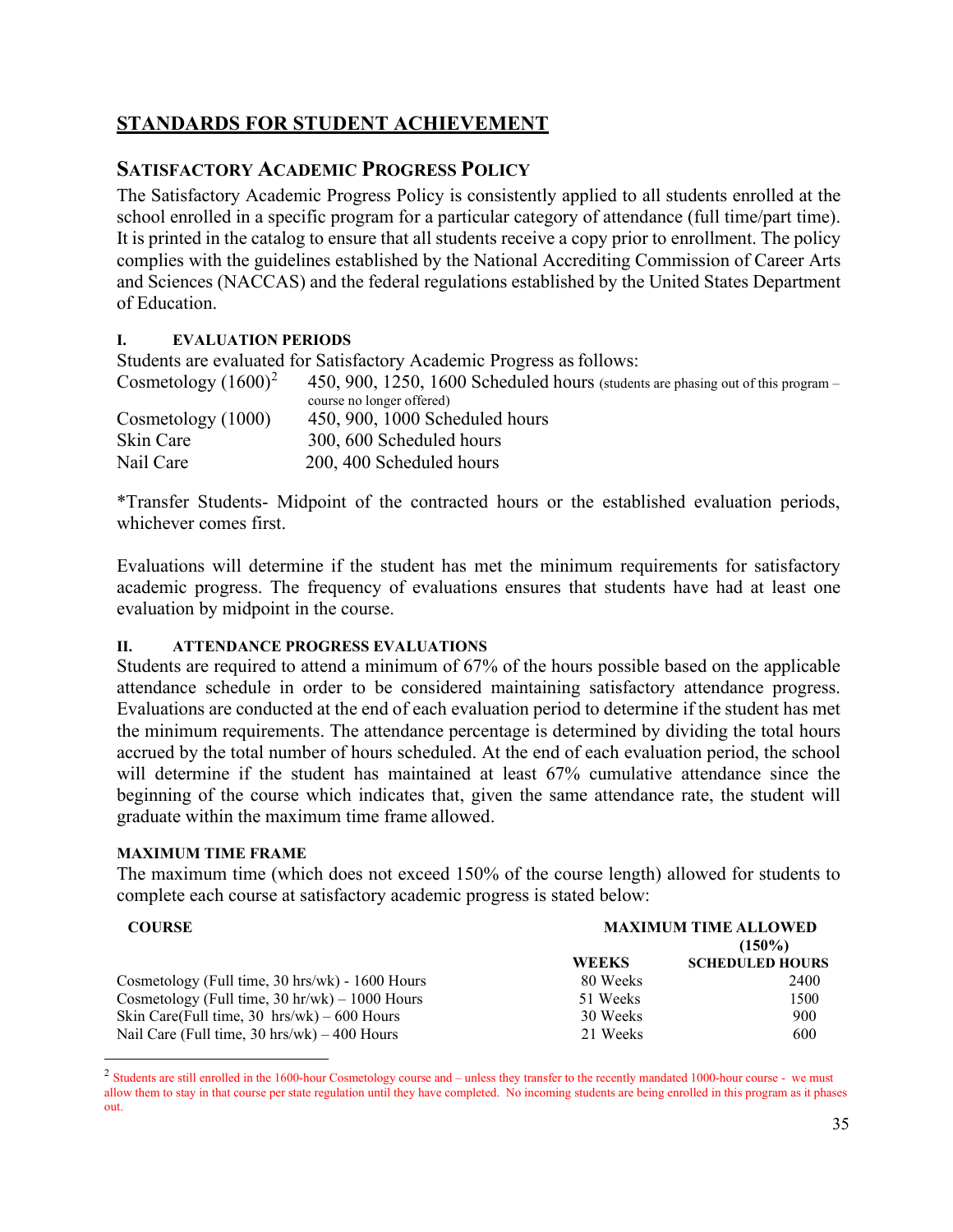## STANDARDS FOR STUDENT ACHIEVEMENT

### SATISFACTORY ACADEMIC PROGRESS POLICY

The Satisfactory Academic Progress Policy is consistently applied to all students enrolled at the school enrolled in a specific program for a particular category of attendance (full time/part time). It is printed in the catalog to ensure that all students receive a copy prior to enrollment. The policy complies with the guidelines established by the National Accrediting Commission of Career Arts and Sciences (NACCAS) and the federal regulations established by the United States Department of Education.

#### I. EVALUATION PERIODS

Students are evaluated for Satisfactory Academic Progress as follows:

| | |
|---|---|
| Cosmetology (1600)[2] | 450, 900, 1250, 1600 Scheduled hours (students are phasing out of this program – course no longer offered) |
| Cosmetology (1000) | 450, 900, 1000 Scheduled hours |
| Skin Care | 300, 600 Scheduled hours |
| Nail Care | 200, 400 Scheduled hours |

*Transfer Students- Midpoint of the contracted hours or the established evaluation periods, whichever comes first.

Evaluations will determine if the student has met the minimum requirements for satisfactory academic progress. The frequency of evaluations ensures that students have had at least one evaluation by midpoint in the course.

#### II. ATTENDANCE PROGRESS EVALUATIONS

Students are required to attend a minimum of 67% of the hours possible based on the applicable attendance schedule in order to be considered maintaining satisfactory attendance progress. Evaluations are conducted at the end of each evaluation period to determine if the student has met the minimum requirements. The attendance percentage is determined by dividing the total hours accrued by the total number of hours scheduled. At the end of each evaluation period, the school will determine if the student has maintained at least 67% cumulative attendance since the beginning of the course which indicates that, given the same attendance rate, the student will graduate within the maximum time frame allowed.

#### MAXIMUM TIME FRAME

The maximum time (which does not exceed 150% of the course length) allowed for students to complete each course at satisfactory academic progress is stated below:

| COURSE | MAXIMUM TIME ALLOWED (150%) | |
|---|---|---|
| | **WEEKS** | **SCHEDULED HOURS** |
| Cosmetology (Full time, 30 hrs/wk) - 1600 Hours | 80 Weeks | 2400 |
| Cosmetology (Full time, 30 hr/wk) – 1000 Hours | 51 Weeks | 1500 |
| Skin Care(Full time, 30 hrs/wk) – 600 Hours | 30 Weeks | 900 |
| Nail Care (Full time, 30 hrs/wk) – 400 Hours | 21 Weeks | 600 |

---

[2] Students are still enrolled in the 1600-hour Cosmetology course and – unless they transfer to the recently mandated 1000-hour course - we must allow them to stay in that course per state regulation until they have completed. No incoming students are being enrolled in this program as it phases out.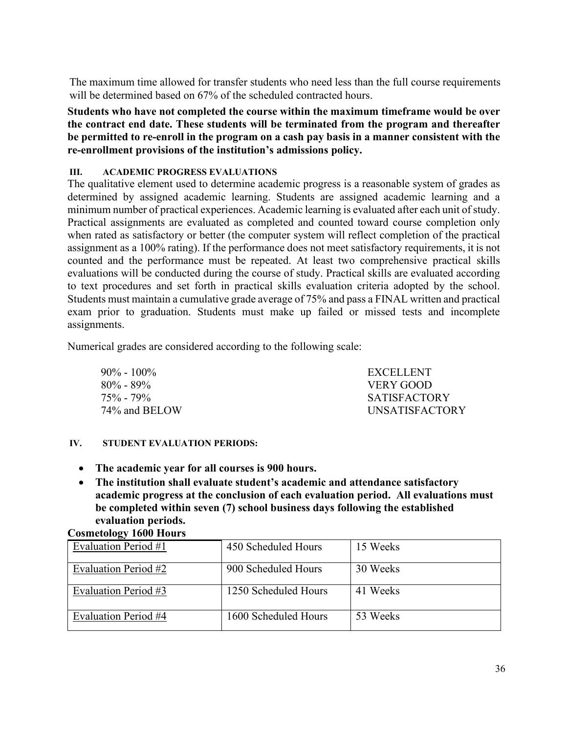The maximum time allowed for transfer students who need less than the full course requirements will be determined based on 67% of the scheduled contracted hours.

**Students who have not completed the course within the maximum timeframe would be over the contract end date. These students will be terminated from the program and thereafter be permitted to re-enroll in the program on a cash pay basis in a manner consistent with the re-enrollment provisions of the institution's admissions policy.**

### III. ACADEMIC PROGRESS EVALUATIONS

The qualitative element used to determine academic progress is a reasonable system of grades as determined by assigned academic learning. Students are assigned academic learning and a minimum number of practical experiences. Academic learning is evaluated after each unit of study. Practical assignments are evaluated as completed and counted toward course completion only when rated as satisfactory or better (the computer system will reflect completion of the practical assignment as a 100% rating). If the performance does not meet satisfactory requirements, it is not counted and the performance must be repeated. At least two comprehensive practical skills evaluations will be conducted during the course of study. Practical skills are evaluated according to text procedures and set forth in practical skills evaluation criteria adopted by the school. Students must maintain a cumulative grade average of 75% and pass a FINAL written and practical exam prior to graduation. Students must make up failed or missed tests and incomplete assignments.

Numerical grades are considered according to the following scale:

| | |
|---|---|
| 90% - 100% | EXCELLENT |
| 80% - 89% | VERY GOOD |
| 75% - 79% | SATISFACTORY |
| 74% and BELOW | UNSATISFACTORY |

### IV. STUDENT EVALUATION PERIODS:

- **The academic year for all courses is 900 hours.**
- **The institution shall evaluate student's academic and attendance satisfactory academic progress at the conclusion of each evaluation period. All evaluations must be completed within seven (7) school business days following the established evaluation periods.**

**Cosmetology 1600 Hours**

| | | |
|---|---|---|
| Evaluation Period #1 | 450 Scheduled Hours | 15 Weeks |
| Evaluation Period #2 | 900 Scheduled Hours | 30 Weeks |
| Evaluation Period #3 | 1250 Scheduled Hours | 41 Weeks |
| Evaluation Period #4 | 1600 Scheduled Hours | 53 Weeks |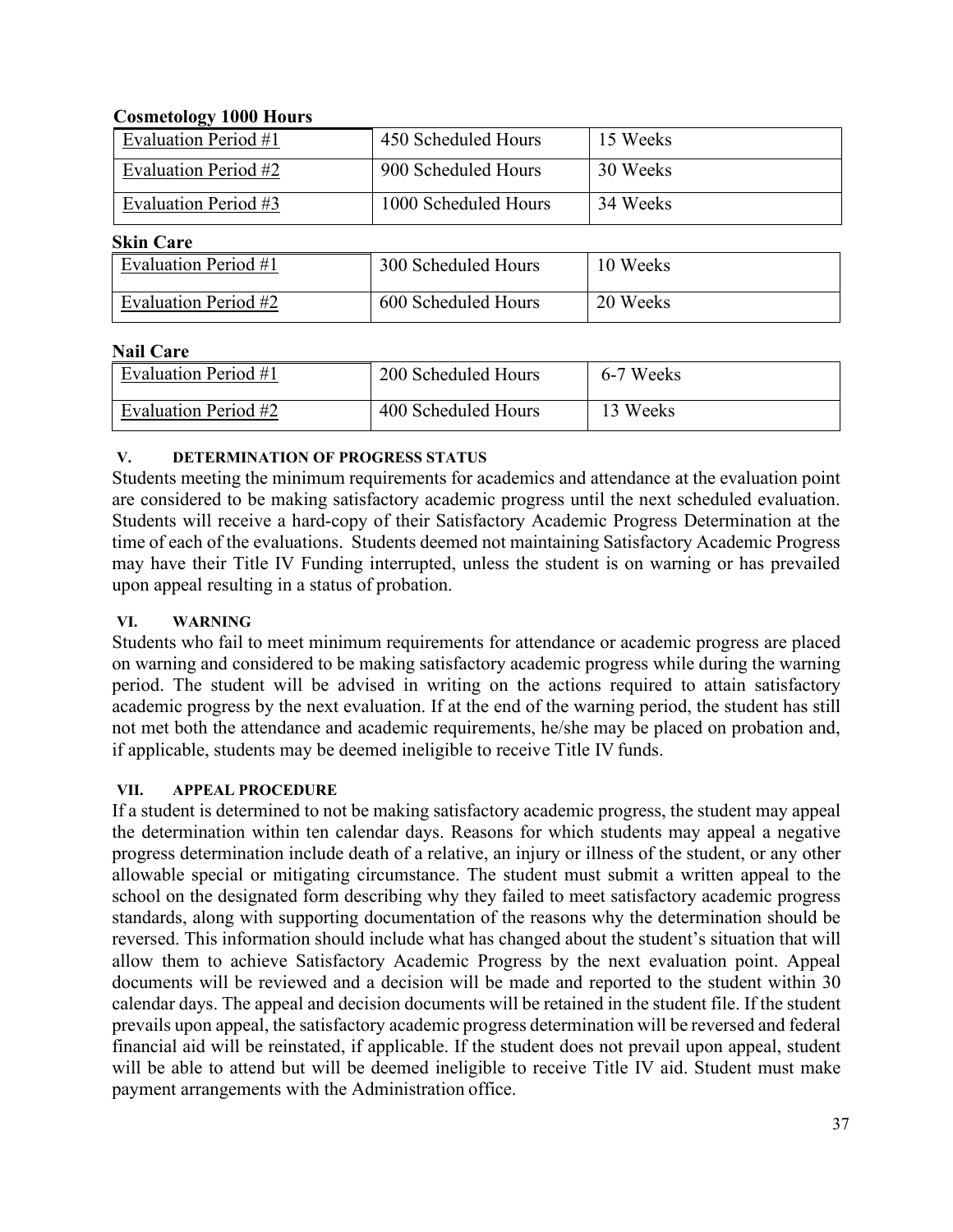**Cosmetology 1000 Hours**

| Evaluation Period #1 | 450 Scheduled Hours | 15 Weeks |
|---|---|---|
| Evaluation Period #2 | 900 Scheduled Hours | 30 Weeks |
| Evaluation Period #3 | 1000 Scheduled Hours | 34 Weeks |

**Skin Care**

| Evaluation Period #1 | 300 Scheduled Hours | 10 Weeks |
|---|---|---|
| Evaluation Period #2 | 600 Scheduled Hours | 20 Weeks |

**Nail Care**

| Evaluation Period #1 | 200 Scheduled Hours | 6-7 Weeks |
|---|---|---|
| Evaluation Period #2 | 400 Scheduled Hours | 13 Weeks |

### V. DETERMINATION OF PROGRESS STATUS

Students meeting the minimum requirements for academics and attendance at the evaluation point are considered to be making satisfactory academic progress until the next scheduled evaluation. Students will receive a hard-copy of their Satisfactory Academic Progress Determination at the time of each of the evaluations. Students deemed not maintaining Satisfactory Academic Progress may have their Title IV Funding interrupted, unless the student is on warning or has prevailed upon appeal resulting in a status of probation.

### VI. WARNING

Students who fail to meet minimum requirements for attendance or academic progress are placed on warning and considered to be making satisfactory academic progress while during the warning period. The student will be advised in writing on the actions required to attain satisfactory academic progress by the next evaluation. If at the end of the warning period, the student has still not met both the attendance and academic requirements, he/she may be placed on probation and, if applicable, students may be deemed ineligible to receive Title IV funds.

### VII. APPEAL PROCEDURE

If a student is determined to not be making satisfactory academic progress, the student may appeal the determination within ten calendar days. Reasons for which students may appeal a negative progress determination include death of a relative, an injury or illness of the student, or any other allowable special or mitigating circumstance. The student must submit a written appeal to the school on the designated form describing why they failed to meet satisfactory academic progress standards, along with supporting documentation of the reasons why the determination should be reversed. This information should include what has changed about the student's situation that will allow them to achieve Satisfactory Academic Progress by the next evaluation point. Appeal documents will be reviewed and a decision will be made and reported to the student within 30 calendar days. The appeal and decision documents will be retained in the student file. If the student prevails upon appeal, the satisfactory academic progress determination will be reversed and federal financial aid will be reinstated, if applicable. If the student does not prevail upon appeal, student will be able to attend but will be deemed ineligible to receive Title IV aid. Student must make payment arrangements with the Administration office.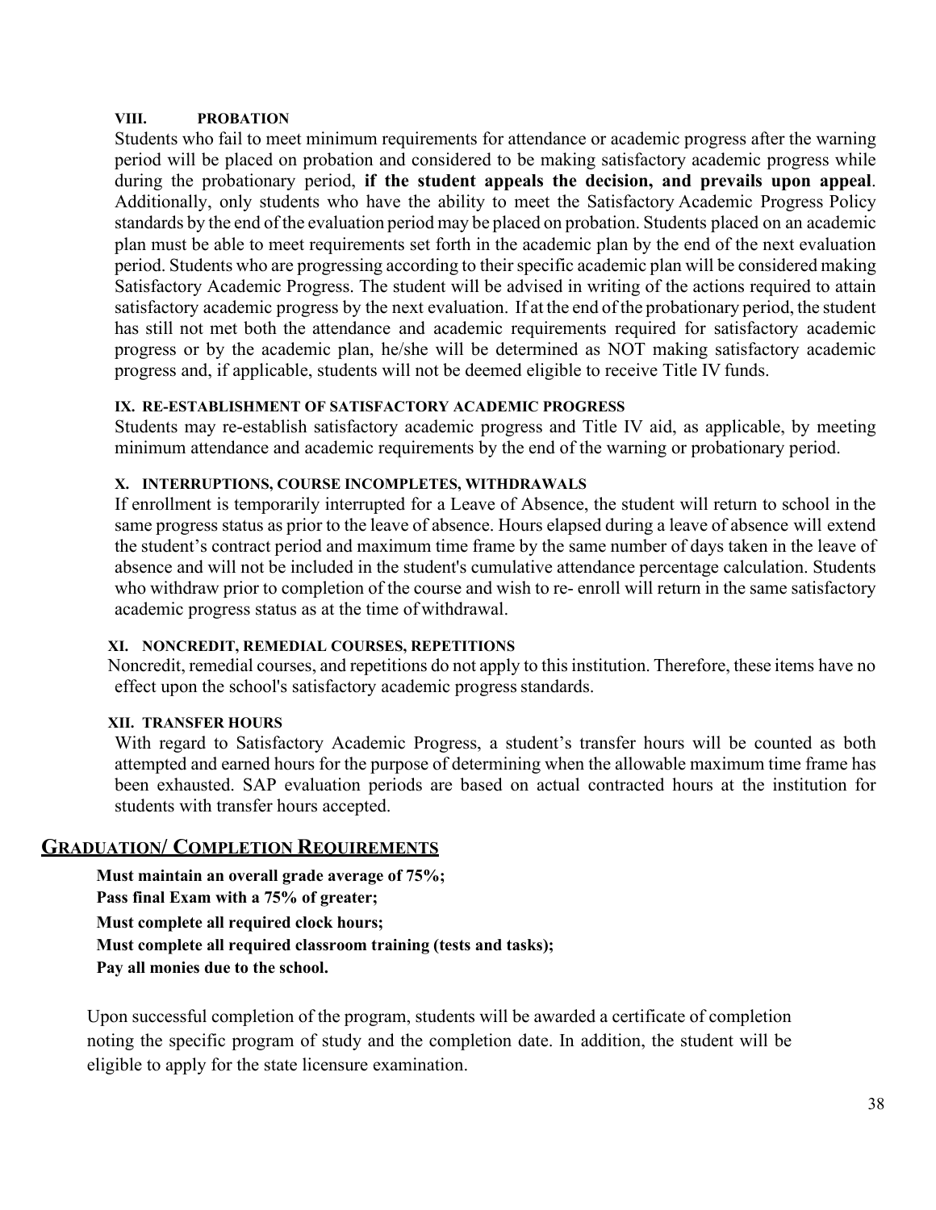### VIII. PROBATION

Students who fail to meet minimum requirements for attendance or academic progress after the warning period will be placed on probation and considered to be making satisfactory academic progress while during the probationary period, **if the student appeals the decision, and prevails upon appeal**. Additionally, only students who have the ability to meet the Satisfactory Academic Progress Policy standards by the end of the evaluation period may be placed on probation. Students placed on an academic plan must be able to meet requirements set forth in the academic plan by the end of the next evaluation period. Students who are progressing according to their specific academic plan will be considered making Satisfactory Academic Progress. The student will be advised in writing of the actions required to attain satisfactory academic progress by the next evaluation. If at the end of the probationary period, the student has still not met both the attendance and academic requirements required for satisfactory academic progress or by the academic plan, he/she will be determined as NOT making satisfactory academic progress and, if applicable, students will not be deemed eligible to receive Title IV funds.

### IX. RE-ESTABLISHMENT OF SATISFACTORY ACADEMIC PROGRESS

Students may re-establish satisfactory academic progress and Title IV aid, as applicable, by meeting minimum attendance and academic requirements by the end of the warning or probationary period.

### X. INTERRUPTIONS, COURSE INCOMPLETES, WITHDRAWALS

If enrollment is temporarily interrupted for a Leave of Absence, the student will return to school in the same progress status as prior to the leave of absence. Hours elapsed during a leave of absence will extend the student's contract period and maximum time frame by the same number of days taken in the leave of absence and will not be included in the student's cumulative attendance percentage calculation. Students who withdraw prior to completion of the course and wish to re- enroll will return in the same satisfactory academic progress status as at the time of withdrawal.

### XI. NONCREDIT, REMEDIAL COURSES, REPETITIONS

Noncredit, remedial courses, and repetitions do not apply to this institution. Therefore, these items have no effect upon the school's satisfactory academic progress standards.

### XII. TRANSFER HOURS

With regard to Satisfactory Academic Progress, a student's transfer hours will be counted as both attempted and earned hours for the purpose of determining when the allowable maximum time frame has been exhausted. SAP evaluation periods are based on actual contracted hours at the institution for students with transfer hours accepted.

## GRADUATION/ COMPLETION REQUIREMENTS

**Must maintain an overall grade average of 75%;**
**Pass final Exam with a 75% of greater;**
**Must complete all required clock hours;**
**Must complete all required classroom training (tests and tasks);**
**Pay all monies due to the school.**

Upon successful completion of the program, students will be awarded a certificate of completion noting the specific program of study and the completion date. In addition, the student will be eligible to apply for the state licensure examination.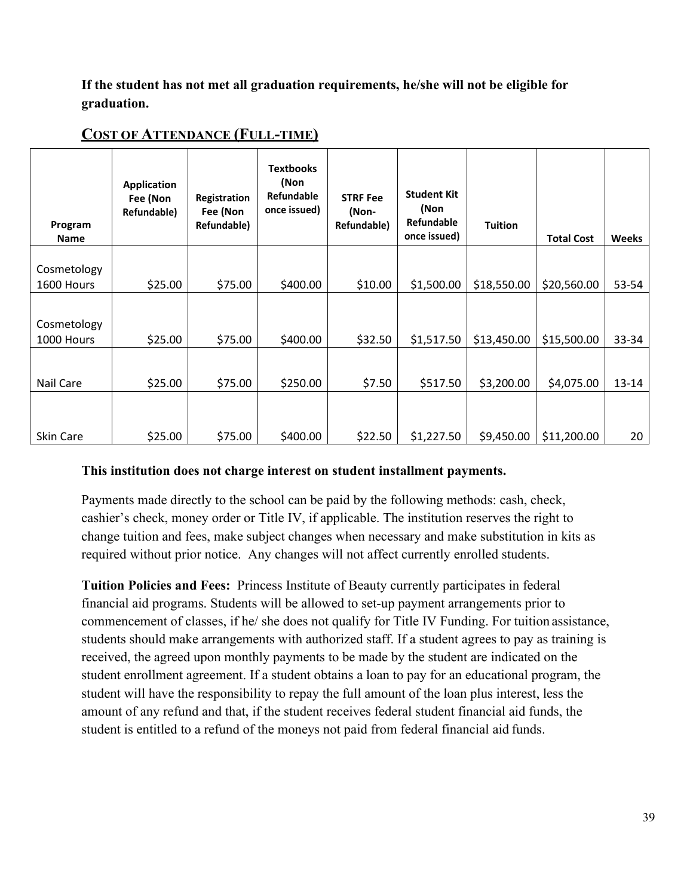**If the student has not met all graduation requirements, he/she will not be eligible for graduation.**

## COST OF ATTENDANCE (FULL-TIME)

| Program Name | Application Fee (Non Refundable) | Registration Fee (Non Refundable) | Textbooks (Non Refundable once issued) | STRF Fee (Non-Refundable) | Student Kit (Non Refundable once issued) | Tuition | Total Cost | Weeks |
|---|---|---|---|---|---|---|---|---|
| Cosmetology 1600 Hours | $25.00 | $75.00 | $400.00 | $10.00 | $1,500.00 | $18,550.00 | $20,560.00 | 53-54 |
| Cosmetology 1000 Hours | $25.00 | $75.00 | $400.00 | $32.50 | $1,517.50 | $13,450.00 | $15,500.00 | 33-34 |
| Nail Care | $25.00 | $75.00 | $250.00 | $7.50 | $517.50 | $3,200.00 | $4,075.00 | 13-14 |
| Skin Care | $25.00 | $75.00 | $400.00 | $22.50 | $1,227.50 | $9,450.00 | $11,200.00 | 20 |

**This institution does not charge interest on student installment payments.**

Payments made directly to the school can be paid by the following methods: cash, check, cashier's check, money order or Title IV, if applicable. The institution reserves the right to change tuition and fees, make subject changes when necessary and make substitution in kits as required without prior notice. Any changes will not affect currently enrolled students.

**Tuition Policies and Fees:** Princess Institute of Beauty currently participates in federal financial aid programs. Students will be allowed to set-up payment arrangements prior to commencement of classes, if he/ she does not qualify for Title IV Funding. For tuition assistance, students should make arrangements with authorized staff. If a student agrees to pay as training is received, the agreed upon monthly payments to be made by the student are indicated on the student enrollment agreement. If a student obtains a loan to pay for an educational program, the student will have the responsibility to repay the full amount of the loan plus interest, less the amount of any refund and that, if the student receives federal student financial aid funds, the student is entitled to a refund of the moneys not paid from federal financial aid funds.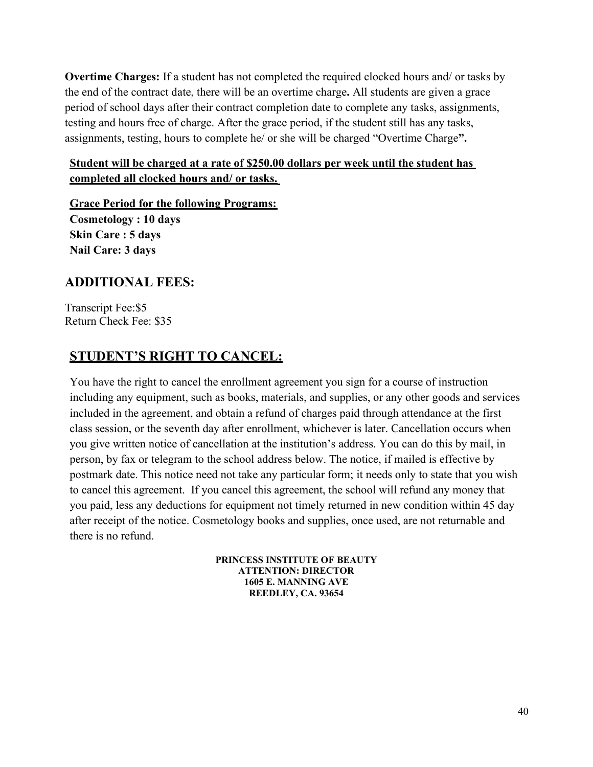**Overtime Charges:** If a student has not completed the required clocked hours and/ or tasks by the end of the contract date, there will be an overtime charge**.** All students are given a grace period of school days after their contract completion date to complete any tasks, assignments, testing and hours free of charge. After the grace period, if the student still has any tasks, assignments, testing, hours to complete he/ or she will be charged "Overtime Charge**".**

**Student will be charged at a rate of $250.00 dollars per week until the student has completed all clocked hours and/ or tasks.**

**Grace Period for the following Programs:**
**Cosmetology : 10 days**
**Skin Care : 5 days**
**Nail Care: 3 days**

## ADDITIONAL FEES:

Transcript Fee:$5
Return Check Fee: $35

## STUDENT'S RIGHT TO CANCEL:

You have the right to cancel the enrollment agreement you sign for a course of instruction including any equipment, such as books, materials, and supplies, or any other goods and services included in the agreement, and obtain a refund of charges paid through attendance at the first class session, or the seventh day after enrollment, whichever is later. Cancellation occurs when you give written notice of cancellation at the institution's address. You can do this by mail, in person, by fax or telegram to the school address below. The notice, if mailed is effective by postmark date. This notice need not take any particular form; it needs only to state that you wish to cancel this agreement. If you cancel this agreement, the school will refund any money that you paid, less any deductions for equipment not timely returned in new condition within 45 day after receipt of the notice. Cosmetology books and supplies, once used, are not returnable and there is no refund.

**PRINCESS INSTITUTE OF BEAUTY**
**ATTENTION: DIRECTOR**
**1605 E. MANNING AVE**
**REEDLEY, CA. 93654**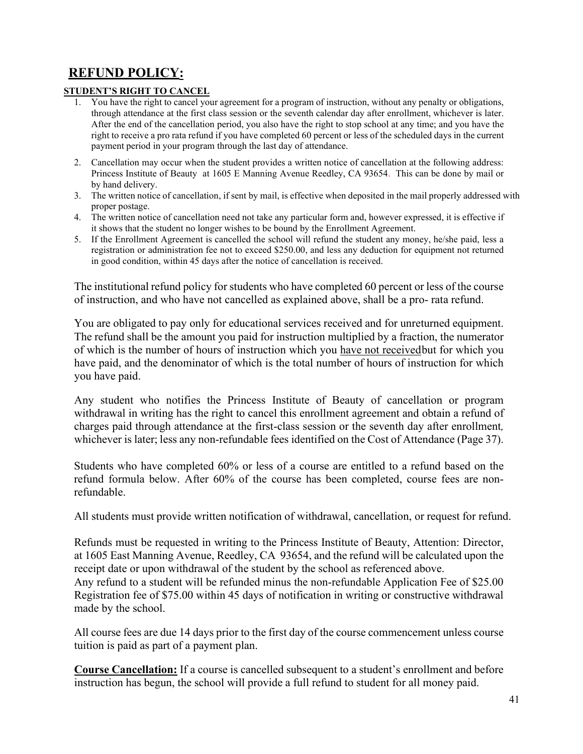## REFUND POLICY:

**STUDENT'S RIGHT TO CANCEL**

1. You have the right to cancel your agreement for a program of instruction, without any penalty or obligations, through attendance at the first class session or the seventh calendar day after enrollment, whichever is later. After the end of the cancellation period, you also have the right to stop school at any time; and you have the right to receive a pro rata refund if you have completed 60 percent or less of the scheduled days in the current payment period in your program through the last day of attendance.
2. Cancellation may occur when the student provides a written notice of cancellation at the following address: Princess Institute of Beauty at 1605 E Manning Avenue Reedley, CA 93654. This can be done by mail or by hand delivery.
3. The written notice of cancellation, if sent by mail, is effective when deposited in the mail properly addressed with proper postage.
4. The written notice of cancellation need not take any particular form and, however expressed, it is effective if it shows that the student no longer wishes to be bound by the Enrollment Agreement.
5. If the Enrollment Agreement is cancelled the school will refund the student any money, he/she paid, less a registration or administration fee not to exceed $250.00, and less any deduction for equipment not returned in good condition, within 45 days after the notice of cancellation is received.

The institutional refund policy for students who have completed 60 percent or less of the course of instruction, and who have not cancelled as explained above, shall be a pro- rata refund.

You are obligated to pay only for educational services received and for unreturned equipment. The refund shall be the amount you paid for instruction multiplied by a fraction, the numerator of which is the number of hours of instruction which you have not receivedbut for which you have paid, and the denominator of which is the total number of hours of instruction for which you have paid.

Any student who notifies the Princess Institute of Beauty of cancellation or program withdrawal in writing has the right to cancel this enrollment agreement and obtain a refund of charges paid through attendance at the first-class session or the seventh day after enrollment, whichever is later; less any non-refundable fees identified on the Cost of Attendance (Page 37).

Students who have completed 60% or less of a course are entitled to a refund based on the refund formula below. After 60% of the course has been completed, course fees are non-refundable.

All students must provide written notification of withdrawal, cancellation, or request for refund.

Refunds must be requested in writing to the Princess Institute of Beauty, Attention: Director, at 1605 East Manning Avenue, Reedley, CA 93654, and the refund will be calculated upon the receipt date or upon withdrawal of the student by the school as referenced above.
Any refund to a student will be refunded minus the non-refundable Application Fee of $25.00 Registration fee of $75.00 within 45 days of notification in writing or constructive withdrawal made by the school.

All course fees are due 14 days prior to the first day of the course commencement unless course tuition is paid as part of a payment plan.

**Course Cancellation:** If a course is cancelled subsequent to a student's enrollment and before instruction has begun, the school will provide a full refund to student for all money paid.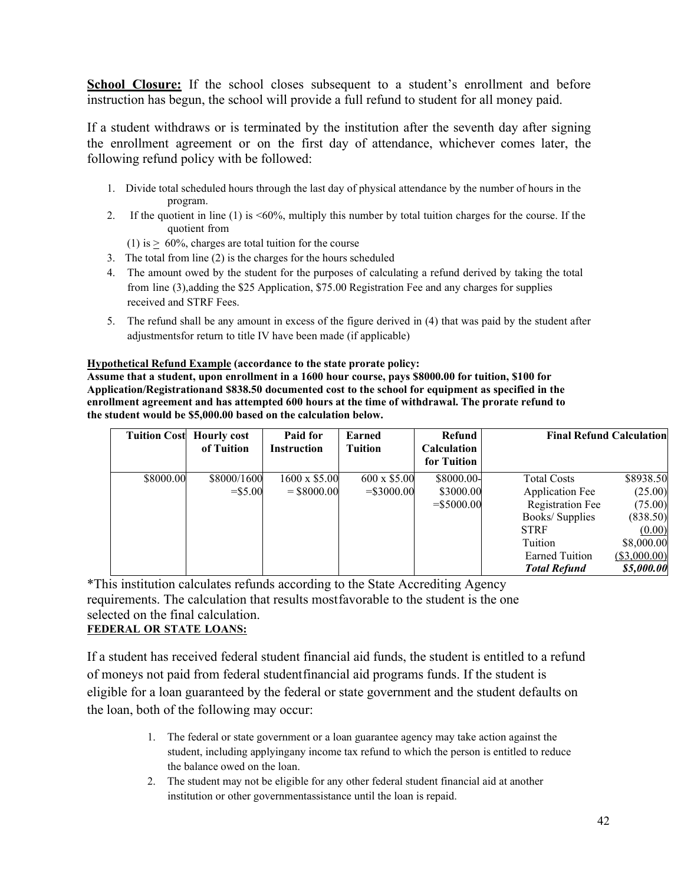**School Closure:** If the school closes subsequent to a student's enrollment and before instruction has begun, the school will provide a full refund to student for all money paid.

If a student withdraws or is terminated by the institution after the seventh day after signing the enrollment agreement or on the first day of attendance, whichever comes later, the following refund policy with be followed:

1. Divide total scheduled hours through the last day of physical attendance by the number of hours in the program.
2. If the quotient in line (1) is <60%, multiply this number by total tuition charges for the course. If the quotient from (1) is > 60%, charges are total tuition for the course
3. The total from line (2) is the charges for the hours scheduled
4. The amount owed by the student for the purposes of calculating a refund derived by taking the total from line (3),adding the $25 Application, $75.00 Registration Fee and any charges for supplies received and STRF Fees.
5. The refund shall be any amount in excess of the figure derived in (4) that was paid by the student after adjustmentsfor return to title IV have been made (if applicable)

**Hypothetical Refund Example (accordance to the state prorate policy:**
**Assume that a student, upon enrollment in a 1600 hour course, pays $8000.00 for tuition, $100 for Application/Registrationand $838.50 documented cost to the school for equipment as specified in the enrollment agreement and has attempted 600 hours at the time of withdrawal. The prorate refund to the student would be $5,000.00 based on the calculation below.**

| Tuition Cost | Hourly cost of Tuition | Paid for Instruction | Earned Tuition | Refund Calculation for Tuition | Final Refund Calculation | |
|---|---|---|---|---|---|---|
| $8000.00 | $8000/1600 =$5.00 | 1600 x $5.00 = $8000.00 | 600 x $5.00 =$3000.00 | $8000.00- $3000.00 =$5000.00 | Total Costs | $8938.50 |
| | | | | | Application Fee | (25.00) |
| | | | | | Registration Fee | (75.00) |
| | | | | | Books/ Supplies | (838.50) |
| | | | | | STRF | (0.00) |
| | | | | | Tuition | $8,000.00 |
| | | | | | Earned Tuition | ($3,000.00) |
| | | | | | ***Total Refund*** | ***$5,000.00*** |

*This institution calculates refunds according to the State Accrediting Agency requirements. The calculation that results mostfavorable to the student is the one selected on the final calculation.

**FEDERAL OR STATE LOANS:**

If a student has received federal student financial aid funds, the student is entitled to a refund of moneys not paid from federal studentfinancial aid programs funds. If the student is eligible for a loan guaranteed by the federal or state government and the student defaults on the loan, both of the following may occur:

1. The federal or state government or a loan guarantee agency may take action against the student, including applyingany income tax refund to which the person is entitled to reduce the balance owed on the loan.
2. The student may not be eligible for any other federal student financial aid at another institution or other governmentassistance until the loan is repaid.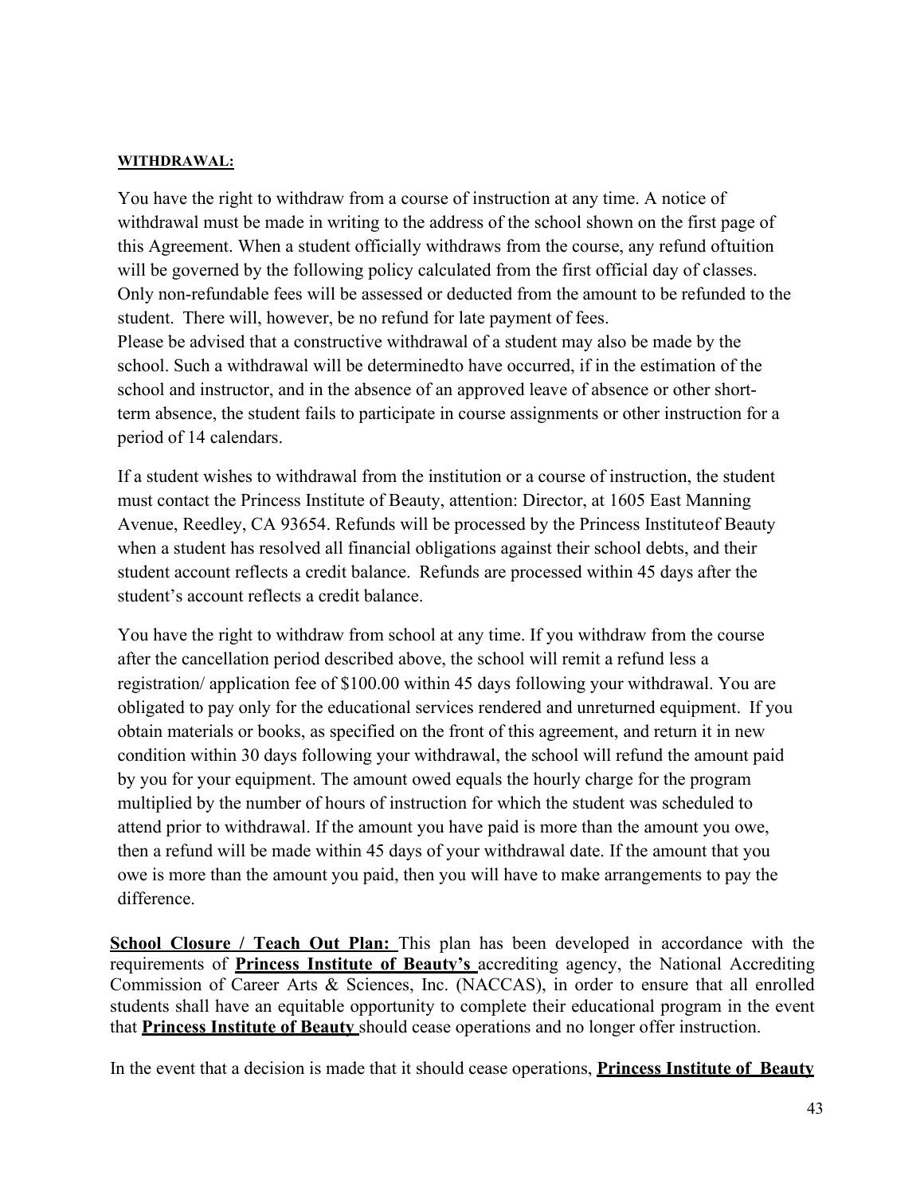**WITHDRAWAL:**

You have the right to withdraw from a course of instruction at any time. A notice of withdrawal must be made in writing to the address of the school shown on the first page of this Agreement. When a student officially withdraws from the course, any refund oftuition will be governed by the following policy calculated from the first official day of classes. Only non-refundable fees will be assessed or deducted from the amount to be refunded to the student. There will, however, be no refund for late payment of fees.
Please be advised that a constructive withdrawal of a student may also be made by the school. Such a withdrawal will be determinedto have occurred, if in the estimation of the school and instructor, and in the absence of an approved leave of absence or other short-term absence, the student fails to participate in course assignments or other instruction for a period of 14 calendars.

If a student wishes to withdrawal from the institution or a course of instruction, the student must contact the Princess Institute of Beauty, attention: Director, at 1605 East Manning Avenue, Reedley, CA 93654. Refunds will be processed by the Princess Instituteof Beauty when a student has resolved all financial obligations against their school debts, and their student account reflects a credit balance. Refunds are processed within 45 days after the student's account reflects a credit balance.

You have the right to withdraw from school at any time. If you withdraw from the course after the cancellation period described above, the school will remit a refund less a registration/ application fee of $100.00 within 45 days following your withdrawal. You are obligated to pay only for the educational services rendered and unreturned equipment. If you obtain materials or books, as specified on the front of this agreement, and return it in new condition within 30 days following your withdrawal, the school will refund the amount paid by you for your equipment. The amount owed equals the hourly charge for the program multiplied by the number of hours of instruction for which the student was scheduled to attend prior to withdrawal. If the amount you have paid is more than the amount you owe, then a refund will be made within 45 days of your withdrawal date. If the amount that you owe is more than the amount you paid, then you will have to make arrangements to pay the difference.

**School Closure / Teach Out Plan:** This plan has been developed in accordance with the requirements of **Princess Institute of Beauty's** accrediting agency, the National Accrediting Commission of Career Arts & Sciences, Inc. (NACCAS), in order to ensure that all enrolled students shall have an equitable opportunity to complete their educational program in the event that **Princess Institute of Beauty** should cease operations and no longer offer instruction.

In the event that a decision is made that it should cease operations, **Princess Institute of Beauty**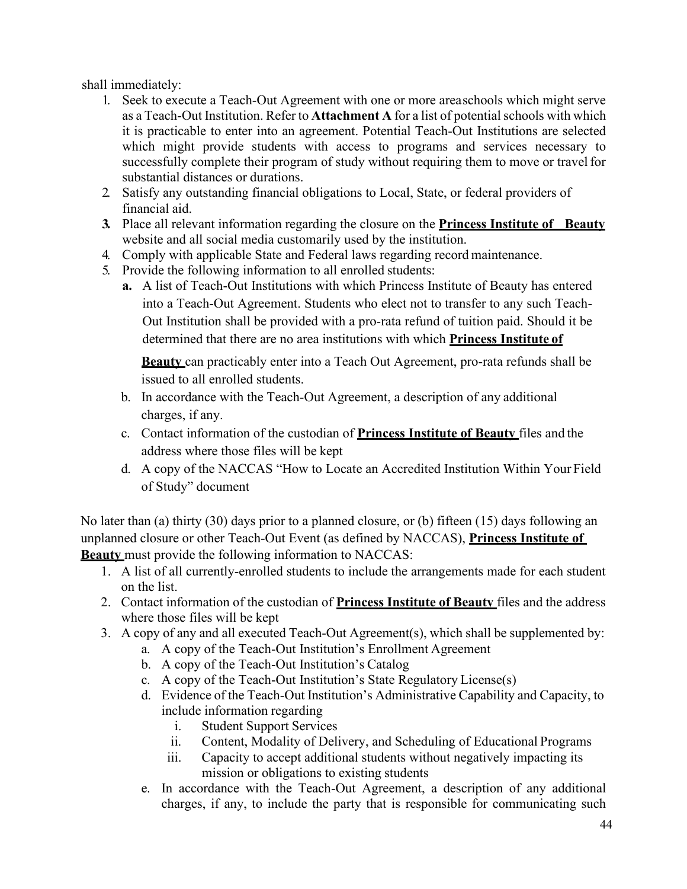shall immediately:

1. Seek to execute a Teach-Out Agreement with one or more area schools which might serve as a Teach-Out Institution. Refer to **Attachment A** for a list of potential schools with which it is practicable to enter into an agreement. Potential Teach-Out Institutions are selected which might provide students with access to programs and services necessary to successfully complete their program of study without requiring them to move or travel for substantial distances or durations.
2. Satisfy any outstanding financial obligations to Local, State, or federal providers of financial aid.
3. Place all relevant information regarding the closure on the **Princess Institute of Beauty** website and all social media customarily used by the institution.
4. Comply with applicable State and Federal laws regarding record maintenance.
5. Provide the following information to all enrolled students:
   a. A list of Teach-Out Institutions with which Princess Institute of Beauty has entered into a Teach-Out Agreement. Students who elect not to transfer to any such Teach-Out Institution shall be provided with a pro-rata refund of tuition paid. Should it be determined that there are no area institutions with which **Princess Institute of Beauty** can practicably enter into a Teach Out Agreement, pro-rata refunds shall be issued to all enrolled students.
   b. In accordance with the Teach-Out Agreement, a description of any additional charges, if any.
   c. Contact information of the custodian of **Princess Institute of Beauty** files and the address where those files will be kept
   d. A copy of the NACCAS "How to Locate an Accredited Institution Within Your Field of Study" document

No later than (a) thirty (30) days prior to a planned closure, or (b) fifteen (15) days following an unplanned closure or other Teach-Out Event (as defined by NACCAS), **Princess Institute of Beauty** must provide the following information to NACCAS:

1. A list of all currently-enrolled students to include the arrangements made for each student on the list.
2. Contact information of the custodian of **Princess Institute of Beauty** files and the address where those files will be kept
3. A copy of any and all executed Teach-Out Agreement(s), which shall be supplemented by:
   a. A copy of the Teach-Out Institution's Enrollment Agreement
   b. A copy of the Teach-Out Institution's Catalog
   c. A copy of the Teach-Out Institution's State Regulatory License(s)
   d. Evidence of the Teach-Out Institution's Administrative Capability and Capacity, to include information regarding
      i. Student Support Services
      ii. Content, Modality of Delivery, and Scheduling of Educational Programs
      iii. Capacity to accept additional students without negatively impacting its mission or obligations to existing students
   e. In accordance with the Teach-Out Agreement, a description of any additional charges, if any, to include the party that is responsible for communicating such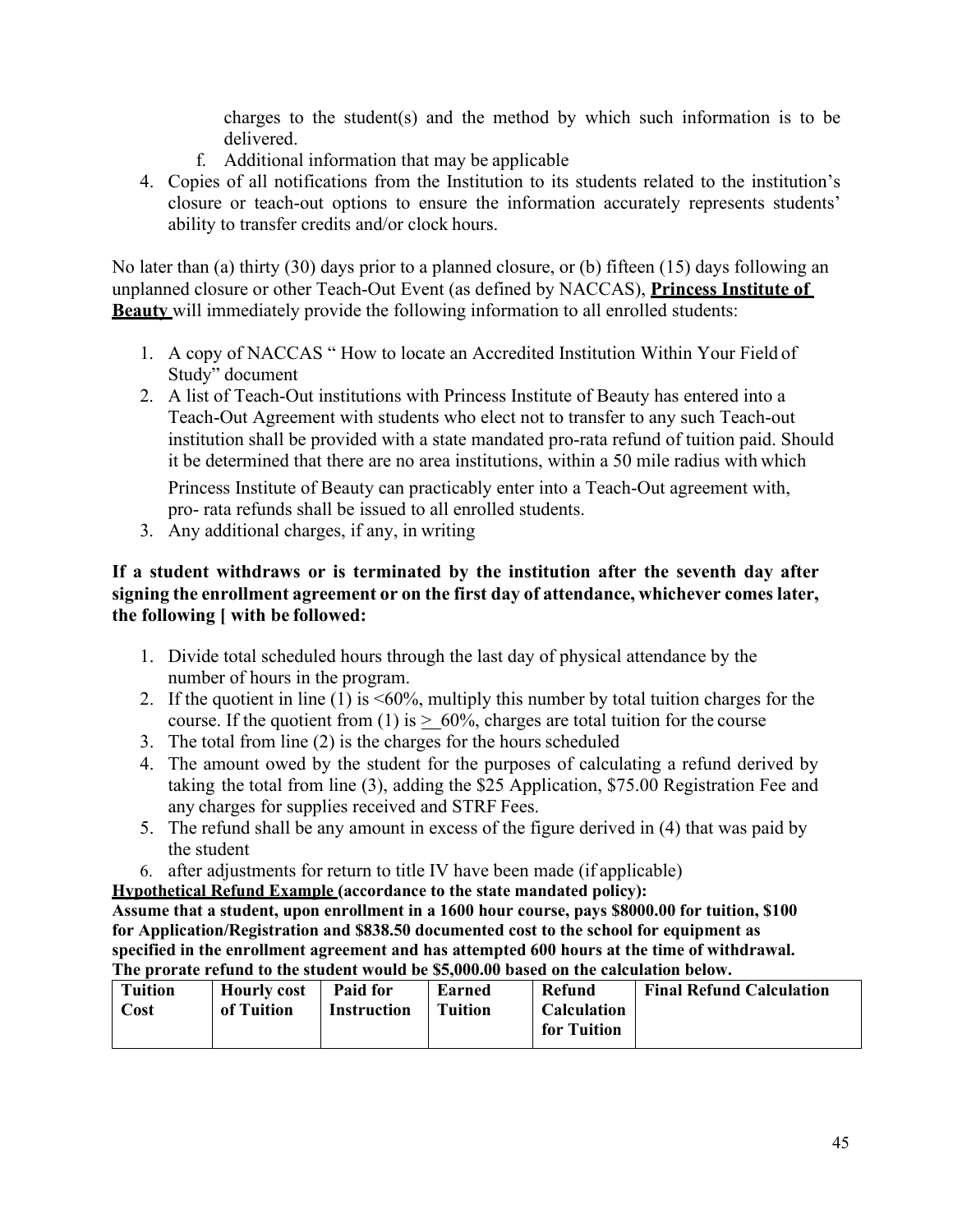charges to the student(s) and the method by which such information is to be delivered.

f. Additional information that may be applicable

4. Copies of all notifications from the Institution to its students related to the institution's closure or teach-out options to ensure the information accurately represents students' ability to transfer credits and/or clock hours.

No later than (a) thirty (30) days prior to a planned closure, or (b) fifteen (15) days following an unplanned closure or other Teach-Out Event (as defined by NACCAS), **Princess Institute of Beauty** will immediately provide the following information to all enrolled students:

1. A copy of NACCAS " How to locate an Accredited Institution Within Your Field of Study" document
2. A list of Teach-Out institutions with Princess Institute of Beauty has entered into a Teach-Out Agreement with students who elect not to transfer to any such Teach-out institution shall be provided with a state mandated pro-rata refund of tuition paid. Should it be determined that there are no area institutions, within a 50 mile radius with which Princess Institute of Beauty can practicably enter into a Teach-Out agreement with, pro- rata refunds shall be issued to all enrolled students.
3. Any additional charges, if any, in writing

**If a student withdraws or is terminated by the institution after the seventh day after signing the enrollment agreement or on the first day of attendance, whichever comes later, the following [ with be followed:**

1. Divide total scheduled hours through the last day of physical attendance by the number of hours in the program.
2. If the quotient in line (1) is <60%, multiply this number by total tuition charges for the course. If the quotient from (1) is ≥ 60%, charges are total tuition for the course
3. The total from line (2) is the charges for the hours scheduled
4. The amount owed by the student for the purposes of calculating a refund derived by taking the total from line (3), adding the $25 Application, $75.00 Registration Fee and any charges for supplies received and STRF Fees.
5. The refund shall be any amount in excess of the figure derived in (4) that was paid by the student
6. after adjustments for return to title IV have been made (if applicable)

**Hypothetical Refund Example (accordance to the state mandated policy):**
**Assume that a student, upon enrollment in a 1600 hour course, pays $8000.00 for tuition, $100 for Application/Registration and $838.50 documented cost to the school for equipment as specified in the enrollment agreement and has attempted 600 hours at the time of withdrawal. The prorate refund to the student would be $5,000.00 based on the calculation below.**

| Tuition Cost | Hourly cost of Tuition | Paid for Instruction | Earned Tuition | Refund Calculation for Tuition | Final Refund Calculation |
|---|---|---|---|---|---|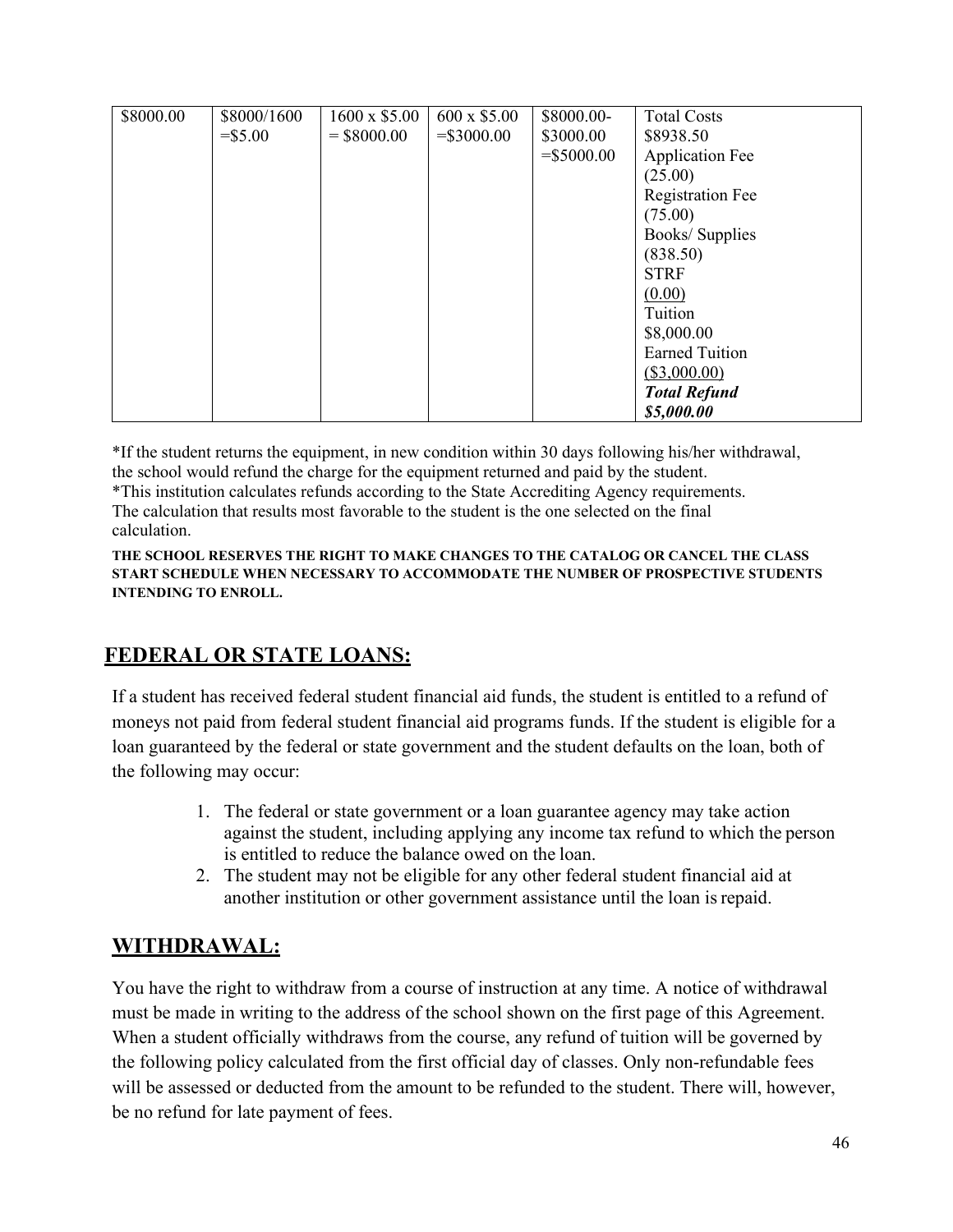| | | | | | |
|---|---|---|---|---|---|
| $8000.00 | $8000/1600 =$5.00 | 1600 x $5.00 = $8000.00 | 600 x $5.00 =$3000.00 | $8000.00- $3000.00 =$5000.00 | Total Costs $8938.50<br>Application Fee (25.00)<br>Registration Fee (75.00)<br>Books/ Supplies (838.50)<br>STRF <u>(0.00)</u><br>Tuition $8,000.00<br>Earned Tuition <u>($3,000.00)</u><br>***Total Refund $5,000.00*** |

*If the student returns the equipment, in new condition within 30 days following his/her withdrawal, the school would refund the charge for the equipment returned and paid by the student.
*This institution calculates refunds according to the State Accrediting Agency requirements. The calculation that results most favorable to the student is the one selected on the final calculation.

**THE SCHOOL RESERVES THE RIGHT TO MAKE CHANGES TO THE CATALOG OR CANCEL THE CLASS START SCHEDULE WHEN NECESSARY TO ACCOMMODATE THE NUMBER OF PROSPECTIVE STUDENTS INTENDING TO ENROLL.**

## FEDERAL OR STATE LOANS:

If a student has received federal student financial aid funds, the student is entitled to a refund of moneys not paid from federal student financial aid programs funds. If the student is eligible for a loan guaranteed by the federal or state government and the student defaults on the loan, both of the following may occur:

1. The federal or state government or a loan guarantee agency may take action against the student, including applying any income tax refund to which the person is entitled to reduce the balance owed on the loan.
2. The student may not be eligible for any other federal student financial aid at another institution or other government assistance until the loan is repaid.

## WITHDRAWAL:

You have the right to withdraw from a course of instruction at any time. A notice of withdrawal must be made in writing to the address of the school shown on the first page of this Agreement. When a student officially withdraws from the course, any refund of tuition will be governed by the following policy calculated from the first official day of classes. Only non-refundable fees will be assessed or deducted from the amount to be refunded to the student. There will, however, be no refund for late payment of fees.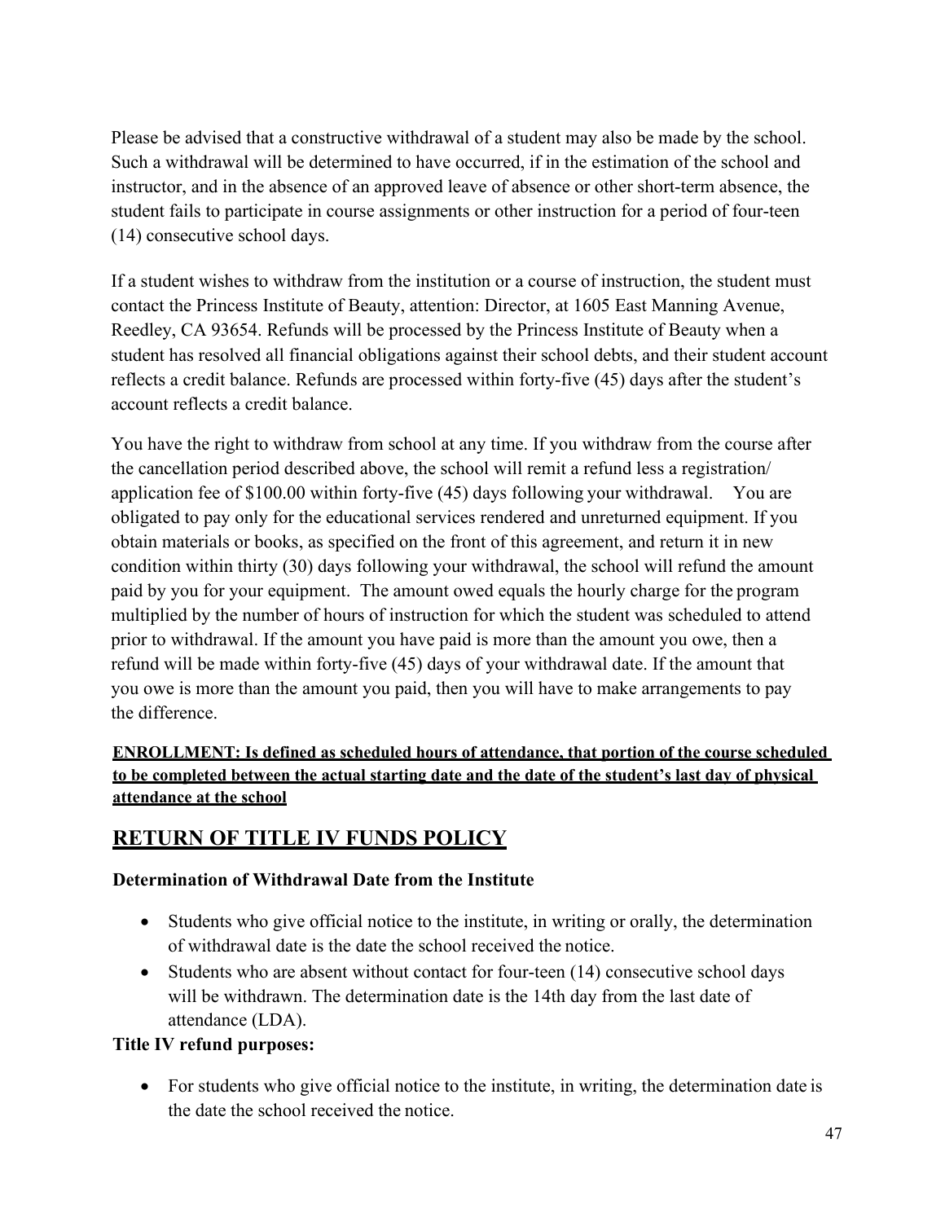Please be advised that a constructive withdrawal of a student may also be made by the school. Such a withdrawal will be determined to have occurred, if in the estimation of the school and instructor, and in the absence of an approved leave of absence or other short-term absence, the student fails to participate in course assignments or other instruction for a period of four-teen (14) consecutive school days.

If a student wishes to withdraw from the institution or a course of instruction, the student must contact the Princess Institute of Beauty, attention: Director, at 1605 East Manning Avenue, Reedley, CA 93654. Refunds will be processed by the Princess Institute of Beauty when a student has resolved all financial obligations against their school debts, and their student account reflects a credit balance. Refunds are processed within forty-five (45) days after the student's account reflects a credit balance.

You have the right to withdraw from school at any time. If you withdraw from the course after the cancellation period described above, the school will remit a refund less a registration/ application fee of $100.00 within forty-five (45) days following your withdrawal. You are obligated to pay only for the educational services rendered and unreturned equipment. If you obtain materials or books, as specified on the front of this agreement, and return it in new condition within thirty (30) days following your withdrawal, the school will refund the amount paid by you for your equipment. The amount owed equals the hourly charge for the program multiplied by the number of hours of instruction for which the student was scheduled to attend prior to withdrawal. If the amount you have paid is more than the amount you owe, then a refund will be made within forty-five (45) days of your withdrawal date. If the amount that you owe is more than the amount you paid, then you will have to make arrangements to pay the difference.

**ENROLLMENT: Is defined as scheduled hours of attendance, that portion of the course scheduled to be completed between the actual starting date and the date of the student's last day of physical attendance at the school**

## RETURN OF TITLE IV FUNDS POLICY

**Determination of Withdrawal Date from the Institute**

- Students who give official notice to the institute, in writing or orally, the determination of withdrawal date is the date the school received the notice.
- Students who are absent without contact for four-teen (14) consecutive school days will be withdrawn. The determination date is the 14th day from the last date of attendance (LDA).

**Title IV refund purposes:**

- For students who give official notice to the institute, in writing, the determination date is the date the school received the notice.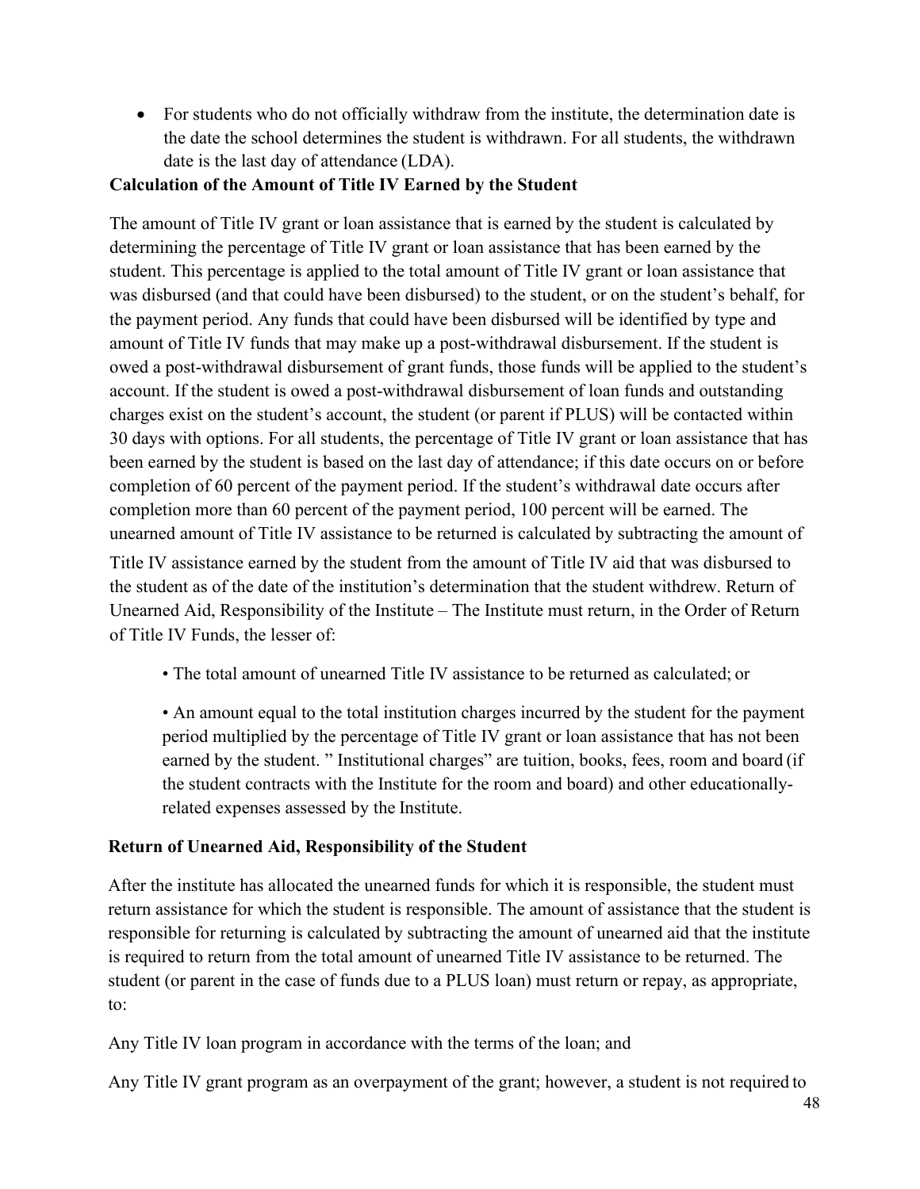- For students who do not officially withdraw from the institute, the determination date is the date the school determines the student is withdrawn. For all students, the withdrawn date is the last day of attendance (LDA).

**Calculation of the Amount of Title IV Earned by the Student**

The amount of Title IV grant or loan assistance that is earned by the student is calculated by determining the percentage of Title IV grant or loan assistance that has been earned by the student. This percentage is applied to the total amount of Title IV grant or loan assistance that was disbursed (and that could have been disbursed) to the student, or on the student's behalf, for the payment period. Any funds that could have been disbursed will be identified by type and amount of Title IV funds that may make up a post-withdrawal disbursement. If the student is owed a post-withdrawal disbursement of grant funds, those funds will be applied to the student's account. If the student is owed a post-withdrawal disbursement of loan funds and outstanding charges exist on the student's account, the student (or parent if PLUS) will be contacted within 30 days with options. For all students, the percentage of Title IV grant or loan assistance that has been earned by the student is based on the last day of attendance; if this date occurs on or before completion of 60 percent of the payment period. If the student's withdrawal date occurs after completion more than 60 percent of the payment period, 100 percent will be earned. The unearned amount of Title IV assistance to be returned is calculated by subtracting the amount of Title IV assistance earned by the student from the amount of Title IV aid that was disbursed to the student as of the date of the institution's determination that the student withdrew. Return of Unearned Aid, Responsibility of the Institute – The Institute must return, in the Order of Return of Title IV Funds, the lesser of:

• The total amount of unearned Title IV assistance to be returned as calculated; or

• An amount equal to the total institution charges incurred by the student for the payment period multiplied by the percentage of Title IV grant or loan assistance that has not been earned by the student. " Institutional charges" are tuition, books, fees, room and board (if the student contracts with the Institute for the room and board) and other educationally-related expenses assessed by the Institute.

**Return of Unearned Aid, Responsibility of the Student**

After the institute has allocated the unearned funds for which it is responsible, the student must return assistance for which the student is responsible. The amount of assistance that the student is responsible for returning is calculated by subtracting the amount of unearned aid that the institute is required to return from the total amount of unearned Title IV assistance to be returned. The student (or parent in the case of funds due to a PLUS loan) must return or repay, as appropriate, to:

Any Title IV loan program in accordance with the terms of the loan; and

Any Title IV grant program as an overpayment of the grant; however, a student is not required to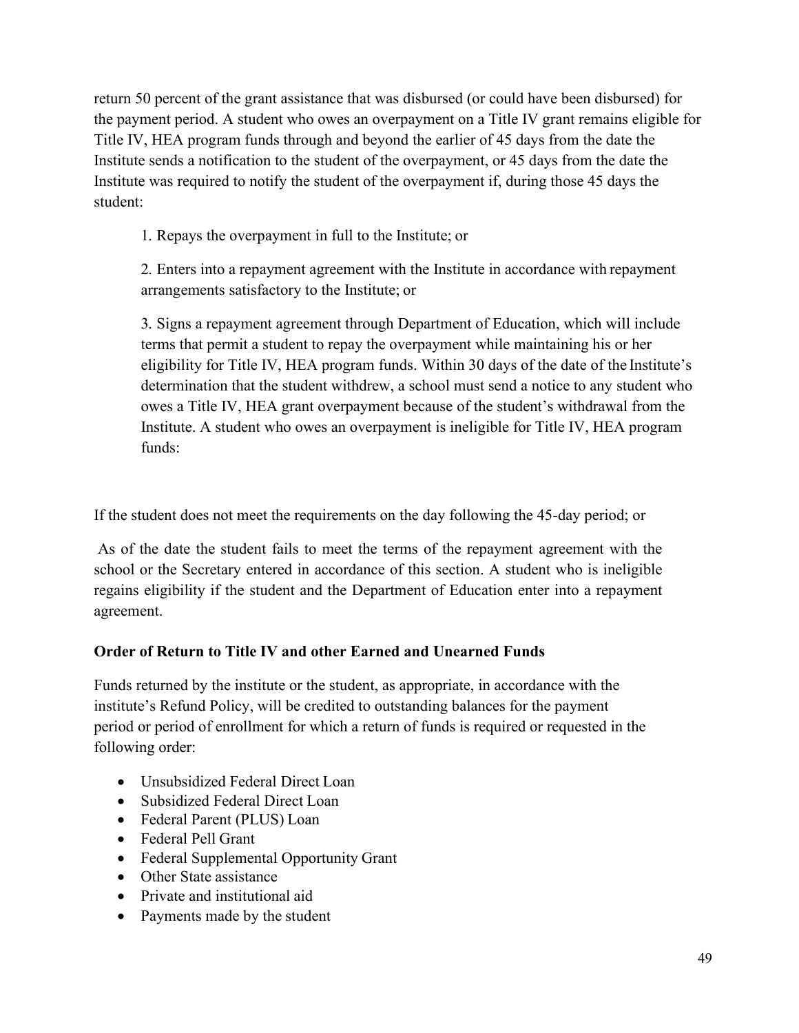return 50 percent of the grant assistance that was disbursed (or could have been disbursed) for the payment period. A student who owes an overpayment on a Title IV grant remains eligible for Title IV, HEA program funds through and beyond the earlier of 45 days from the date the Institute sends a notification to the student of the overpayment, or 45 days from the date the Institute was required to notify the student of the overpayment if, during those 45 days the student:

1. Repays the overpayment in full to the Institute; or

2. Enters into a repayment agreement with the Institute in accordance with repayment arrangements satisfactory to the Institute; or

3. Signs a repayment agreement through Department of Education, which will include terms that permit a student to repay the overpayment while maintaining his or her eligibility for Title IV, HEA program funds. Within 30 days of the date of the Institute's determination that the student withdrew, a school must send a notice to any student who owes a Title IV, HEA grant overpayment because of the student's withdrawal from the Institute. A student who owes an overpayment is ineligible for Title IV, HEA program funds:

If the student does not meet the requirements on the day following the 45-day period; or

As of the date the student fails to meet the terms of the repayment agreement with the school or the Secretary entered in accordance of this section. A student who is ineligible regains eligibility if the student and the Department of Education enter into a repayment agreement.

**Order of Return to Title IV and other Earned and Unearned Funds**

Funds returned by the institute or the student, as appropriate, in accordance with the institute's Refund Policy, will be credited to outstanding balances for the payment period or period of enrollment for which a return of funds is required or requested in the following order:

- Unsubsidized Federal Direct Loan
- Subsidized Federal Direct Loan
- Federal Parent (PLUS) Loan
- Federal Pell Grant
- Federal Supplemental Opportunity Grant
- Other State assistance
- Private and institutional aid
- Payments made by the student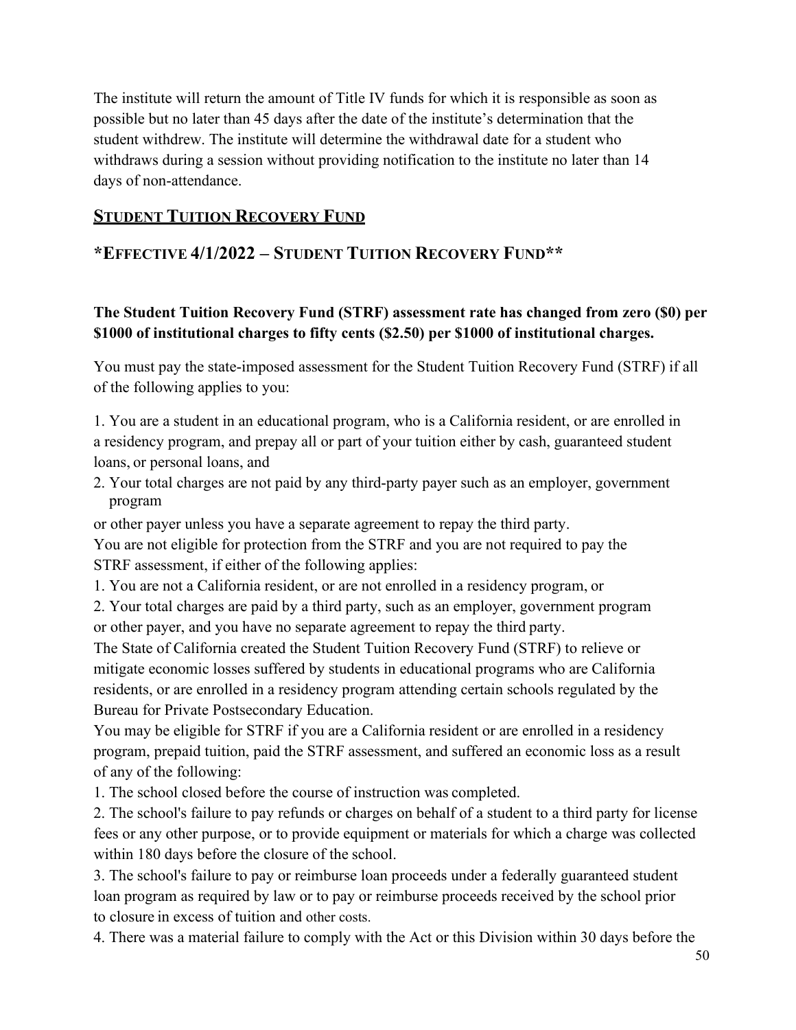The institute will return the amount of Title IV funds for which it is responsible as soon as possible but no later than 45 days after the date of the institute's determination that the student withdrew. The institute will determine the withdrawal date for a student who withdraws during a session without providing notification to the institute no later than 14 days of non-attendance.

## Student Tuition Recovery Fund

## *Effective 4/1/2022 – Student Tuition Recovery Fund**

**The Student Tuition Recovery Fund (STRF) assessment rate has changed from zero ($0) per $1000 of institutional charges to fifty cents ($2.50) per $1000 of institutional charges.**

You must pay the state-imposed assessment for the Student Tuition Recovery Fund (STRF) if all of the following applies to you:

1. You are a student in an educational program, who is a California resident, or are enrolled in a residency program, and prepay all or part of your tuition either by cash, guaranteed student loans, or personal loans, and
2. Your total charges are not paid by any third-party payer such as an employer, government program

or other payer unless you have a separate agreement to repay the third party.

You are not eligible for protection from the STRF and you are not required to pay the STRF assessment, if either of the following applies:

1. You are not a California resident, or are not enrolled in a residency program, or
2. Your total charges are paid by a third party, such as an employer, government program or other payer, and you have no separate agreement to repay the third party.

The State of California created the Student Tuition Recovery Fund (STRF) to relieve or mitigate economic losses suffered by students in educational programs who are California residents, or are enrolled in a residency program attending certain schools regulated by the Bureau for Private Postsecondary Education.

You may be eligible for STRF if you are a California resident or are enrolled in a residency program, prepaid tuition, paid the STRF assessment, and suffered an economic loss as a result of any of the following:

1. The school closed before the course of instruction was completed.
2. The school's failure to pay refunds or charges on behalf of a student to a third party for license fees or any other purpose, or to provide equipment or materials for which a charge was collected within 180 days before the closure of the school.
3. The school's failure to pay or reimburse loan proceeds under a federally guaranteed student loan program as required by law or to pay or reimburse proceeds received by the school prior to closure in excess of tuition and other costs.
4. There was a material failure to comply with the Act or this Division within 30 days before the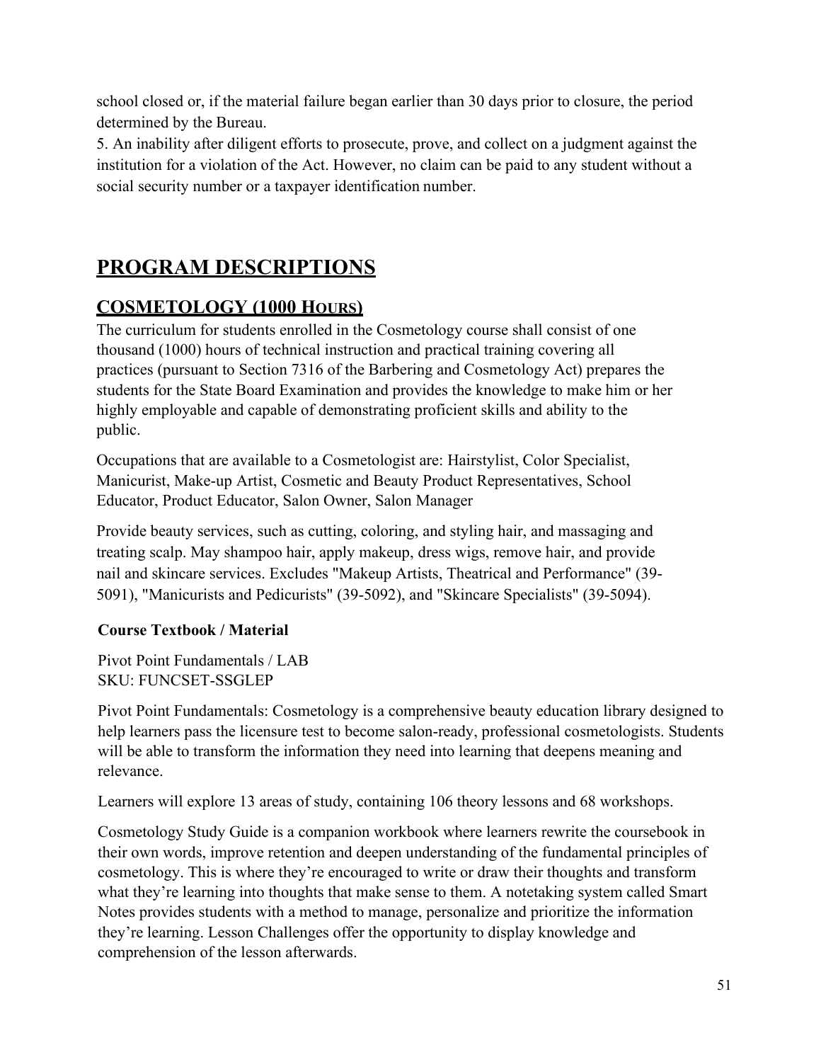school closed or, if the material failure began earlier than 30 days prior to closure, the period determined by the Bureau.

5. An inability after diligent efforts to prosecute, prove, and collect on a judgment against the institution for a violation of the Act. However, no claim can be paid to any student without a social security number or a taxpayer identification number.

# PROGRAM DESCRIPTIONS

## COSMETOLOGY (1000 HOURS)

The curriculum for students enrolled in the Cosmetology course shall consist of one thousand (1000) hours of technical instruction and practical training covering all practices (pursuant to Section 7316 of the Barbering and Cosmetology Act) prepares the students for the State Board Examination and provides the knowledge to make him or her highly employable and capable of demonstrating proficient skills and ability to the public.

Occupations that are available to a Cosmetologist are: Hairstylist, Color Specialist, Manicurist, Make-up Artist, Cosmetic and Beauty Product Representatives, School Educator, Product Educator, Salon Owner, Salon Manager

Provide beauty services, such as cutting, coloring, and styling hair, and massaging and treating scalp. May shampoo hair, apply makeup, dress wigs, remove hair, and provide nail and skincare services. Excludes "Makeup Artists, Theatrical and Performance" (39-5091), "Manicurists and Pedicurists" (39-5092), and "Skincare Specialists" (39-5094).

**Course Textbook / Material**

Pivot Point Fundamentals / LAB
SKU: FUNCSET-SSGLEP

Pivot Point Fundamentals: Cosmetology is a comprehensive beauty education library designed to help learners pass the licensure test to become salon-ready, professional cosmetologists. Students will be able to transform the information they need into learning that deepens meaning and relevance.

Learners will explore 13 areas of study, containing 106 theory lessons and 68 workshops.

Cosmetology Study Guide is a companion workbook where learners rewrite the coursebook in their own words, improve retention and deepen understanding of the fundamental principles of cosmetology. This is where they're encouraged to write or draw their thoughts and transform what they're learning into thoughts that make sense to them. A notetaking system called Smart Notes provides students with a method to manage, personalize and prioritize the information they're learning. Lesson Challenges offer the opportunity to display knowledge and comprehension of the lesson afterwards.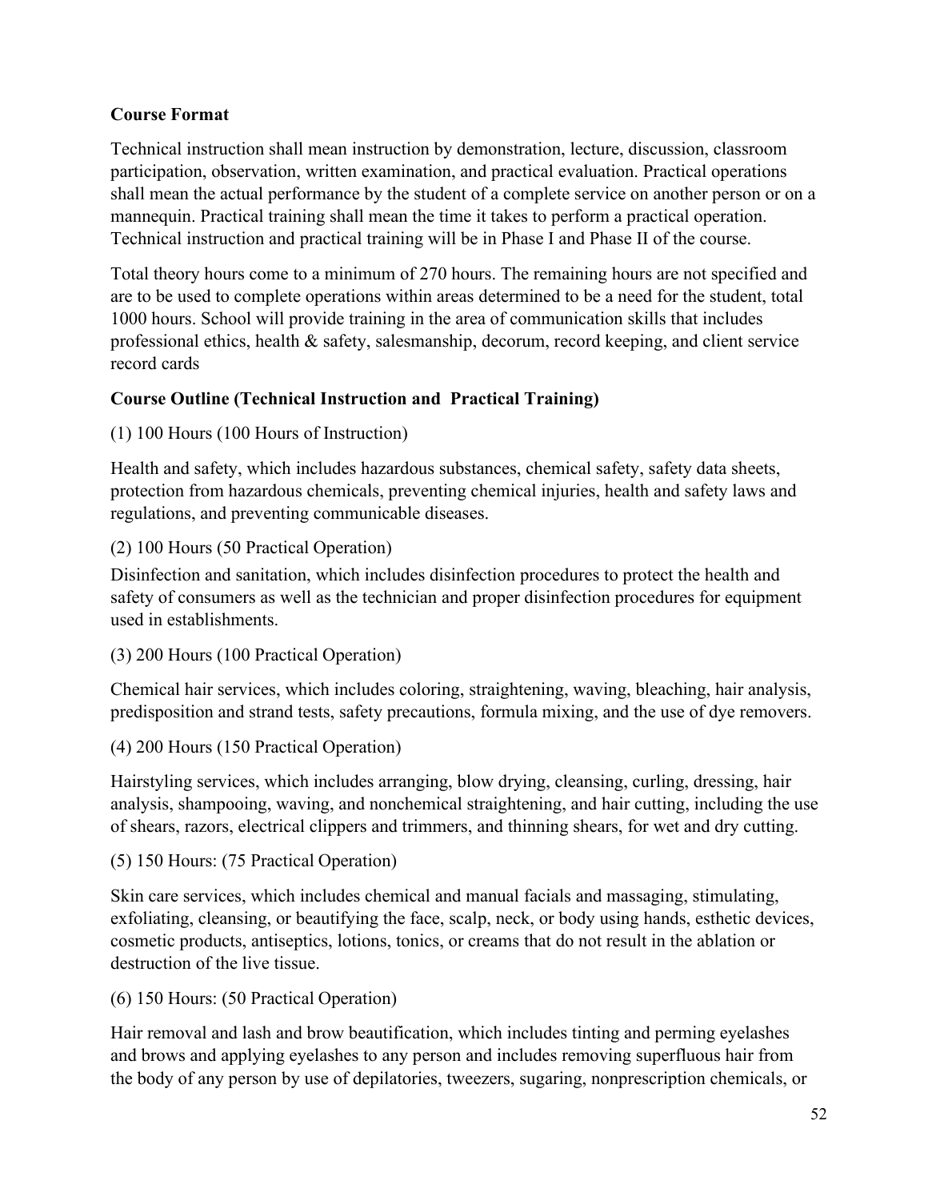**Course Format**

Technical instruction shall mean instruction by demonstration, lecture, discussion, classroom participation, observation, written examination, and practical evaluation. Practical operations shall mean the actual performance by the student of a complete service on another person or on a mannequin. Practical training shall mean the time it takes to perform a practical operation. Technical instruction and practical training will be in Phase I and Phase II of the course.

Total theory hours come to a minimum of 270 hours. The remaining hours are not specified and are to be used to complete operations within areas determined to be a need for the student, total 1000 hours. School will provide training in the area of communication skills that includes professional ethics, health & safety, salesmanship, decorum, record keeping, and client service record cards

**Course Outline (Technical Instruction and Practical Training)**

(1) 100 Hours (100 Hours of Instruction)

Health and safety, which includes hazardous substances, chemical safety, safety data sheets, protection from hazardous chemicals, preventing chemical injuries, health and safety laws and regulations, and preventing communicable diseases.

(2) 100 Hours (50 Practical Operation)

Disinfection and sanitation, which includes disinfection procedures to protect the health and safety of consumers as well as the technician and proper disinfection procedures for equipment used in establishments.

(3) 200 Hours (100 Practical Operation)

Chemical hair services, which includes coloring, straightening, waving, bleaching, hair analysis, predisposition and strand tests, safety precautions, formula mixing, and the use of dye removers.

(4) 200 Hours (150 Practical Operation)

Hairstyling services, which includes arranging, blow drying, cleansing, curling, dressing, hair analysis, shampooing, waving, and nonchemical straightening, and hair cutting, including the use of shears, razors, electrical clippers and trimmers, and thinning shears, for wet and dry cutting.

(5) 150 Hours: (75 Practical Operation)

Skin care services, which includes chemical and manual facials and massaging, stimulating, exfoliating, cleansing, or beautifying the face, scalp, neck, or body using hands, esthetic devices, cosmetic products, antiseptics, lotions, tonics, or creams that do not result in the ablation or destruction of the live tissue.

(6) 150 Hours: (50 Practical Operation)

Hair removal and lash and brow beautification, which includes tinting and perming eyelashes and brows and applying eyelashes to any person and includes removing superfluous hair from the body of any person by use of depilatories, tweezers, sugaring, nonprescription chemicals, or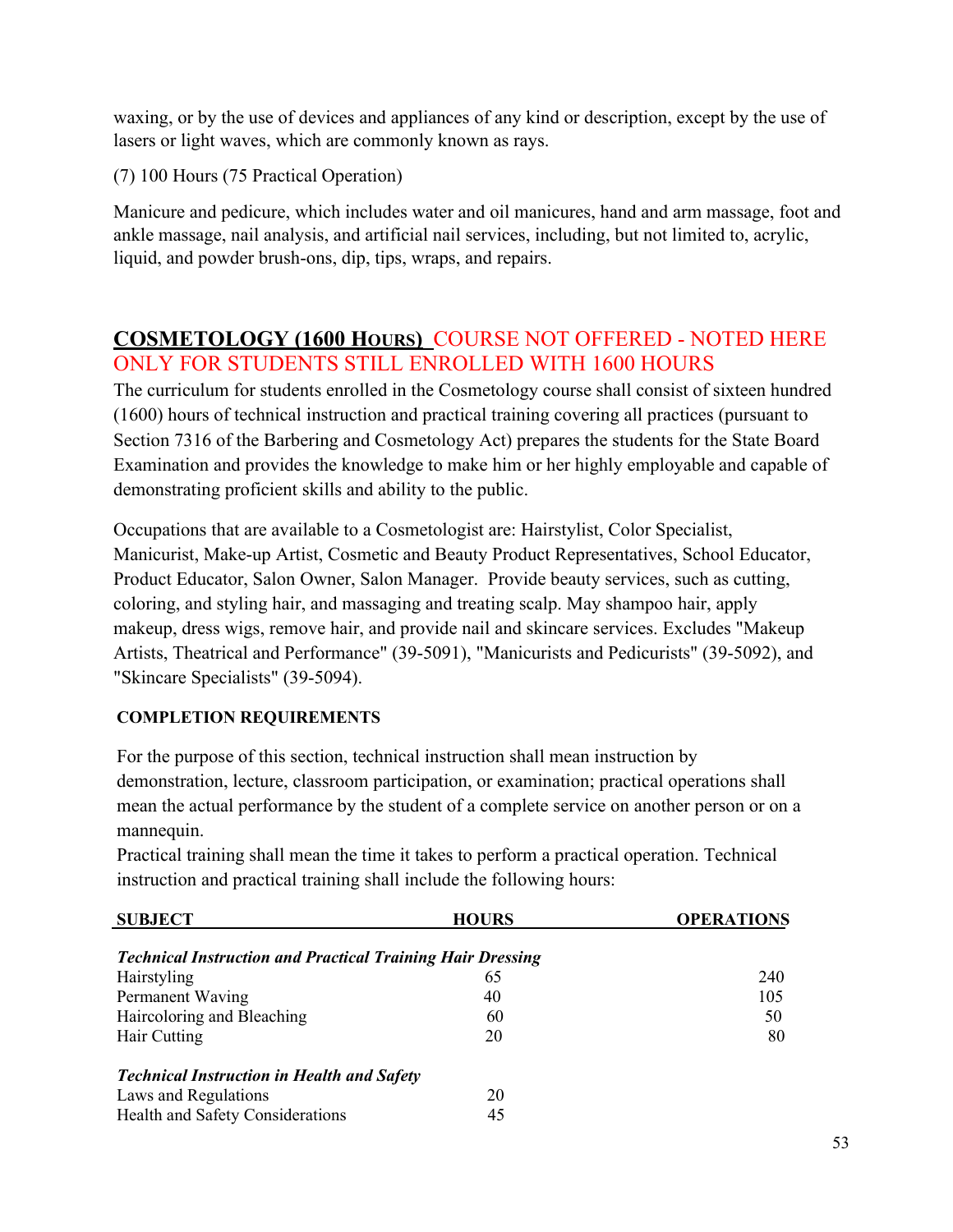waxing, or by the use of devices and appliances of any kind or description, except by the use of lasers or light waves, which are commonly known as rays.

(7) 100 Hours (75 Practical Operation)

Manicure and pedicure, which includes water and oil manicures, hand and arm massage, foot and ankle massage, nail analysis, and artificial nail services, including, but not limited to, acrylic, liquid, and powder brush-ons, dip, tips, wraps, and repairs.

## COSMETOLOGY (1600 HOURS) COURSE NOT OFFERED - NOTED HERE ONLY FOR STUDENTS STILL ENROLLED WITH 1600 HOURS

The curriculum for students enrolled in the Cosmetology course shall consist of sixteen hundred (1600) hours of technical instruction and practical training covering all practices (pursuant to Section 7316 of the Barbering and Cosmetology Act) prepares the students for the State Board Examination and provides the knowledge to make him or her highly employable and capable of demonstrating proficient skills and ability to the public.

Occupations that are available to a Cosmetologist are: Hairstylist, Color Specialist, Manicurist, Make-up Artist, Cosmetic and Beauty Product Representatives, School Educator, Product Educator, Salon Owner, Salon Manager. Provide beauty services, such as cutting, coloring, and styling hair, and massaging and treating scalp. May shampoo hair, apply makeup, dress wigs, remove hair, and provide nail and skincare services. Excludes "Makeup Artists, Theatrical and Performance" (39-5091), "Manicurists and Pedicurists" (39-5092), and "Skincare Specialists" (39-5094).

**COMPLETION REQUIREMENTS**

For the purpose of this section, technical instruction shall mean instruction by demonstration, lecture, classroom participation, or examination; practical operations shall mean the actual performance by the student of a complete service on another person or on a mannequin.

Practical training shall mean the time it takes to perform a practical operation. Technical instruction and practical training shall include the following hours:

| SUBJECT | HOURS | OPERATIONS |
|---|---|---|
| ***Technical Instruction and Practical Training Hair Dressing*** | | |
| Hairstyling | 65 | 240 |
| Permanent Waving | 40 | 105 |
| Haircoloring and Bleaching | 60 | 50 |
| Hair Cutting | 20 | 80 |
| ***Technical Instruction in Health and Safety*** | | |
| Laws and Regulations | 20 | |
| Health and Safety Considerations | 45 | |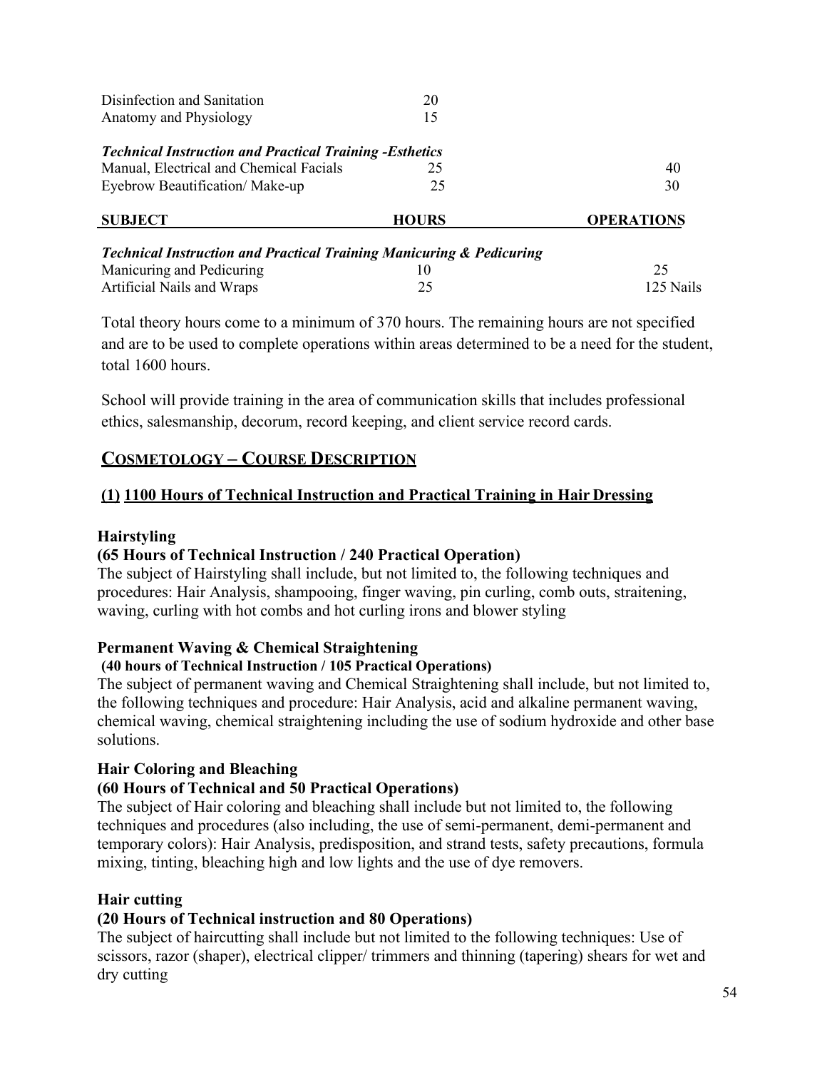| | | |
|---|---|---|
| Disinfection and Sanitation | 20 | |
| Anatomy and Physiology | 15 | |
| ***Technical Instruction and Practical Training -Esthetics*** | | |
| Manual, Electrical and Chemical Facials | 25 | 40 |
| Eyebrow Beautification/ Make-up | 25 | 30 |

| SUBJECT | HOURS | OPERATIONS |
|---|---|---|
| ***Technical Instruction and Practical Training Manicuring & Pedicuring*** | | |
| Manicuring and Pedicuring | 10 | 25 |
| Artificial Nails and Wraps | 25 | 125 Nails |

Total theory hours come to a minimum of 370 hours. The remaining hours are not specified and are to be used to complete operations within areas determined to be a need for the student, total 1600 hours.

School will provide training in the area of communication skills that includes professional ethics, salesmanship, decorum, record keeping, and client service record cards.

## COSMETOLOGY – COURSE DESCRIPTION

### (1) 1100 Hours of Technical Instruction and Practical Training in Hair Dressing

**Hairstyling**
**(65 Hours of Technical Instruction / 240 Practical Operation)**
The subject of Hairstyling shall include, but not limited to, the following techniques and procedures: Hair Analysis, shampooing, finger waving, pin curling, comb outs, straitening, waving, curling with hot combs and hot curling irons and blower styling

**Permanent Waving & Chemical Straightening**
**(40 hours of Technical Instruction / 105 Practical Operations)**
The subject of permanent waving and Chemical Straightening shall include, but not limited to, the following techniques and procedure: Hair Analysis, acid and alkaline permanent waving, chemical waving, chemical straightening including the use of sodium hydroxide and other base solutions.

**Hair Coloring and Bleaching**
**(60 Hours of Technical and 50 Practical Operations)**
The subject of Hair coloring and bleaching shall include but not limited to, the following techniques and procedures (also including, the use of semi-permanent, demi-permanent and temporary colors): Hair Analysis, predisposition, and strand tests, safety precautions, formula mixing, tinting, bleaching high and low lights and the use of dye removers.

**Hair cutting**
**(20 Hours of Technical instruction and 80 Operations)**
The subject of haircutting shall include but not limited to the following techniques: Use of scissors, razor (shaper), electrical clipper/ trimmers and thinning (tapering) shears for wet and dry cutting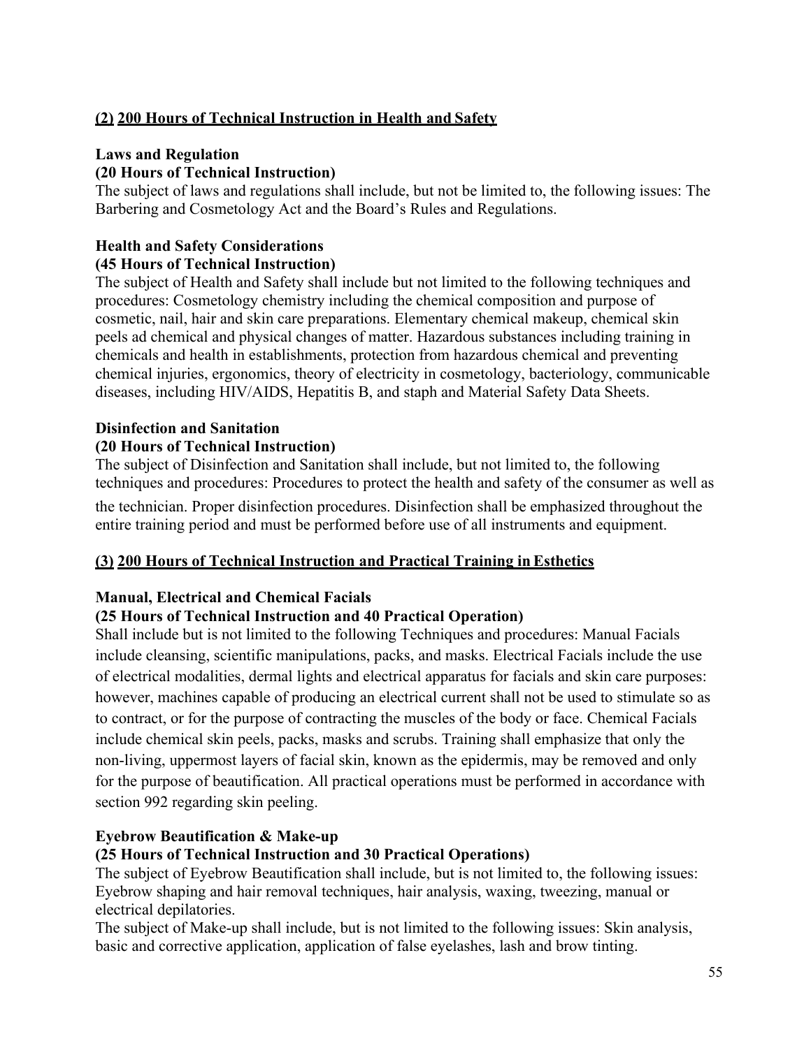## <u>(2)</u> <u>200 Hours of Technical Instruction in Health and Safety</u>

**Laws and Regulation**
**(20 Hours of Technical Instruction)**
The subject of laws and regulations shall include, but not be limited to, the following issues: The Barbering and Cosmetology Act and the Board's Rules and Regulations.

**Health and Safety Considerations**
**(45 Hours of Technical Instruction)**
The subject of Health and Safety shall include but not limited to the following techniques and procedures: Cosmetology chemistry including the chemical composition and purpose of cosmetic, nail, hair and skin care preparations. Elementary chemical makeup, chemical skin peels ad chemical and physical changes of matter. Hazardous substances including training in chemicals and health in establishments, protection from hazardous chemical and preventing chemical injuries, ergonomics, theory of electricity in cosmetology, bacteriology, communicable diseases, including HIV/AIDS, Hepatitis B, and staph and Material Safety Data Sheets.

**Disinfection and Sanitation**
**(20 Hours of Technical Instruction)**
The subject of Disinfection and Sanitation shall include, but not limited to, the following techniques and procedures: Procedures to protect the health and safety of the consumer as well as the technician. Proper disinfection procedures. Disinfection shall be emphasized throughout the entire training period and must be performed before use of all instruments and equipment.

## <u>(3)</u> <u>200 Hours of Technical Instruction and Practical Training in Esthetics</u>

**Manual, Electrical and Chemical Facials**
**(25 Hours of Technical Instruction and 40 Practical Operation)**
Shall include but is not limited to the following Techniques and procedures: Manual Facials include cleansing, scientific manipulations, packs, and masks. Electrical Facials include the use of electrical modalities, dermal lights and electrical apparatus for facials and skin care purposes: however, machines capable of producing an electrical current shall not be used to stimulate so as to contract, or for the purpose of contracting the muscles of the body or face. Chemical Facials include chemical skin peels, packs, masks and scrubs. Training shall emphasize that only the non-living, uppermost layers of facial skin, known as the epidermis, may be removed and only for the purpose of beautification. All practical operations must be performed in accordance with section 992 regarding skin peeling.

**Eyebrow Beautification & Make-up**
**(25 Hours of Technical Instruction and 30 Practical Operations)**
The subject of Eyebrow Beautification shall include, but is not limited to, the following issues: Eyebrow shaping and hair removal techniques, hair analysis, waxing, tweezing, manual or electrical depilatories.
The subject of Make-up shall include, but is not limited to the following issues: Skin analysis, basic and corrective application, application of false eyelashes, lash and brow tinting.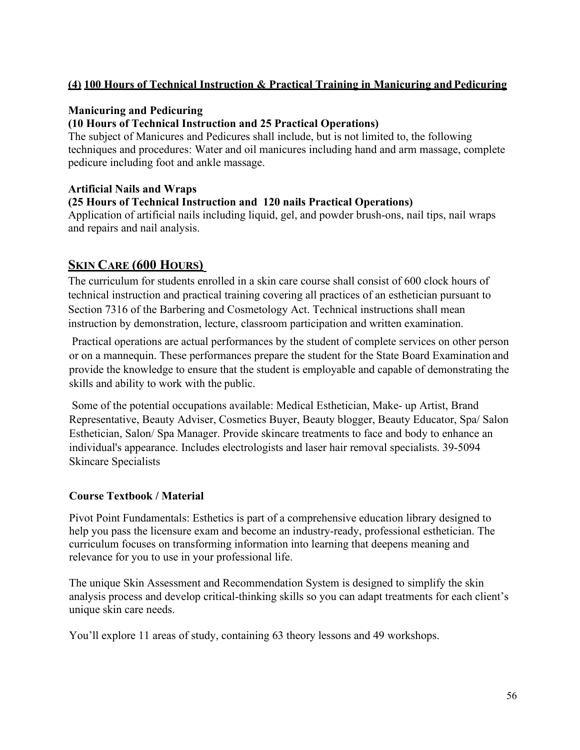**(4) 100 Hours of Technical Instruction & Practical Training in Manicuring and Pedicuring**

**Manicuring and Pedicuring**
**(10 Hours of Technical Instruction and 25 Practical Operations)**
The subject of Manicures and Pedicures shall include, but is not limited to, the following techniques and procedures: Water and oil manicures including hand and arm massage, complete pedicure including foot and ankle massage.

**Artificial Nails and Wraps**
**(25 Hours of Technical Instruction and 120 nails Practical Operations)**
Application of artificial nails including liquid, gel, and powder brush-ons, nail tips, nail wraps and repairs and nail analysis.

## SKIN CARE (600 HOURS)

The curriculum for students enrolled in a skin care course shall consist of 600 clock hours of technical instruction and practical training covering all practices of an esthetician pursuant to Section 7316 of the Barbering and Cosmetology Act. Technical instructions shall mean instruction by demonstration, lecture, classroom participation and written examination.

Practical operations are actual performances by the student of complete services on other person or on a mannequin. These performances prepare the student for the State Board Examination and provide the knowledge to ensure that the student is employable and capable of demonstrating the skills and ability to work with the public.

Some of the potential occupations available: Medical Esthetician, Make- up Artist, Brand Representative, Beauty Adviser, Cosmetics Buyer, Beauty blogger, Beauty Educator, Spa/ Salon Esthetician, Salon/ Spa Manager. Provide skincare treatments to face and body to enhance an individual's appearance. Includes electrologists and laser hair removal specialists. 39-5094 Skincare Specialists

**Course Textbook / Material**

Pivot Point Fundamentals: Esthetics is part of a comprehensive education library designed to help you pass the licensure exam and become an industry-ready, professional esthetician. The curriculum focuses on transforming information into learning that deepens meaning and relevance for you to use in your professional life.

The unique Skin Assessment and Recommendation System is designed to simplify the skin analysis process and develop critical-thinking skills so you can adapt treatments for each client's unique skin care needs.

You'll explore 11 areas of study, containing 63 theory lessons and 49 workshops.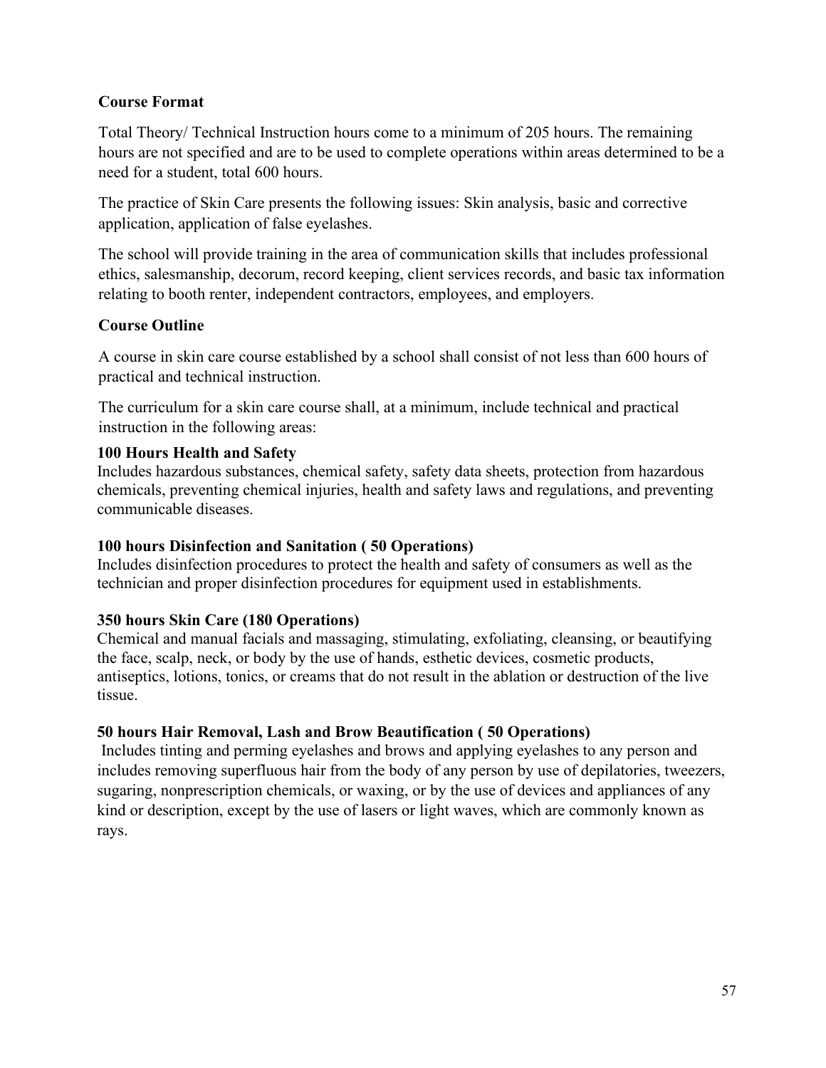**Course Format**

Total Theory/ Technical Instruction hours come to a minimum of 205 hours. The remaining hours are not specified and are to be used to complete operations within areas determined to be a need for a student, total 600 hours.

The practice of Skin Care presents the following issues: Skin analysis, basic and corrective application, application of false eyelashes.

The school will provide training in the area of communication skills that includes professional ethics, salesmanship, decorum, record keeping, client services records, and basic tax information relating to booth renter, independent contractors, employees, and employers.

**Course Outline**

A course in skin care course established by a school shall consist of not less than 600 hours of practical and technical instruction.

The curriculum for a skin care course shall, at a minimum, include technical and practical instruction in the following areas:

**100 Hours Health and Safety**
Includes hazardous substances, chemical safety, safety data sheets, protection from hazardous chemicals, preventing chemical injuries, health and safety laws and regulations, and preventing communicable diseases.

**100 hours Disinfection and Sanitation ( 50 Operations)**
Includes disinfection procedures to protect the health and safety of consumers as well as the technician and proper disinfection procedures for equipment used in establishments.

**350 hours Skin Care (180 Operations)**
Chemical and manual facials and massaging, stimulating, exfoliating, cleansing, or beautifying the face, scalp, neck, or body by the use of hands, esthetic devices, cosmetic products, antiseptics, lotions, tonics, or creams that do not result in the ablation or destruction of the live tissue.

**50 hours Hair Removal, Lash and Brow Beautification ( 50 Operations)**
Includes tinting and perming eyelashes and brows and applying eyelashes to any person and includes removing superfluous hair from the body of any person by use of depilatories, tweezers, sugaring, nonprescription chemicals, or waxing, or by the use of devices and appliances of any kind or description, except by the use of lasers or light waves, which are commonly known as rays.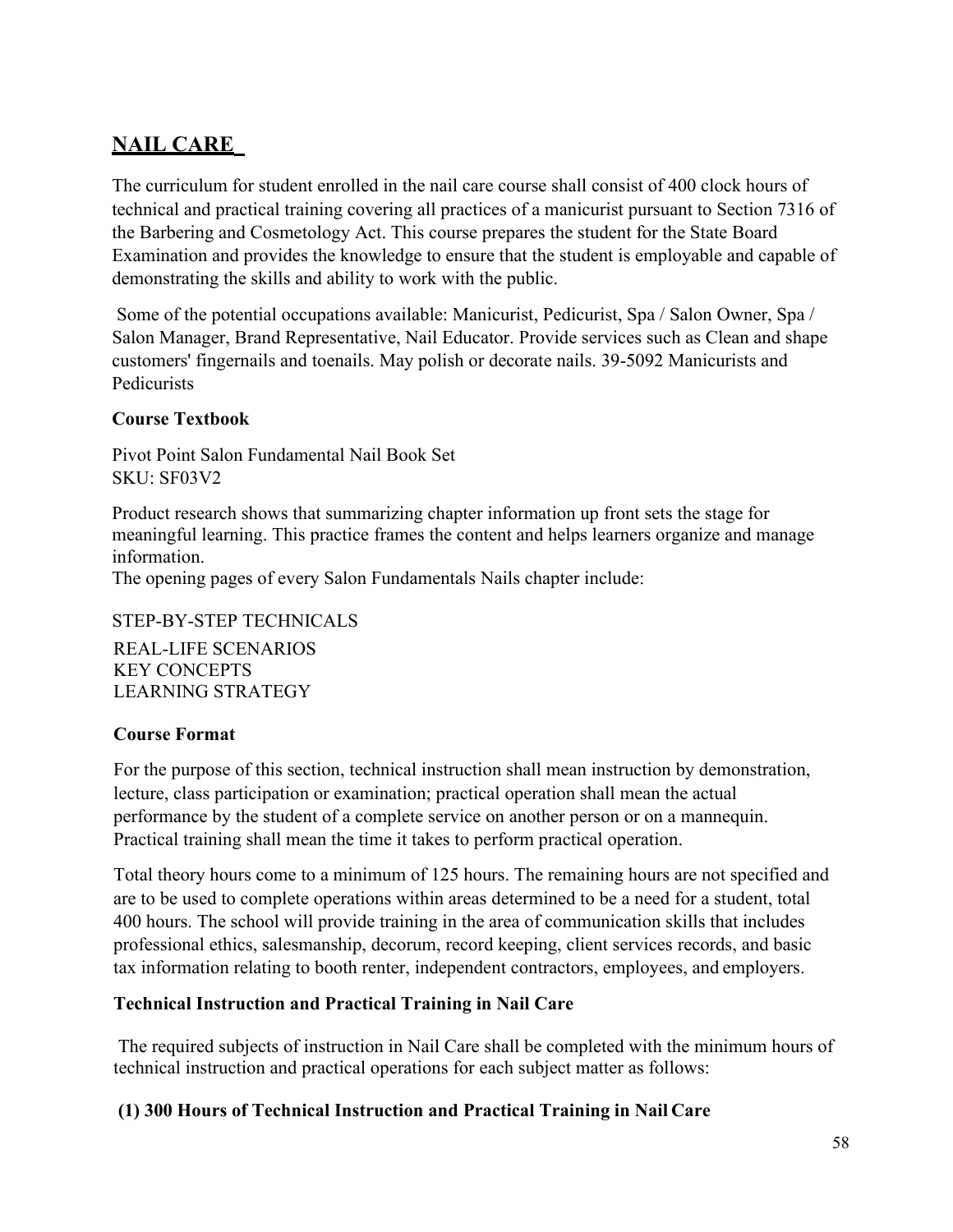## NAIL CARE

The curriculum for student enrolled in the nail care course shall consist of 400 clock hours of technical and practical training covering all practices of a manicurist pursuant to Section 7316 of the Barbering and Cosmetology Act. This course prepares the student for the State Board Examination and provides the knowledge to ensure that the student is employable and capable of demonstrating the skills and ability to work with the public.

Some of the potential occupations available: Manicurist, Pedicurist, Spa / Salon Owner, Spa / Salon Manager, Brand Representative, Nail Educator. Provide services such as Clean and shape customers' fingernails and toenails. May polish or decorate nails. 39-5092 Manicurists and Pedicurists

**Course Textbook**

Pivot Point Salon Fundamental Nail Book Set
SKU: SF03V2

Product research shows that summarizing chapter information up front sets the stage for meaningful learning. This practice frames the content and helps learners organize and manage information.
The opening pages of every Salon Fundamentals Nails chapter include:

STEP-BY-STEP TECHNICALS
REAL-LIFE SCENARIOS
KEY CONCEPTS
LEARNING STRATEGY

**Course Format**

For the purpose of this section, technical instruction shall mean instruction by demonstration, lecture, class participation or examination; practical operation shall mean the actual performance by the student of a complete service on another person or on a mannequin. Practical training shall mean the time it takes to perform practical operation.

Total theory hours come to a minimum of 125 hours. The remaining hours are not specified and are to be used to complete operations within areas determined to be a need for a student, total 400 hours. The school will provide training in the area of communication skills that includes professional ethics, salesmanship, decorum, record keeping, client services records, and basic tax information relating to booth renter, independent contractors, employees, and employers.

**Technical Instruction and Practical Training in Nail Care**

The required subjects of instruction in Nail Care shall be completed with the minimum hours of technical instruction and practical operations for each subject matter as follows:

**(1) 300 Hours of Technical Instruction and Practical Training in Nail Care**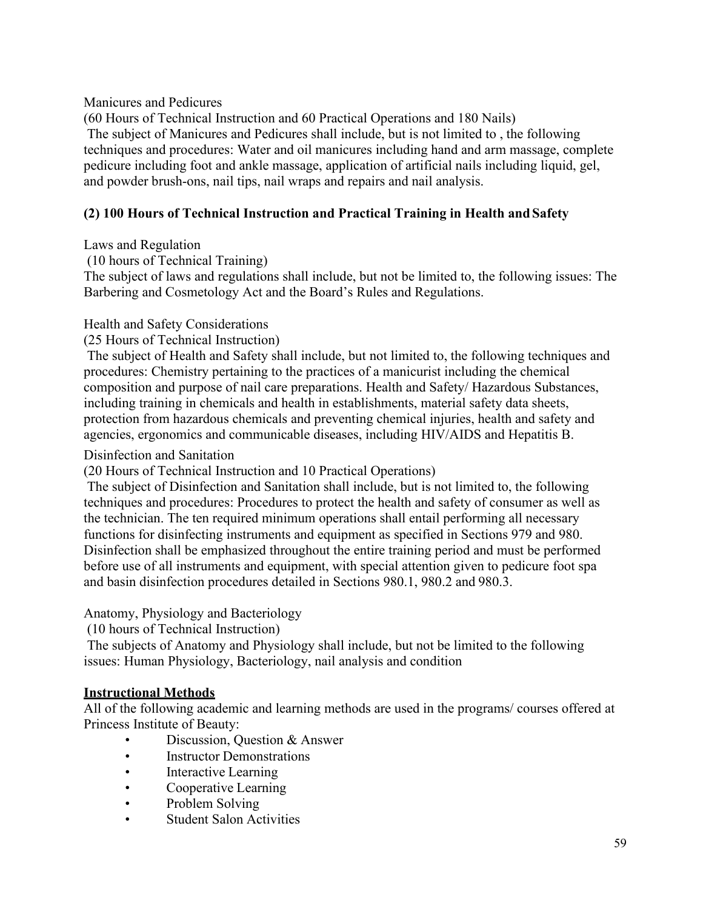Manicures and Pedicures

(60 Hours of Technical Instruction and 60 Practical Operations and 180 Nails)

The subject of Manicures and Pedicures shall include, but is not limited to , the following techniques and procedures: Water and oil manicures including hand and arm massage, complete pedicure including foot and ankle massage, application of artificial nails including liquid, gel, and powder brush-ons, nail tips, nail wraps and repairs and nail analysis.

**(2) 100 Hours of Technical Instruction and Practical Training in Health and Safety**

Laws and Regulation

(10 hours of Technical Training)

The subject of laws and regulations shall include, but not be limited to, the following issues: The Barbering and Cosmetology Act and the Board's Rules and Regulations.

Health and Safety Considerations

(25 Hours of Technical Instruction)

The subject of Health and Safety shall include, but not limited to, the following techniques and procedures: Chemistry pertaining to the practices of a manicurist including the chemical composition and purpose of nail care preparations. Health and Safety/ Hazardous Substances, including training in chemicals and health in establishments, material safety data sheets, protection from hazardous chemicals and preventing chemical injuries, health and safety and agencies, ergonomics and communicable diseases, including HIV/AIDS and Hepatitis B.

Disinfection and Sanitation

(20 Hours of Technical Instruction and 10 Practical Operations)

The subject of Disinfection and Sanitation shall include, but is not limited to, the following techniques and procedures: Procedures to protect the health and safety of consumer as well as the technician. The ten required minimum operations shall entail performing all necessary functions for disinfecting instruments and equipment as specified in Sections 979 and 980. Disinfection shall be emphasized throughout the entire training period and must be performed before use of all instruments and equipment, with special attention given to pedicure foot spa and basin disinfection procedures detailed in Sections 980.1, 980.2 and 980.3.

Anatomy, Physiology and Bacteriology

(10 hours of Technical Instruction)

The subjects of Anatomy and Physiology shall include, but not be limited to the following issues: Human Physiology, Bacteriology, nail analysis and condition

**<u>Instructional Methods</u>**

All of the following academic and learning methods are used in the programs/ courses offered at Princess Institute of Beauty:

- Discussion, Question & Answer
- Instructor Demonstrations
- Interactive Learning
- Cooperative Learning
- Problem Solving
- Student Salon Activities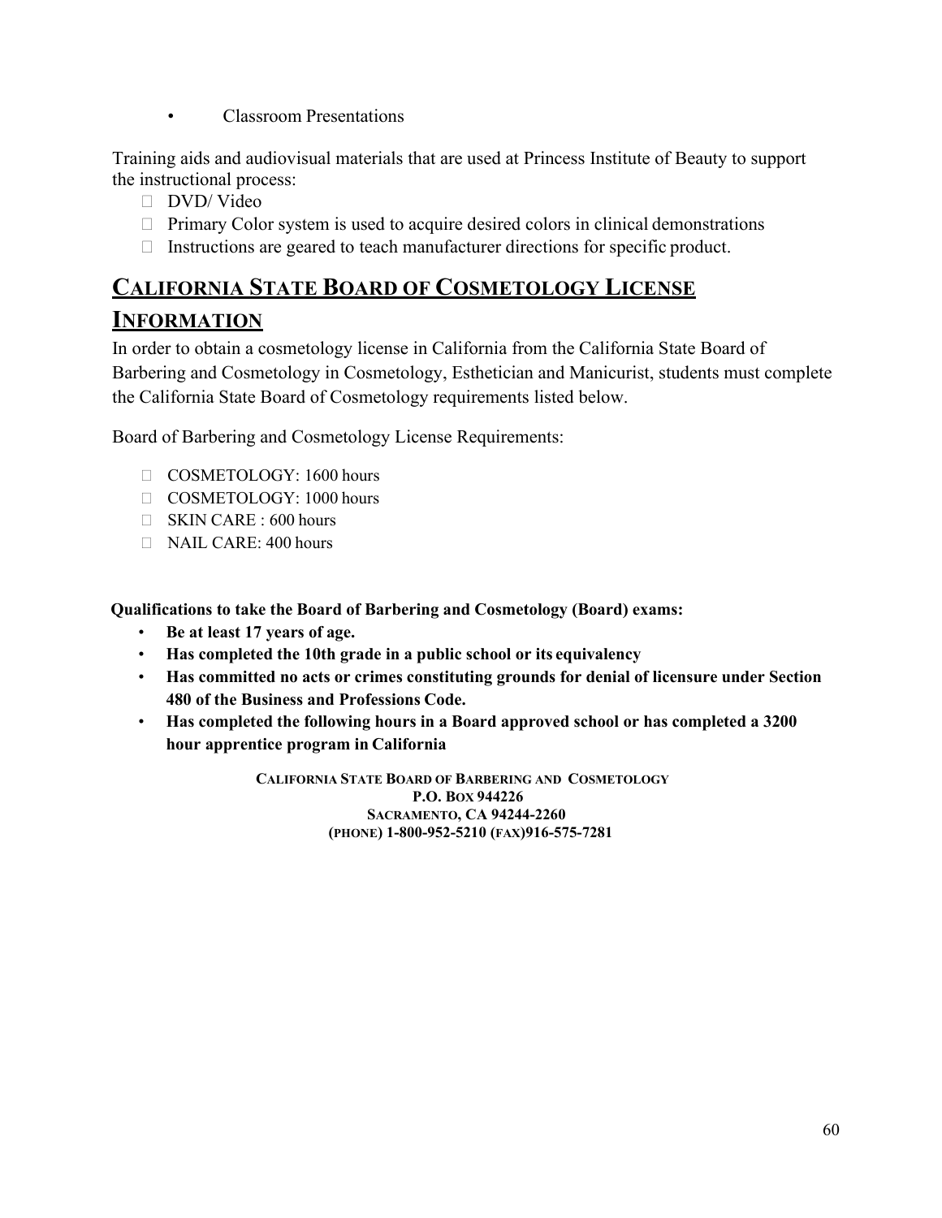- Classroom Presentations

Training aids and audiovisual materials that are used at Princess Institute of Beauty to support the instructional process:

- DVD/ Video
- Primary Color system is used to acquire desired colors in clinical demonstrations
- Instructions are geared to teach manufacturer directions for specific product.

## CALIFORNIA STATE BOARD OF COSMETOLOGY LICENSE INFORMATION

In order to obtain a cosmetology license in California from the California State Board of Barbering and Cosmetology in Cosmetology, Esthetician and Manicurist, students must complete the California State Board of Cosmetology requirements listed below.

Board of Barbering and Cosmetology License Requirements:

- COSMETOLOGY: 1600 hours
- COSMETOLOGY: 1000 hours
- SKIN CARE : 600 hours
- NAIL CARE: 400 hours

**Qualifications to take the Board of Barbering and Cosmetology (Board) exams:**

- **Be at least 17 years of age.**
- **Has completed the 10th grade in a public school or its equivalency**
- **Has committed no acts or crimes constituting grounds for denial of licensure under Section 480 of the Business and Professions Code.**
- **Has completed the following hours in a Board approved school or has completed a 3200 hour apprentice program in California**

**CALIFORNIA STATE BOARD OF BARBERING AND COSMETOLOGY**
**P.O. BOX 944226**
**SACRAMENTO, CA 94244-2260**
**(PHONE) 1-800-952-5210 (FAX)916-575-7281**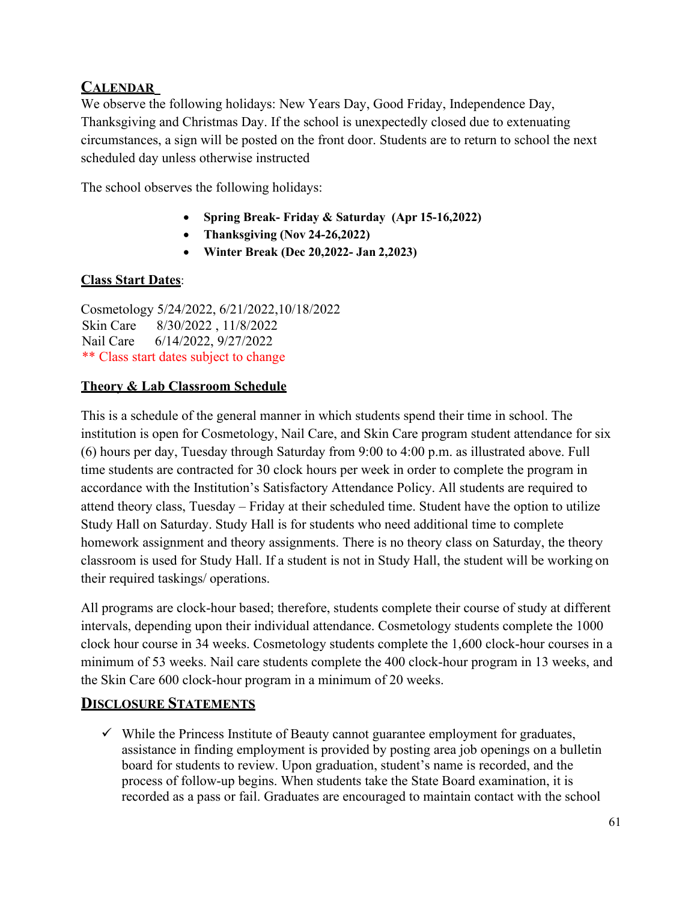## CALENDAR

We observe the following holidays: New Years Day, Good Friday, Independence Day, Thanksgiving and Christmas Day. If the school is unexpectedly closed due to extenuating circumstances, a sign will be posted on the front door. Students are to return to school the next scheduled day unless otherwise instructed

The school observes the following holidays:

- **Spring Break- Friday & Saturday (Apr 15-16,2022)**
- **Thanksgiving (Nov 24-26,2022)**
- **Winter Break (Dec 20,2022- Jan 2,2023)**

**Class Start Dates**:

Cosmetology 5/24/2022, 6/21/2022,10/18/2022
Skin Care 8/30/2022 , 11/8/2022
Nail Care 6/14/2022, 9/27/2022
** Class start dates subject to change

**Theory & Lab Classroom Schedule**

This is a schedule of the general manner in which students spend their time in school. The institution is open for Cosmetology, Nail Care, and Skin Care program student attendance for six (6) hours per day, Tuesday through Saturday from 9:00 to 4:00 p.m. as illustrated above. Full time students are contracted for 30 clock hours per week in order to complete the program in accordance with the Institution's Satisfactory Attendance Policy. All students are required to attend theory class, Tuesday – Friday at their scheduled time. Student have the option to utilize Study Hall on Saturday. Study Hall is for students who need additional time to complete homework assignment and theory assignments. There is no theory class on Saturday, the theory classroom is used for Study Hall. If a student is not in Study Hall, the student will be working on their required taskings/ operations.

All programs are clock-hour based; therefore, students complete their course of study at different intervals, depending upon their individual attendance. Cosmetology students complete the 1000 clock hour course in 34 weeks. Cosmetology students complete the 1,600 clock-hour courses in a minimum of 53 weeks. Nail care students complete the 400 clock-hour program in 13 weeks, and the Skin Care 600 clock-hour program in a minimum of 20 weeks.

## DISCLOSURE STATEMENTS

- ✓ While the Princess Institute of Beauty cannot guarantee employment for graduates, assistance in finding employment is provided by posting area job openings on a bulletin board for students to review. Upon graduation, student's name is recorded, and the process of follow-up begins. When students take the State Board examination, it is recorded as a pass or fail. Graduates are encouraged to maintain contact with the school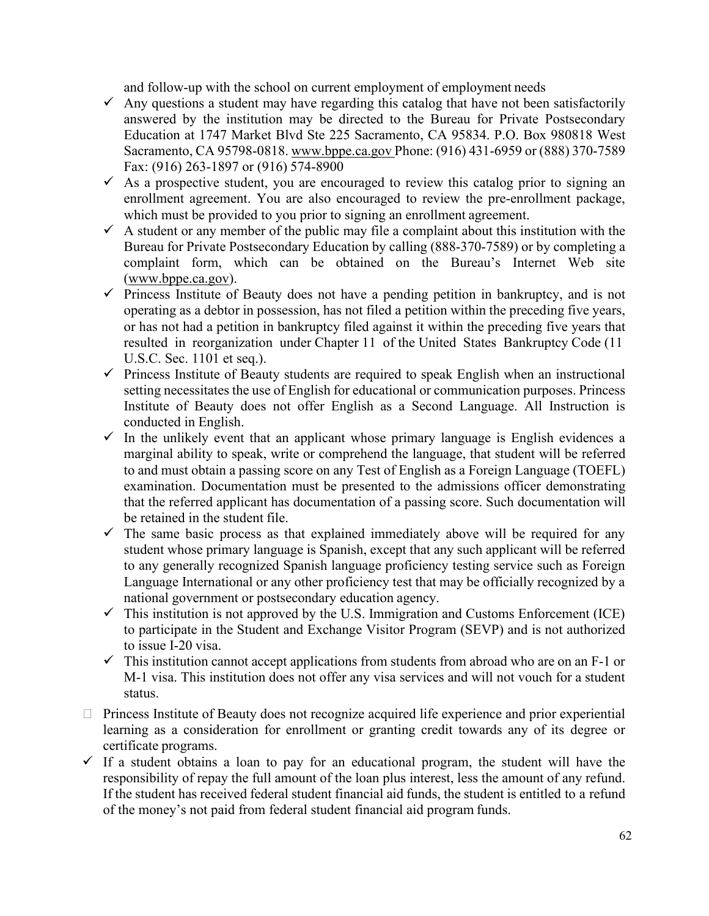and follow-up with the school on current employment of employment needs

- ✓ Any questions a student may have regarding this catalog that have not been satisfactorily answered by the institution may be directed to the Bureau for Private Postsecondary Education at 1747 Market Blvd Ste 225 Sacramento, CA 95834. P.O. Box 980818 West Sacramento, CA 95798-0818. www.bppe.ca.gov Phone: (916) 431-6959 or (888) 370-7589 Fax: (916) 263-1897 or (916) 574-8900
- ✓ As a prospective student, you are encouraged to review this catalog prior to signing an enrollment agreement. You are also encouraged to review the pre-enrollment package, which must be provided to you prior to signing an enrollment agreement.
- ✓ A student or any member of the public may file a complaint about this institution with the Bureau for Private Postsecondary Education by calling (888-370-7589) or by completing a complaint form, which can be obtained on the Bureau's Internet Web site (www.bppe.ca.gov).
- ✓ Princess Institute of Beauty does not have a pending petition in bankruptcy, and is not operating as a debtor in possession, has not filed a petition within the preceding five years, or has not had a petition in bankruptcy filed against it within the preceding five years that resulted in reorganization under Chapter 11 of the United States Bankruptcy Code (11 U.S.C. Sec. 1101 et seq.).
- ✓ Princess Institute of Beauty students are required to speak English when an instructional setting necessitates the use of English for educational or communication purposes. Princess Institute of Beauty does not offer English as a Second Language. All Instruction is conducted in English.
- ✓ In the unlikely event that an applicant whose primary language is English evidences a marginal ability to speak, write or comprehend the language, that student will be referred to and must obtain a passing score on any Test of English as a Foreign Language (TOEFL) examination. Documentation must be presented to the admissions officer demonstrating that the referred applicant has documentation of a passing score. Such documentation will be retained in the student file.
- ✓ The same basic process as that explained immediately above will be required for any student whose primary language is Spanish, except that any such applicant will be referred to any generally recognized Spanish language proficiency testing service such as Foreign Language International or any other proficiency test that may be officially recognized by a national government or postsecondary education agency.
- ✓ This institution is not approved by the U.S. Immigration and Customs Enforcement (ICE) to participate in the Student and Exchange Visitor Program (SEVP) and is not authorized to issue I-20 visa.
- ✓ This institution cannot accept applications from students from abroad who are on an F-1 or M-1 visa. This institution does not offer any visa services and will not vouch for a student status.

- Princess Institute of Beauty does not recognize acquired life experience and prior experiential learning as a consideration for enrollment or granting credit towards any of its degree or certificate programs.
- ✓ If a student obtains a loan to pay for an educational program, the student will have the responsibility of repay the full amount of the loan plus interest, less the amount of any refund. If the student has received federal student financial aid funds, the student is entitled to a refund of the money's not paid from federal student financial aid program funds.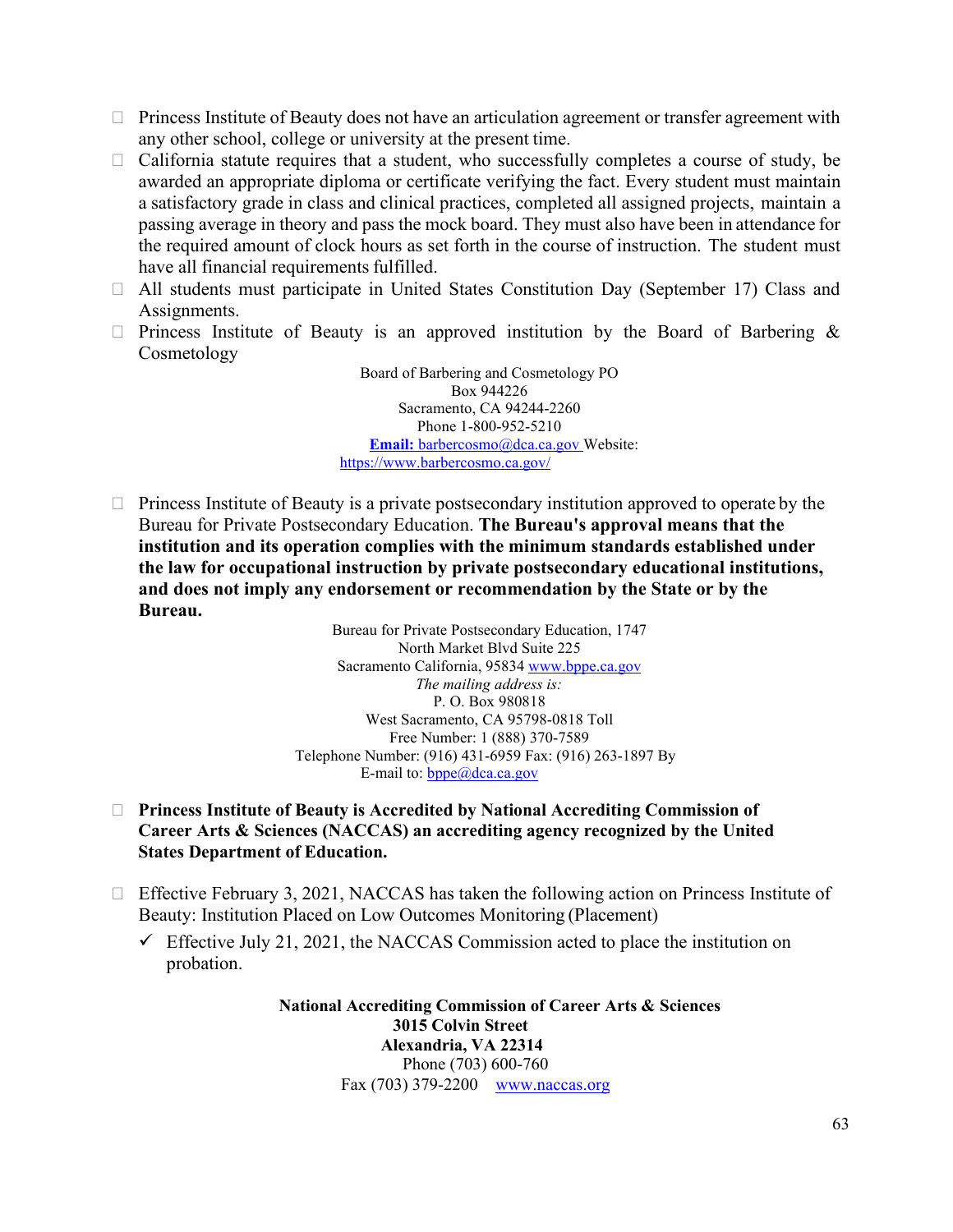- Princess Institute of Beauty does not have an articulation agreement or transfer agreement with any other school, college or university at the present time.
- California statute requires that a student, who successfully completes a course of study, be awarded an appropriate diploma or certificate verifying the fact. Every student must maintain a satisfactory grade in class and clinical practices, completed all assigned projects, maintain a passing average in theory and pass the mock board. They must also have been in attendance for the required amount of clock hours as set forth in the course of instruction. The student must have all financial requirements fulfilled.
- All students must participate in United States Constitution Day (September 17) Class and Assignments.
- Princess Institute of Beauty is an approved institution by the Board of Barbering & Cosmetology

Board of Barbering and Cosmetology PO Box 944226
Sacramento, CA 94244-2260
Phone 1-800-952-5210
**Email:** barbercosmo@dca.ca.gov Website: https://www.barbercosmo.ca.gov/

- Princess Institute of Beauty is a private postsecondary institution approved to operate by the Bureau for Private Postsecondary Education. **The Bureau's approval means that the institution and its operation complies with the minimum standards established under the law for occupational instruction by private postsecondary educational institutions, and does not imply any endorsement or recommendation by the State or by the Bureau.**

Bureau for Private Postsecondary Education, 1747 North Market Blvd Suite 225
Sacramento California, 95834 www.bppe.ca.gov
*The mailing address is:*
P. O. Box 980818
West Sacramento, CA 95798-0818 Toll Free Number: 1 (888) 370-7589
Telephone Number: (916) 431-6959 Fax: (916) 263-1897 By E-mail to: bppe@dca.ca.gov

- **Princess Institute of Beauty is Accredited by National Accrediting Commission of Career Arts & Sciences (NACCAS) an accrediting agency recognized by the United States Department of Education.**

- Effective February 3, 2021, NACCAS has taken the following action on Princess Institute of Beauty: Institution Placed on Low Outcomes Monitoring (Placement)
  - ✓ Effective July 21, 2021, the NACCAS Commission acted to place the institution on probation.

**National Accrediting Commission of Career Arts & Sciences**
**3015 Colvin Street**
**Alexandria, VA 22314**
Phone (703) 600-760
Fax (703) 379-2200 www.naccas.org